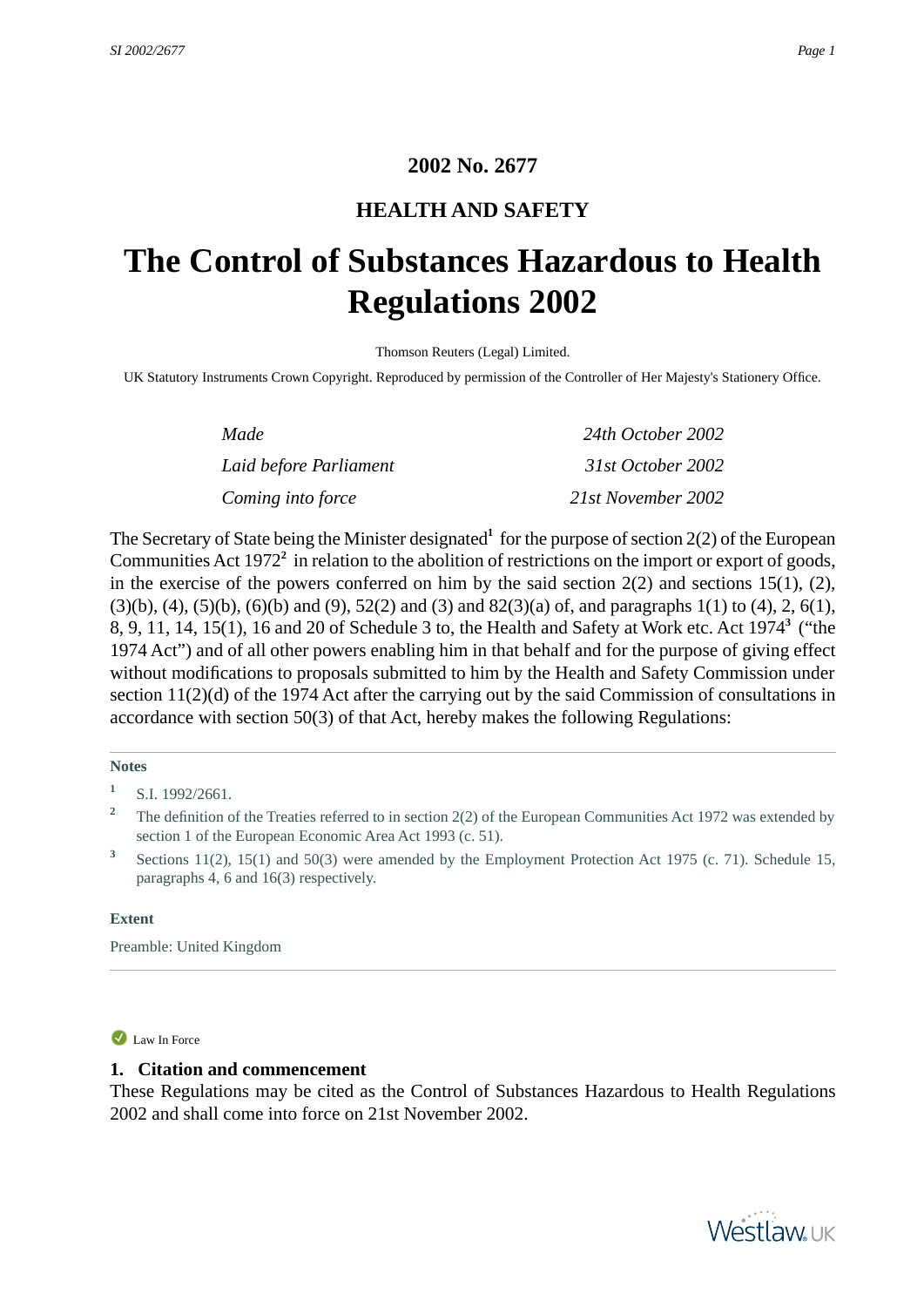# 2002 No. 2677

## HEALTH AND SAFETY

# The Control of Substances Hazardous to Health Regulations 2002

Thomson Reuters (Legal) Limited.

UK Statutory Instruments Crown Copyright. Reproduced by permission of the Controller of Her Majesty's Stationery Office.

| | |
|---|---|
| *Made* | *24th October 2002* |
| *Laid before Parliament* | *31st October 2002* |
| *Coming into force* | *21st November 2002* |

The Secretary of State being the Minister designated[1] for the purpose of section 2(2) of the European Communities Act 1972[2] in relation to the abolition of restrictions on the import or export of goods, in the exercise of the powers conferred on him by the said section 2(2) and sections 15(1), (2), (3)(b), (4), (5)(b), (6)(b) and (9), 52(2) and (3) and 82(3)(a) of, and paragraphs 1(1) to (4), 2, 6(1), 8, 9, 11, 14, 15(1), 16 and 20 of Schedule 3 to, the Health and Safety at Work etc. Act 1974[3] ("the 1974 Act") and of all other powers enabling him in that behalf and for the purpose of giving effect without modifications to proposals submitted to him by the Health and Safety Commission under section 11(2)(d) of the 1974 Act after the carrying out by the said Commission of consultations in accordance with section 50(3) of that Act, hereby makes the following Regulations:

**Notes**

1. S.I. 1992/2661.
2. The definition of the Treaties referred to in section 2(2) of the European Communities Act 1972 was extended by section 1 of the European Economic Area Act 1993 (c. 51).
3. Sections 11(2), 15(1) and 50(3) were amended by the Employment Protection Act 1975 (c. 71). Schedule 15, paragraphs 4, 6 and 16(3) respectively.

**Extent**

Preamble: United Kingdom

Law In Force

### 1. Citation and commencement

These Regulations may be cited as the Control of Substances Hazardous to Health Regulations 2002 and shall come into force on 21st November 2002.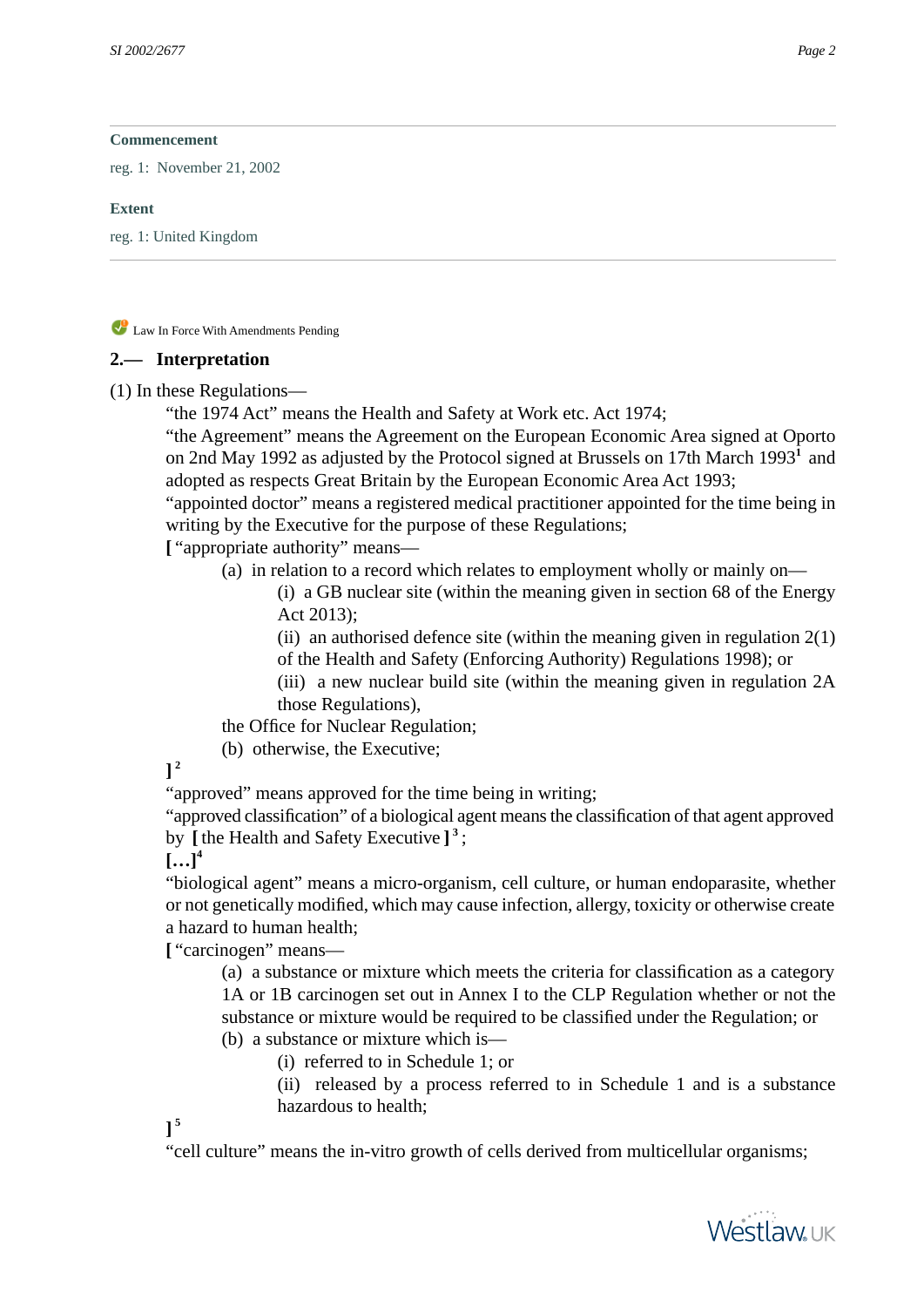**Commencement**

reg. 1: November 21, 2002

**Extent**

reg. 1: United Kingdom

Law In Force With Amendments Pending

## 2.— Interpretation

(1) In these Regulations—

"the 1974 Act" means the Health and Safety at Work etc. Act 1974;

"the Agreement" means the Agreement on the European Economic Area signed at Oporto on 2nd May 1992 as adjusted by the Protocol signed at Brussels on 17th March 1993[1] and adopted as respects Great Britain by the European Economic Area Act 1993;

"appointed doctor" means a registered medical practitioner appointed for the time being in writing by the Executive for the purpose of these Regulations;

**[** "appropriate authority" means—

(a) in relation to a record which relates to employment wholly or mainly on—

(i) a GB nuclear site (within the meaning given in section 68 of the Energy Act 2013);

(ii) an authorised defence site (within the meaning given in regulation 2(1) of the Health and Safety (Enforcing Authority) Regulations 1998); or

(iii) a new nuclear build site (within the meaning given in regulation 2A those Regulations),

the Office for Nuclear Regulation;

(b) otherwise, the Executive;

**]** [2]

"approved" means approved for the time being in writing;

"approved classification" of a biological agent means the classification of that agent approved by **[** the Health and Safety Executive **]** [3];

**[…]**[4]

"biological agent" means a micro-organism, cell culture, or human endoparasite, whether or not genetically modified, which may cause infection, allergy, toxicity or otherwise create a hazard to human health;

**[** "carcinogen" means—

(a) a substance or mixture which meets the criteria for classification as a category 1A or 1B carcinogen set out in Annex I to the CLP Regulation whether or not the substance or mixture would be required to be classified under the Regulation; or

(b) a substance or mixture which is—

(i) referred to in Schedule 1; or

(ii) released by a process referred to in Schedule 1 and is a substance hazardous to health;

**]** [5]

"cell culture" means the in-vitro growth of cells derived from multicellular organisms;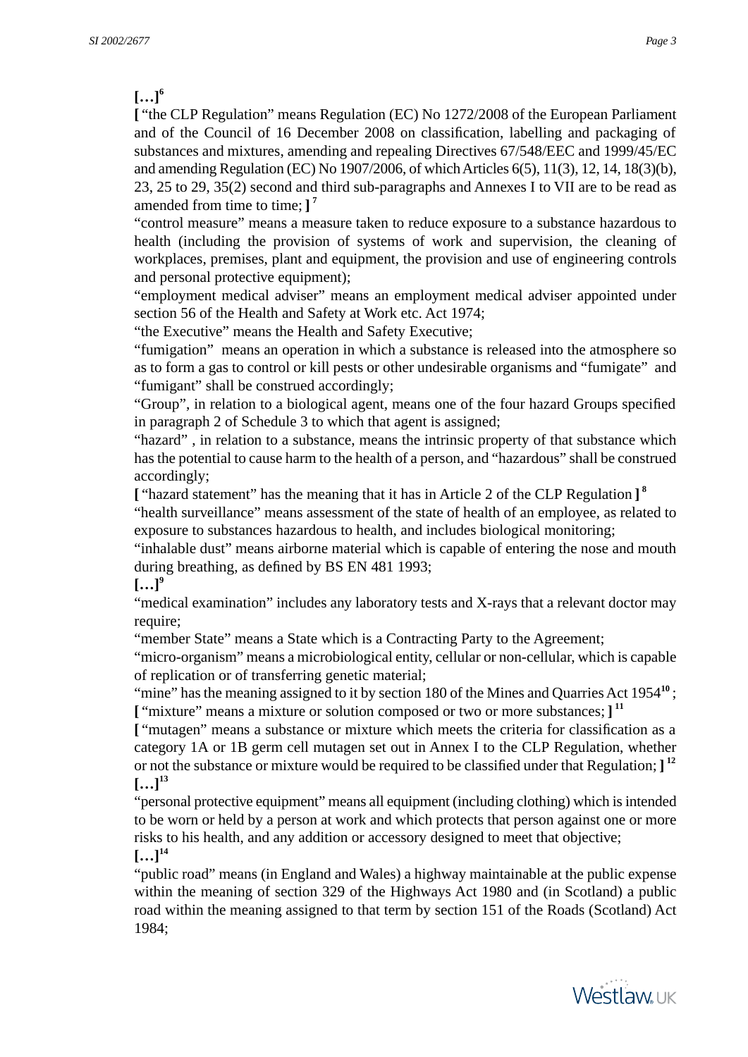**[…]**[6]

**[** "the CLP Regulation" means Regulation (EC) No 1272/2008 of the European Parliament and of the Council of 16 December 2008 on classification, labelling and packaging of substances and mixtures, amending and repealing Directives 67/548/EEC and 1999/45/EC and amending Regulation (EC) No 1907/2006, of which Articles 6(5), 11(3), 12, 14, 18(3)(b), 23, 25 to 29, 35(2) second and third sub-paragraphs and Annexes I to VII are to be read as amended from time to time; **]** [7]

"control measure" means a measure taken to reduce exposure to a substance hazardous to health (including the provision of systems of work and supervision, the cleaning of workplaces, premises, plant and equipment, the provision and use of engineering controls and personal protective equipment);

"employment medical adviser" means an employment medical adviser appointed under section 56 of the Health and Safety at Work etc. Act 1974;

"the Executive" means the Health and Safety Executive;

"fumigation" means an operation in which a substance is released into the atmosphere so as to form a gas to control or kill pests or other undesirable organisms and "fumigate" and "fumigant" shall be construed accordingly;

"Group", in relation to a biological agent, means one of the four hazard Groups specified in paragraph 2 of Schedule 3 to which that agent is assigned;

"hazard" , in relation to a substance, means the intrinsic property of that substance which has the potential to cause harm to the health of a person, and "hazardous" shall be construed accordingly;

**[** "hazard statement" has the meaning that it has in Article 2 of the CLP Regulation **]** [8]

"health surveillance" means assessment of the state of health of an employee, as related to exposure to substances hazardous to health, and includes biological monitoring;

"inhalable dust" means airborne material which is capable of entering the nose and mouth during breathing, as defined by BS EN 481 1993;

**[…]**[9]

"medical examination" includes any laboratory tests and X-rays that a relevant doctor may require;

"member State" means a State which is a Contracting Party to the Agreement;

"micro-organism" means a microbiological entity, cellular or non-cellular, which is capable of replication or of transferring genetic material;

"mine" has the meaning assigned to it by section 180 of the Mines and Quarries Act 1954[10] ;

**[** "mixture" means a mixture or solution composed or two or more substances; **]** [11]

**[** "mutagen" means a substance or mixture which meets the criteria for classification as a category 1A or 1B germ cell mutagen set out in Annex I to the CLP Regulation, whether or not the substance or mixture would be required to be classified under that Regulation; **]** [12]

**[…]**[13]

"personal protective equipment" means all equipment (including clothing) which is intended to be worn or held by a person at work and which protects that person against one or more risks to his health, and any addition or accessory designed to meet that objective;

**[…]**[14]

"public road" means (in England and Wales) a highway maintainable at the public expense within the meaning of section 329 of the Highways Act 1980 and (in Scotland) a public road within the meaning assigned to that term by section 151 of the Roads (Scotland) Act 1984;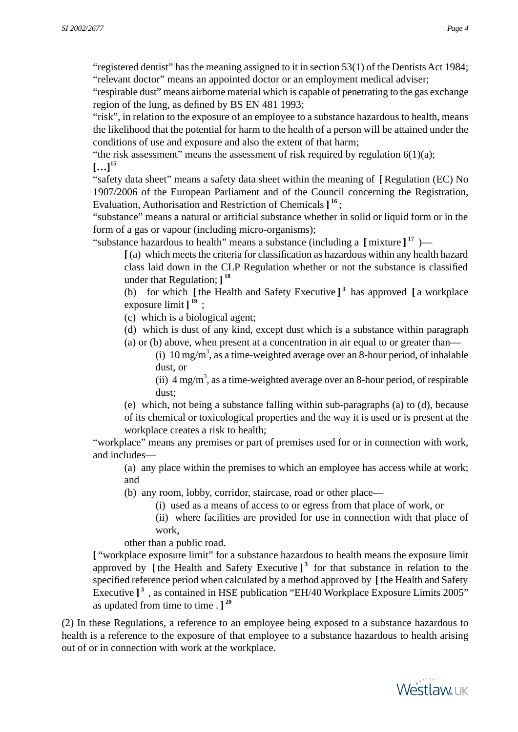"registered dentist" has the meaning assigned to it in section 53(1) of the Dentists Act 1984;

"relevant doctor" means an appointed doctor or an employment medical adviser;

"respirable dust" means airborne material which is capable of penetrating to the gas exchange region of the lung, as defined by BS EN 481 1993;

"risk", in relation to the exposure of an employee to a substance hazardous to health, means the likelihood that the potential for harm to the health of a person will be attained under the conditions of use and exposure and also the extent of that harm;

"the risk assessment" means the assessment of risk required by regulation 6(1)(a);

**[…]**[15]

"safety data sheet" means a safety data sheet within the meaning of **[** Regulation (EC) No 1907/2006 of the European Parliament and of the Council concerning the Registration, Evaluation, Authorisation and Restriction of Chemicals **]** [16];

"substance" means a natural or artificial substance whether in solid or liquid form or in the form of a gas or vapour (including micro-organisms);

"substance hazardous to health" means a substance (including a **[** mixture **]** [17] )—

> **[** (a) which meets the criteria for classification as hazardous within any health hazard class laid down in the CLP Regulation whether or not the substance is classified under that Regulation; **]** [18]
>
> (b) for which **[** the Health and Safety Executive **]** [3] has approved **[** a workplace exposure limit **]** [19] ;
>
> (c) which is a biological agent;
>
> (d) which is dust of any kind, except dust which is a substance within paragraph (a) or (b) above, when present at a concentration in air equal to or greater than—
>
> > (i) 10 mg/m$^3$, as a time-weighted average over an 8-hour period, of inhalable dust, or
> >
> > (ii) 4 mg/m$^3$, as a time-weighted average over an 8-hour period, of respirable dust;
>
> (e) which, not being a substance falling within sub-paragraphs (a) to (d), because of its chemical or toxicological properties and the way it is used or is present at the workplace creates a risk to health;

"workplace" means any premises or part of premises used for or in connection with work, and includes—

> (a) any place within the premises to which an employee has access while at work; and
>
> (b) any room, lobby, corridor, staircase, road or other place—
>
> > (i) used as a means of access to or egress from that place of work, or
> >
> > (ii) where facilities are provided for use in connection with that place of work,
>
> other than a public road.

**[** "workplace exposure limit" for a substance hazardous to health means the exposure limit approved by **[** the Health and Safety Executive **]** [3] for that substance in relation to the specified reference period when calculated by a method approved by **[** the Health and Safety Executive **]** [3] , as contained in HSE publication "EH/40 Workplace Exposure Limits 2005" as updated from time to time . **]** [20]

(2) In these Regulations, a reference to an employee being exposed to a substance hazardous to health is a reference to the exposure of that employee to a substance hazardous to health arising out of or in connection with work at the workplace.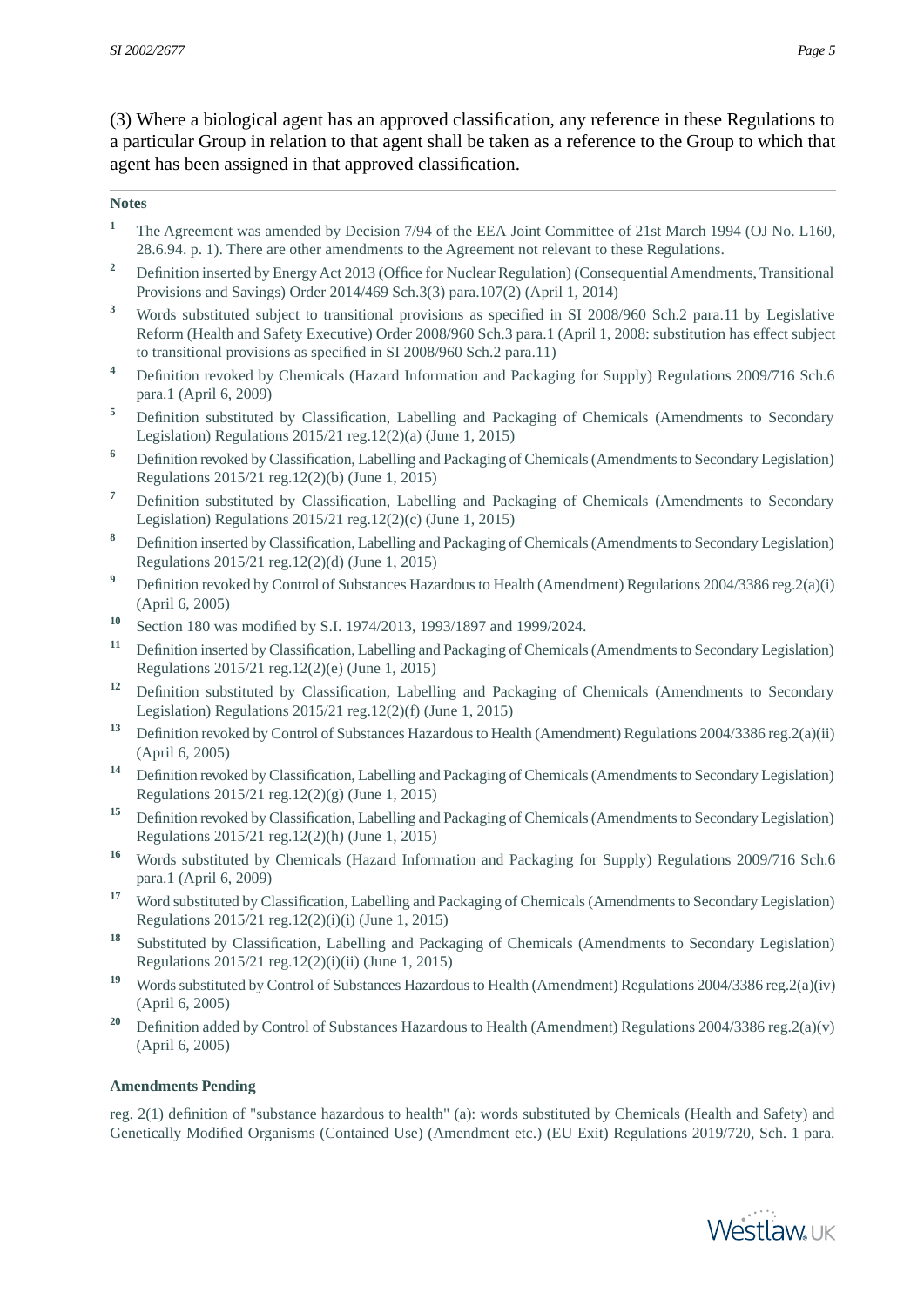(3) Where a biological agent has an approved classification, any reference in these Regulations to a particular Group in relation to that agent shall be taken as a reference to the Group to which that agent has been assigned in that approved classification.

**Notes**

[1] The Agreement was amended by Decision 7/94 of the EEA Joint Committee of 21st March 1994 (OJ No. L160, 28.6.94. p. 1). There are other amendments to the Agreement not relevant to these Regulations.

[2] Definition inserted by Energy Act 2013 (Office for Nuclear Regulation) (Consequential Amendments, Transitional Provisions and Savings) Order 2014/469 Sch.3(3) para.107(2) (April 1, 2014)

[3] Words substituted subject to transitional provisions as specified in SI 2008/960 Sch.2 para.11 by Legislative Reform (Health and Safety Executive) Order 2008/960 Sch.3 para.1 (April 1, 2008: substitution has effect subject to transitional provisions as specified in SI 2008/960 Sch.2 para.11)

[4] Definition revoked by Chemicals (Hazard Information and Packaging for Supply) Regulations 2009/716 Sch.6 para.1 (April 6, 2009)

[5] Definition substituted by Classification, Labelling and Packaging of Chemicals (Amendments to Secondary Legislation) Regulations 2015/21 reg.12(2)(a) (June 1, 2015)

[6] Definition revoked by Classification, Labelling and Packaging of Chemicals (Amendments to Secondary Legislation) Regulations 2015/21 reg.12(2)(b) (June 1, 2015)

[7] Definition substituted by Classification, Labelling and Packaging of Chemicals (Amendments to Secondary Legislation) Regulations 2015/21 reg.12(2)(c) (June 1, 2015)

[8] Definition inserted by Classification, Labelling and Packaging of Chemicals (Amendments to Secondary Legislation) Regulations 2015/21 reg.12(2)(d) (June 1, 2015)

[9] Definition revoked by Control of Substances Hazardous to Health (Amendment) Regulations 2004/3386 reg.2(a)(i) (April 6, 2005)

[10] Section 180 was modified by S.I. 1974/2013, 1993/1897 and 1999/2024.

[11] Definition inserted by Classification, Labelling and Packaging of Chemicals (Amendments to Secondary Legislation) Regulations 2015/21 reg.12(2)(e) (June 1, 2015)

[12] Definition substituted by Classification, Labelling and Packaging of Chemicals (Amendments to Secondary Legislation) Regulations 2015/21 reg.12(2)(f) (June 1, 2015)

[13] Definition revoked by Control of Substances Hazardous to Health (Amendment) Regulations 2004/3386 reg.2(a)(ii) (April 6, 2005)

[14] Definition revoked by Classification, Labelling and Packaging of Chemicals (Amendments to Secondary Legislation) Regulations 2015/21 reg.12(2)(g) (June 1, 2015)

[15] Definition revoked by Classification, Labelling and Packaging of Chemicals (Amendments to Secondary Legislation) Regulations 2015/21 reg.12(2)(h) (June 1, 2015)

[16] Words substituted by Chemicals (Hazard Information and Packaging for Supply) Regulations 2009/716 Sch.6 para.1 (April 6, 2009)

[17] Word substituted by Classification, Labelling and Packaging of Chemicals (Amendments to Secondary Legislation) Regulations 2015/21 reg.12(2)(i)(i) (June 1, 2015)

[18] Substituted by Classification, Labelling and Packaging of Chemicals (Amendments to Secondary Legislation) Regulations 2015/21 reg.12(2)(i)(ii) (June 1, 2015)

[19] Words substituted by Control of Substances Hazardous to Health (Amendment) Regulations 2004/3386 reg.2(a)(iv) (April 6, 2005)

[20] Definition added by Control of Substances Hazardous to Health (Amendment) Regulations 2004/3386 reg.2(a)(v) (April 6, 2005)

**Amendments Pending**

reg. 2(1) definition of "substance hazardous to health" (a): words substituted by Chemicals (Health and Safety) and Genetically Modified Organisms (Contained Use) (Amendment etc.) (EU Exit) Regulations 2019/720, Sch. 1 para.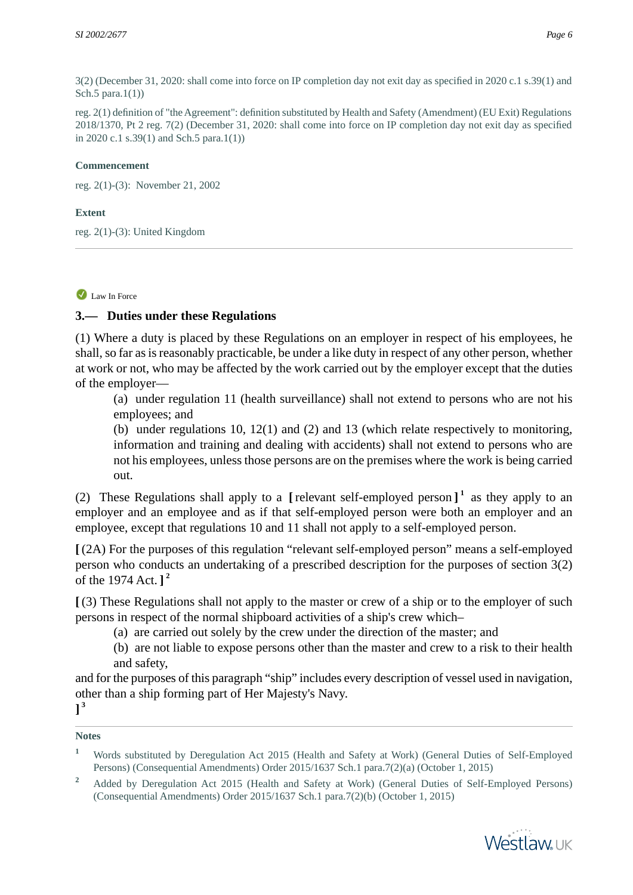3(2) (December 31, 2020: shall come into force on IP completion day not exit day as specified in 2020 c.1 s.39(1) and Sch.5 para.1(1))

reg. 2(1) definition of "the Agreement": definition substituted by Health and Safety (Amendment) (EU Exit) Regulations 2018/1370, Pt 2 reg. 7(2) (December 31, 2020: shall come into force on IP completion day not exit day as specified in 2020 c.1 s.39(1) and Sch.5 para.1(1))

**Commencement**

reg. 2(1)-(3): November 21, 2002

**Extent**

reg. 2(1)-(3): United Kingdom

---

Law In Force

### 3.— Duties under these Regulations

(1) Where a duty is placed by these Regulations on an employer in respect of his employees, he shall, so far as is reasonably practicable, be under a like duty in respect of any other person, whether at work or not, who may be affected by the work carried out by the employer except that the duties of the employer—

(a) under regulation 11 (health surveillance) shall not extend to persons who are not his employees; and

(b) under regulations 10, 12(1) and (2) and 13 (which relate respectively to monitoring, information and training and dealing with accidents) shall not extend to persons who are not his employees, unless those persons are on the premises where the work is being carried out.

(2) These Regulations shall apply to a [ relevant self-employed person ] [1] as they apply to an employer and an employee and as if that self-employed person were both an employer and an employee, except that regulations 10 and 11 shall not apply to a self-employed person.

[ (2A) For the purposes of this regulation "relevant self-employed person" means a self-employed person who conducts an undertaking of a prescribed description for the purposes of section 3(2) of the 1974 Act. ] [2]

[ (3) These Regulations shall not apply to the master or crew of a ship or to the employer of such persons in respect of the normal shipboard activities of a ship's crew which–

(a) are carried out solely by the crew under the direction of the master; and

(b) are not liable to expose persons other than the master and crew to a risk to their health and safety,

and for the purposes of this paragraph "ship" includes every description of vessel used in navigation, other than a ship forming part of Her Majesty's Navy.
] [3]

**Notes**

1 Words substituted by Deregulation Act 2015 (Health and Safety at Work) (General Duties of Self-Employed Persons) (Consequential Amendments) Order 2015/1637 Sch.1 para.7(2)(a) (October 1, 2015)

2 Added by Deregulation Act 2015 (Health and Safety at Work) (General Duties of Self-Employed Persons) (Consequential Amendments) Order 2015/1637 Sch.1 para.7(2)(b) (October 1, 2015)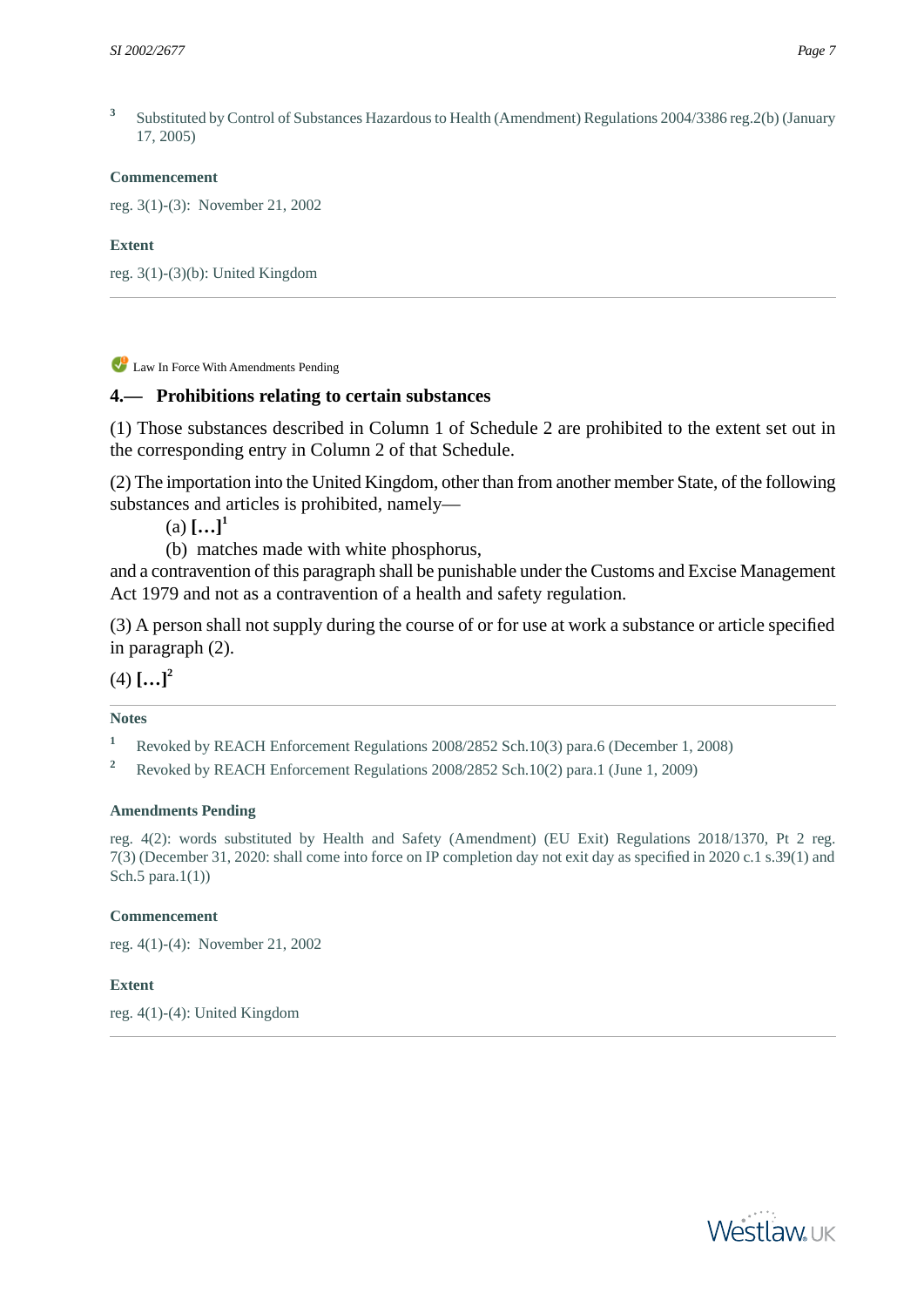[3] Substituted by Control of Substances Hazardous to Health (Amendment) Regulations 2004/3386 reg.2(b) (January 17, 2005)

**Commencement**

reg. 3(1)-(3): November 21, 2002

**Extent**

reg. 3(1)-(3)(b): United Kingdom

---

Law In Force With Amendments Pending

### 4.— Prohibitions relating to certain substances

(1) Those substances described in Column 1 of Schedule 2 are prohibited to the extent set out in the corresponding entry in Column 2 of that Schedule.

(2) The importation into the United Kingdom, other than from another member State, of the following substances and articles is prohibited, namely—

(a) **[…]**[1]

(b) matches made with white phosphorus,

and a contravention of this paragraph shall be punishable under the Customs and Excise Management Act 1979 and not as a contravention of a health and safety regulation.

(3) A person shall not supply during the course of or for use at work a substance or article specified in paragraph (2).

(4) **[…]**[2]

---

**Notes**

[1] Revoked by REACH Enforcement Regulations 2008/2852 Sch.10(3) para.6 (December 1, 2008)

[2] Revoked by REACH Enforcement Regulations 2008/2852 Sch.10(2) para.1 (June 1, 2009)

**Amendments Pending**

reg. 4(2): words substituted by Health and Safety (Amendment) (EU Exit) Regulations 2018/1370, Pt 2 reg. 7(3) (December 31, 2020: shall come into force on IP completion day not exit day as specified in 2020 c.1 s.39(1) and Sch.5 para.1(1))

**Commencement**

reg. 4(1)-(4): November 21, 2002

**Extent**

reg. 4(1)-(4): United Kingdom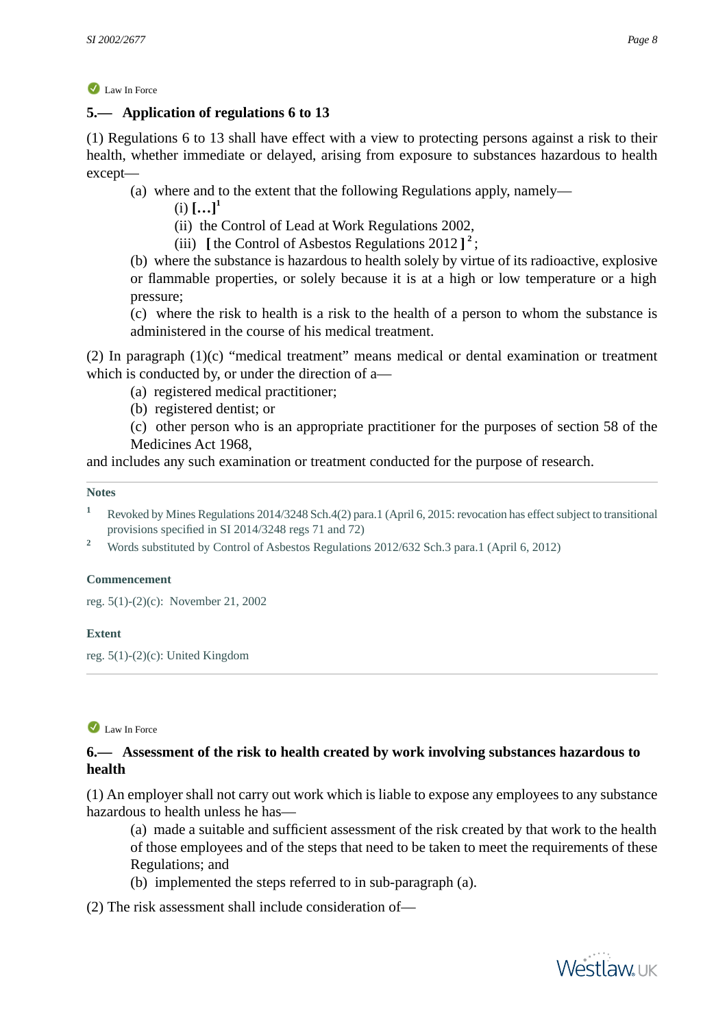Law In Force

## 5.— Application of regulations 6 to 13

(1) Regulations 6 to 13 shall have effect with a view to protecting persons against a risk to their health, whether immediate or delayed, arising from exposure to substances hazardous to health except—

(a) where and to the extent that the following Regulations apply, namely—

(i) **[…]**[1]

(ii) the Control of Lead at Work Regulations 2002,

(iii) **[** the Control of Asbestos Regulations 2012 **]**[2];

(b) where the substance is hazardous to health solely by virtue of its radioactive, explosive or flammable properties, or solely because it is at a high or low temperature or a high pressure;

(c) where the risk to health is a risk to the health of a person to whom the substance is administered in the course of his medical treatment.

(2) In paragraph (1)(c) "medical treatment" means medical or dental examination or treatment which is conducted by, or under the direction of a—

(a) registered medical practitioner;

(b) registered dentist; or

(c) other person who is an appropriate practitioner for the purposes of section 58 of the Medicines Act 1968,

and includes any such examination or treatment conducted for the purpose of research.

**Notes**

1. Revoked by Mines Regulations 2014/3248 Sch.4(2) para.1 (April 6, 2015: revocation has effect subject to transitional provisions specified in SI 2014/3248 regs 71 and 72)
2. Words substituted by Control of Asbestos Regulations 2012/632 Sch.3 para.1 (April 6, 2012)

**Commencement**

reg. 5(1)-(2)(c): November 21, 2002

**Extent**

reg. 5(1)-(2)(c): United Kingdom

---

Law In Force

## 6.— Assessment of the risk to health created by work involving substances hazardous to health

(1) An employer shall not carry out work which is liable to expose any employees to any substance hazardous to health unless he has—

(a) made a suitable and sufficient assessment of the risk created by that work to the health of those employees and of the steps that need to be taken to meet the requirements of these Regulations; and

(b) implemented the steps referred to in sub-paragraph (a).

(2) The risk assessment shall include consideration of—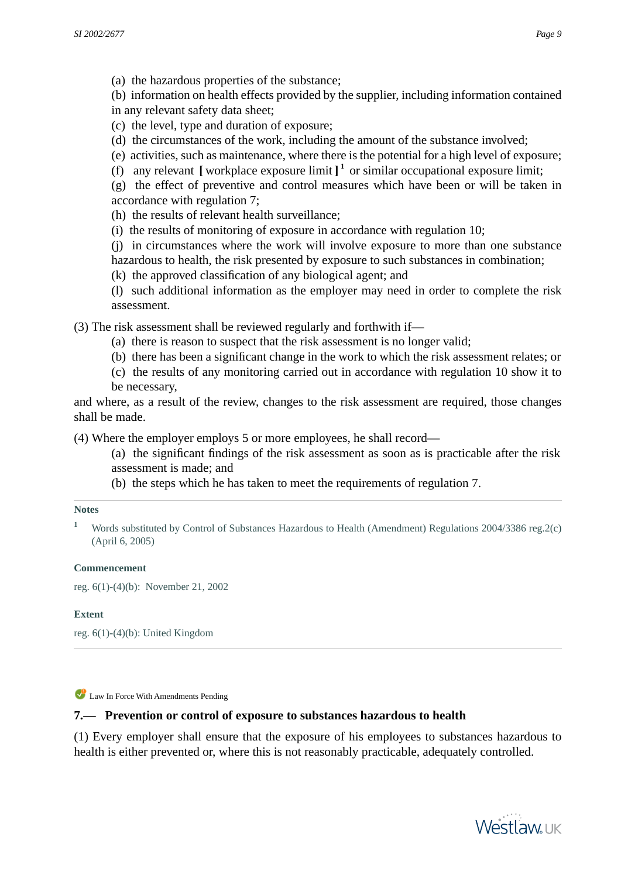(a) the hazardous properties of the substance;

(b) information on health effects provided by the supplier, including information contained in any relevant safety data sheet;

(c) the level, type and duration of exposure;

(d) the circumstances of the work, including the amount of the substance involved;

(e) activities, such as maintenance, where there is the potential for a high level of exposure;

(f) any relevant **[** workplace exposure limit **]** [1] or similar occupational exposure limit;

(g) the effect of preventive and control measures which have been or will be taken in accordance with regulation 7;

(h) the results of relevant health surveillance;

(i) the results of monitoring of exposure in accordance with regulation 10;

(j) in circumstances where the work will involve exposure to more than one substance hazardous to health, the risk presented by exposure to such substances in combination;

(k) the approved classification of any biological agent; and

(l) such additional information as the employer may need in order to complete the risk assessment.

(3) The risk assessment shall be reviewed regularly and forthwith if—

(a) there is reason to suspect that the risk assessment is no longer valid;

(b) there has been a significant change in the work to which the risk assessment relates; or

(c) the results of any monitoring carried out in accordance with regulation 10 show it to be necessary,

and where, as a result of the review, changes to the risk assessment are required, those changes shall be made.

(4) Where the employer employs 5 or more employees, he shall record—

(a) the significant findings of the risk assessment as soon as is practicable after the risk assessment is made; and

(b) the steps which he has taken to meet the requirements of regulation 7.

---

**Notes**

[1] Words substituted by Control of Substances Hazardous to Health (Amendment) Regulations 2004/3386 reg.2(c) (April 6, 2005)

**Commencement**

reg. 6(1)-(4)(b): November 21, 2002

**Extent**

reg. 6(1)-(4)(b): United Kingdom

---

Law In Force With Amendments Pending

## 7.— Prevention or control of exposure to substances hazardous to health

(1) Every employer shall ensure that the exposure of his employees to substances hazardous to health is either prevented or, where this is not reasonably practicable, adequately controlled.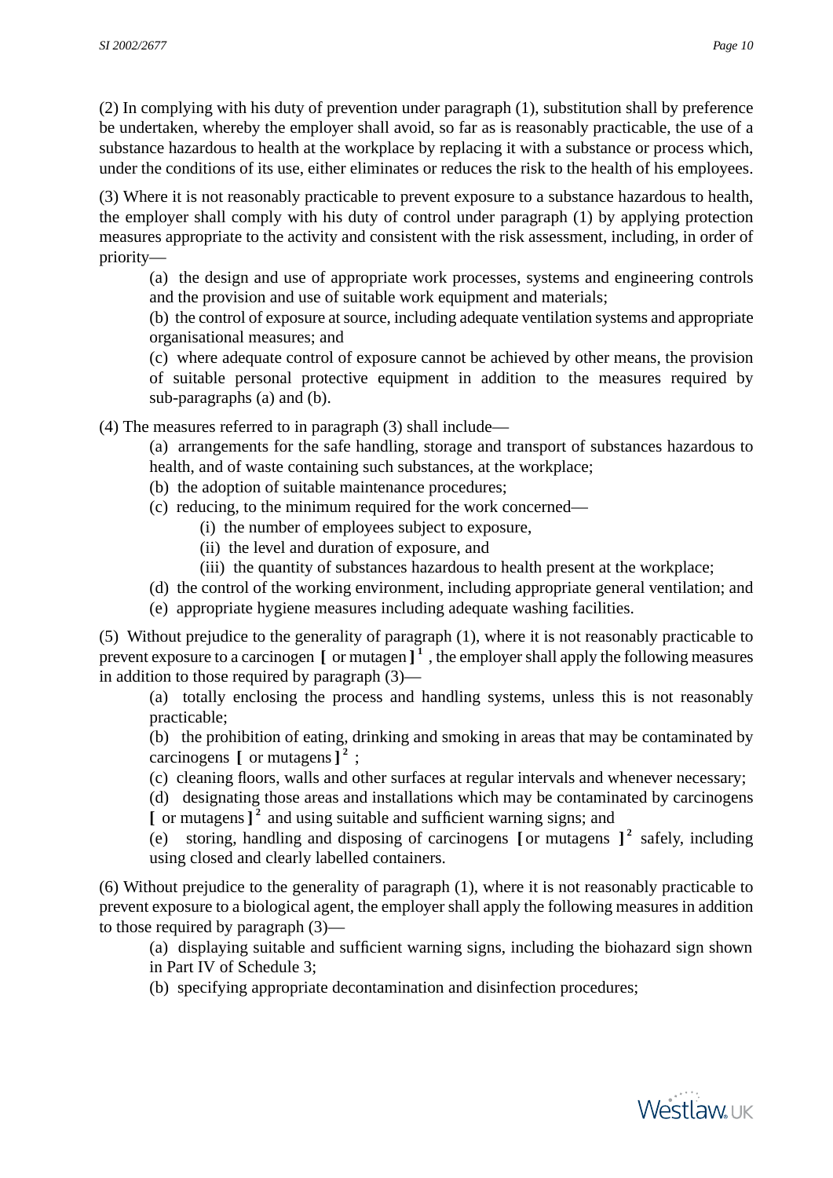(2) In complying with his duty of prevention under paragraph (1), substitution shall by preference be undertaken, whereby the employer shall avoid, so far as is reasonably practicable, the use of a substance hazardous to health at the workplace by replacing it with a substance or process which, under the conditions of its use, either eliminates or reduces the risk to the health of his employees.

(3) Where it is not reasonably practicable to prevent exposure to a substance hazardous to health, the employer shall comply with his duty of control under paragraph (1) by applying protection measures appropriate to the activity and consistent with the risk assessment, including, in order of priority—

(a) the design and use of appropriate work processes, systems and engineering controls and the provision and use of suitable work equipment and materials;

(b) the control of exposure at source, including adequate ventilation systems and appropriate organisational measures; and

(c) where adequate control of exposure cannot be achieved by other means, the provision of suitable personal protective equipment in addition to the measures required by sub-paragraphs (a) and (b).

(4) The measures referred to in paragraph (3) shall include—

(a) arrangements for the safe handling, storage and transport of substances hazardous to health, and of waste containing such substances, at the workplace;

(b) the adoption of suitable maintenance procedures;

(c) reducing, to the minimum required for the work concerned—

(i) the number of employees subject to exposure,

(ii) the level and duration of exposure, and

(iii) the quantity of substances hazardous to health present at the workplace;

(d) the control of the working environment, including appropriate general ventilation; and

(e) appropriate hygiene measures including adequate washing facilities.

(5) Without prejudice to the generality of paragraph (1), where it is not reasonably practicable to prevent exposure to a carcinogen [ or mutagen ][1] , the employer shall apply the following measures in addition to those required by paragraph (3)—

(a) totally enclosing the process and handling systems, unless this is not reasonably practicable;

(b) the prohibition of eating, drinking and smoking in areas that may be contaminated by carcinogens [ or mutagens ][2] ;

(c) cleaning floors, walls and other surfaces at regular intervals and whenever necessary;

(d) designating those areas and installations which may be contaminated by carcinogens [ or mutagens ][2] and using suitable and sufficient warning signs; and

(e) storing, handling and disposing of carcinogens [ or mutagens ][2] safely, including using closed and clearly labelled containers.

(6) Without prejudice to the generality of paragraph (1), where it is not reasonably practicable to prevent exposure to a biological agent, the employer shall apply the following measures in addition to those required by paragraph (3)—

(a) displaying suitable and sufficient warning signs, including the biohazard sign shown in Part IV of Schedule 3;

(b) specifying appropriate decontamination and disinfection procedures;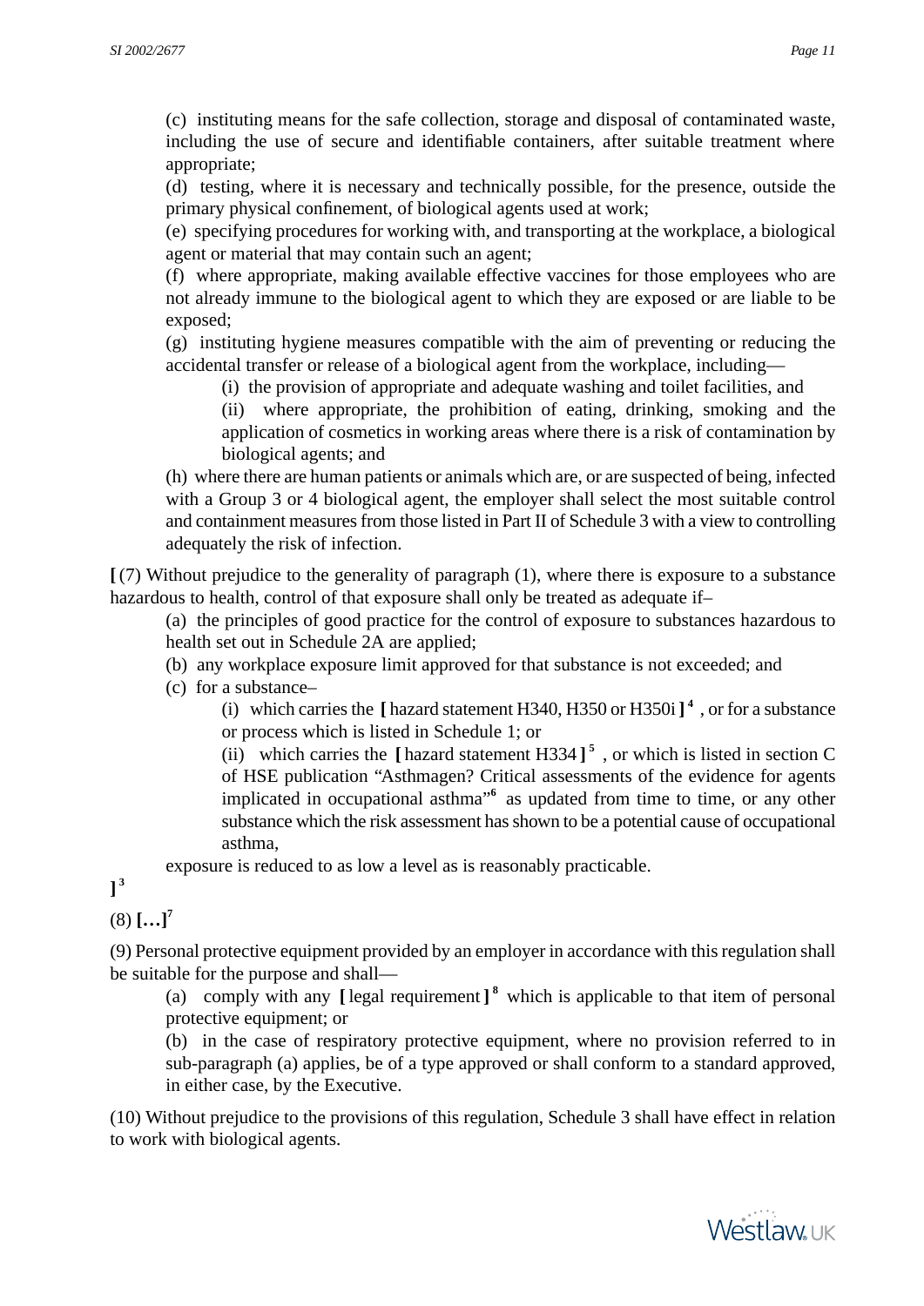(c) instituting means for the safe collection, storage and disposal of contaminated waste, including the use of secure and identifiable containers, after suitable treatment where appropriate;

(d) testing, where it is necessary and technically possible, for the presence, outside the primary physical confinement, of biological agents used at work;

(e) specifying procedures for working with, and transporting at the workplace, a biological agent or material that may contain such an agent;

(f) where appropriate, making available effective vaccines for those employees who are not already immune to the biological agent to which they are exposed or are liable to be exposed;

(g) instituting hygiene measures compatible with the aim of preventing or reducing the accidental transfer or release of a biological agent from the workplace, including—

(i) the provision of appropriate and adequate washing and toilet facilities, and

(ii) where appropriate, the prohibition of eating, drinking, smoking and the application of cosmetics in working areas where there is a risk of contamination by biological agents; and

(h) where there are human patients or animals which are, or are suspected of being, infected with a Group 3 or 4 biological agent, the employer shall select the most suitable control and containment measures from those listed in Part II of Schedule 3 with a view to controlling adequately the risk of infection.

**[** (7) Without prejudice to the generality of paragraph (1), where there is exposure to a substance hazardous to health, control of that exposure shall only be treated as adequate if–

(a) the principles of good practice for the control of exposure to substances hazardous to health set out in Schedule 2A are applied;

(b) any workplace exposure limit approved for that substance is not exceeded; and

(c) for a substance–

(i) which carries the **[** hazard statement H340, H350 or H350i **]** [4] , or for a substance or process which is listed in Schedule 1; or

(ii) which carries the **[** hazard statement H334 **]** [5] , or which is listed in section C of HSE publication "Asthmagen? Critical assessments of the evidence for agents implicated in occupational asthma"[6] as updated from time to time, or any other substance which the risk assessment has shown to be a potential cause of occupational asthma,

exposure is reduced to as low a level as is reasonably practicable.

**]** [3]

(8) **[…]**[7]

(9) Personal protective equipment provided by an employer in accordance with this regulation shall be suitable for the purpose and shall—

(a) comply with any **[** legal requirement **]** [8] which is applicable to that item of personal protective equipment; or

(b) in the case of respiratory protective equipment, where no provision referred to in sub-paragraph (a) applies, be of a type approved or shall conform to a standard approved, in either case, by the Executive.

(10) Without prejudice to the provisions of this regulation, Schedule 3 shall have effect in relation to work with biological agents.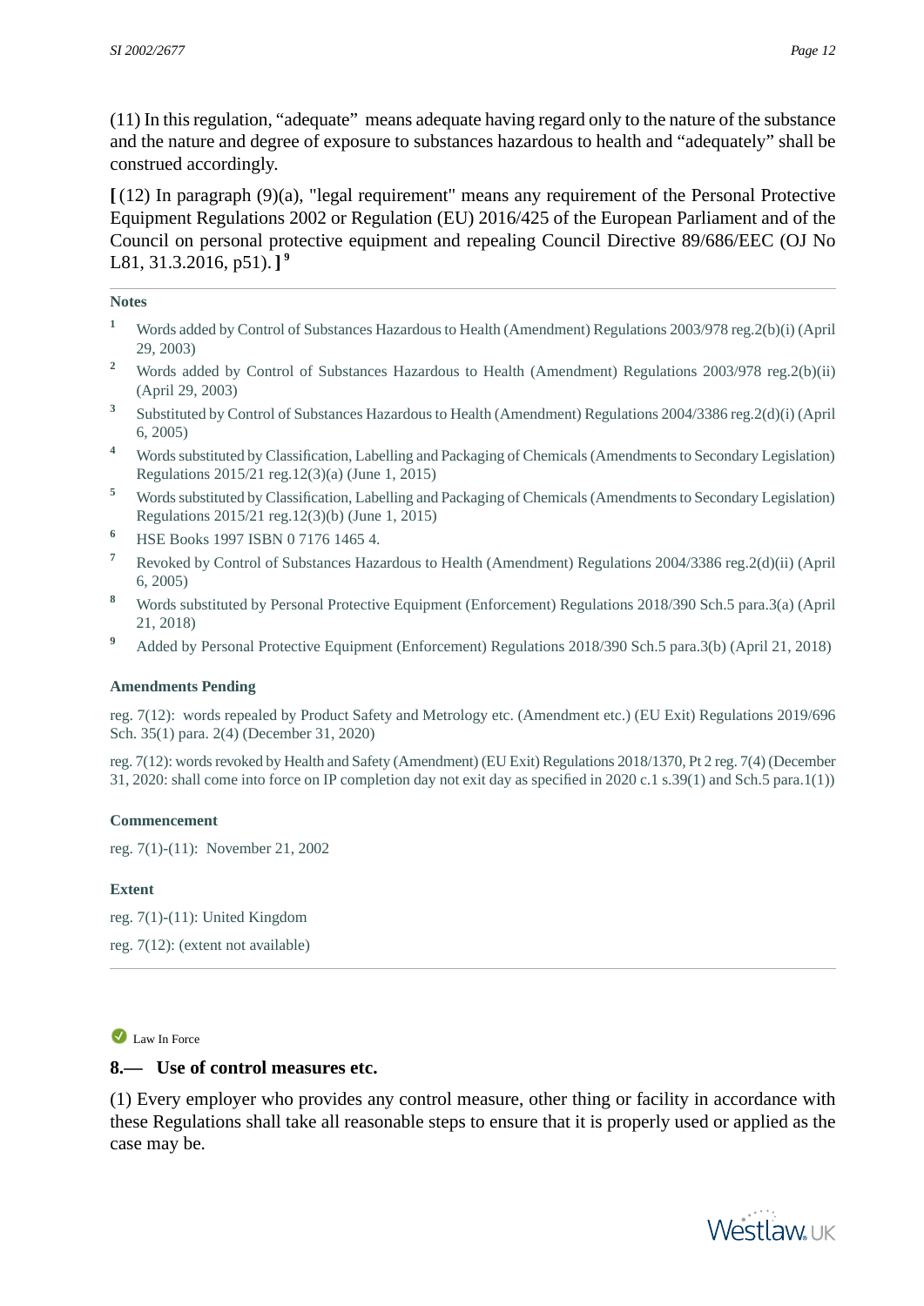(11) In this regulation, "adequate" means adequate having regard only to the nature of the substance and the nature and degree of exposure to substances hazardous to health and "adequately" shall be construed accordingly.

**[** (12) In paragraph (9)(a), "legal requirement" means any requirement of the Personal Protective Equipment Regulations 2002 or Regulation (EU) 2016/425 of the European Parliament and of the Council on personal protective equipment and repealing Council Directive 89/686/EEC (OJ No L81, 31.3.2016, p51). **]** [9]

**Notes**

1. Words added by Control of Substances Hazardous to Health (Amendment) Regulations 2003/978 reg.2(b)(i) (April 29, 2003)
2. Words added by Control of Substances Hazardous to Health (Amendment) Regulations 2003/978 reg.2(b)(ii) (April 29, 2003)
3. Substituted by Control of Substances Hazardous to Health (Amendment) Regulations 2004/3386 reg.2(d)(i) (April 6, 2005)
4. Words substituted by Classification, Labelling and Packaging of Chemicals (Amendments to Secondary Legislation) Regulations 2015/21 reg.12(3)(a) (June 1, 2015)
5. Words substituted by Classification, Labelling and Packaging of Chemicals (Amendments to Secondary Legislation) Regulations 2015/21 reg.12(3)(b) (June 1, 2015)
6. HSE Books 1997 ISBN 0 7176 1465 4.
7. Revoked by Control of Substances Hazardous to Health (Amendment) Regulations 2004/3386 reg.2(d)(ii) (April 6, 2005)
8. Words substituted by Personal Protective Equipment (Enforcement) Regulations 2018/390 Sch.5 para.3(a) (April 21, 2018)
9. Added by Personal Protective Equipment (Enforcement) Regulations 2018/390 Sch.5 para.3(b) (April 21, 2018)

**Amendments Pending**

reg. 7(12): words repealed by Product Safety and Metrology etc. (Amendment etc.) (EU Exit) Regulations 2019/696 Sch. 35(1) para. 2(4) (December 31, 2020)

reg. 7(12): words revoked by Health and Safety (Amendment) (EU Exit) Regulations 2018/1370, Pt 2 reg. 7(4) (December 31, 2020: shall come into force on IP completion day not exit day as specified in 2020 c.1 s.39(1) and Sch.5 para.1(1))

**Commencement**

reg. 7(1)-(11): November 21, 2002

**Extent**

reg. 7(1)-(11): United Kingdom

reg. 7(12): (extent not available)

Law In Force

## 8.— Use of control measures etc.

(1) Every employer who provides any control measure, other thing or facility in accordance with these Regulations shall take all reasonable steps to ensure that it is properly used or applied as the case may be.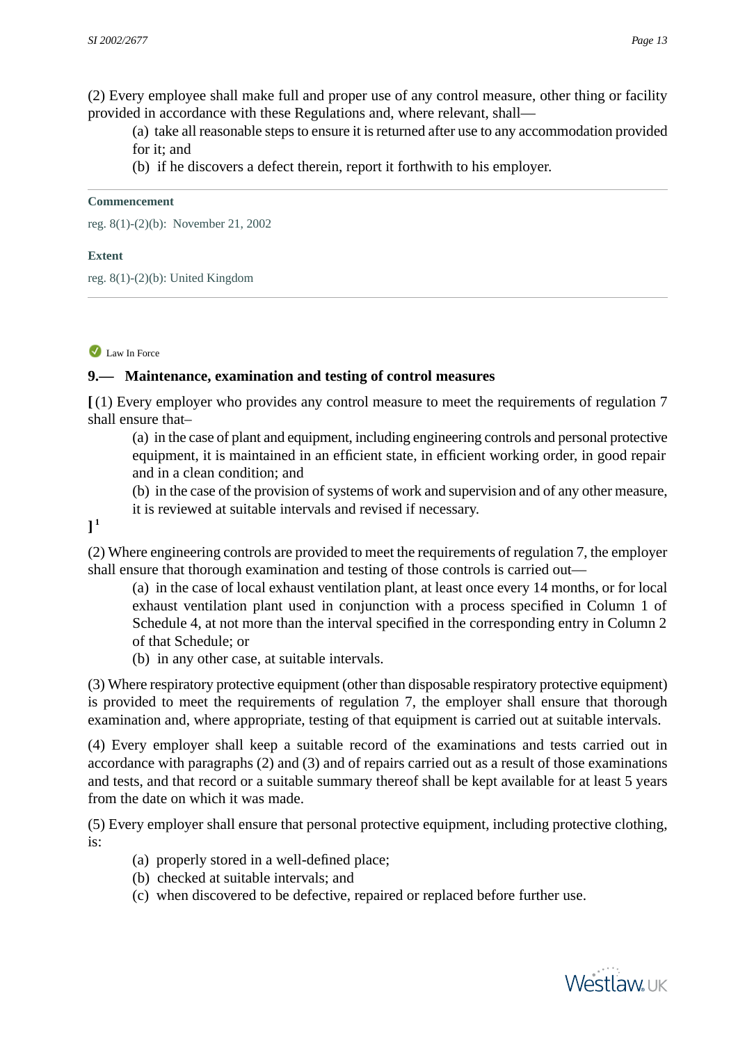(2) Every employee shall make full and proper use of any control measure, other thing or facility provided in accordance with these Regulations and, where relevant, shall—

(a) take all reasonable steps to ensure it is returned after use to any accommodation provided for it; and

(b) if he discovers a defect therein, report it forthwith to his employer.

**Commencement**

reg. 8(1)-(2)(b): November 21, 2002

**Extent**

reg. 8(1)-(2)(b): United Kingdom

Law In Force

### 9.— Maintenance, examination and testing of control measures

[ (1) Every employer who provides any control measure to meet the requirements of regulation 7 shall ensure that–

(a) in the case of plant and equipment, including engineering controls and personal protective equipment, it is maintained in an efficient state, in efficient working order, in good repair and in a clean condition; and

(b) in the case of the provision of systems of work and supervision and of any other measure, it is reviewed at suitable intervals and revised if necessary.

] [1]

(2) Where engineering controls are provided to meet the requirements of regulation 7, the employer shall ensure that thorough examination and testing of those controls is carried out—

(a) in the case of local exhaust ventilation plant, at least once every 14 months, or for local exhaust ventilation plant used in conjunction with a process specified in Column 1 of Schedule 4, at not more than the interval specified in the corresponding entry in Column 2 of that Schedule; or

(b) in any other case, at suitable intervals.

(3) Where respiratory protective equipment (other than disposable respiratory protective equipment) is provided to meet the requirements of regulation 7, the employer shall ensure that thorough examination and, where appropriate, testing of that equipment is carried out at suitable intervals.

(4) Every employer shall keep a suitable record of the examinations and tests carried out in accordance with paragraphs (2) and (3) and of repairs carried out as a result of those examinations and tests, and that record or a suitable summary thereof shall be kept available for at least 5 years from the date on which it was made.

(5) Every employer shall ensure that personal protective equipment, including protective clothing, is:

(a) properly stored in a well-defined place;

(b) checked at suitable intervals; and

(c) when discovered to be defective, repaired or replaced before further use.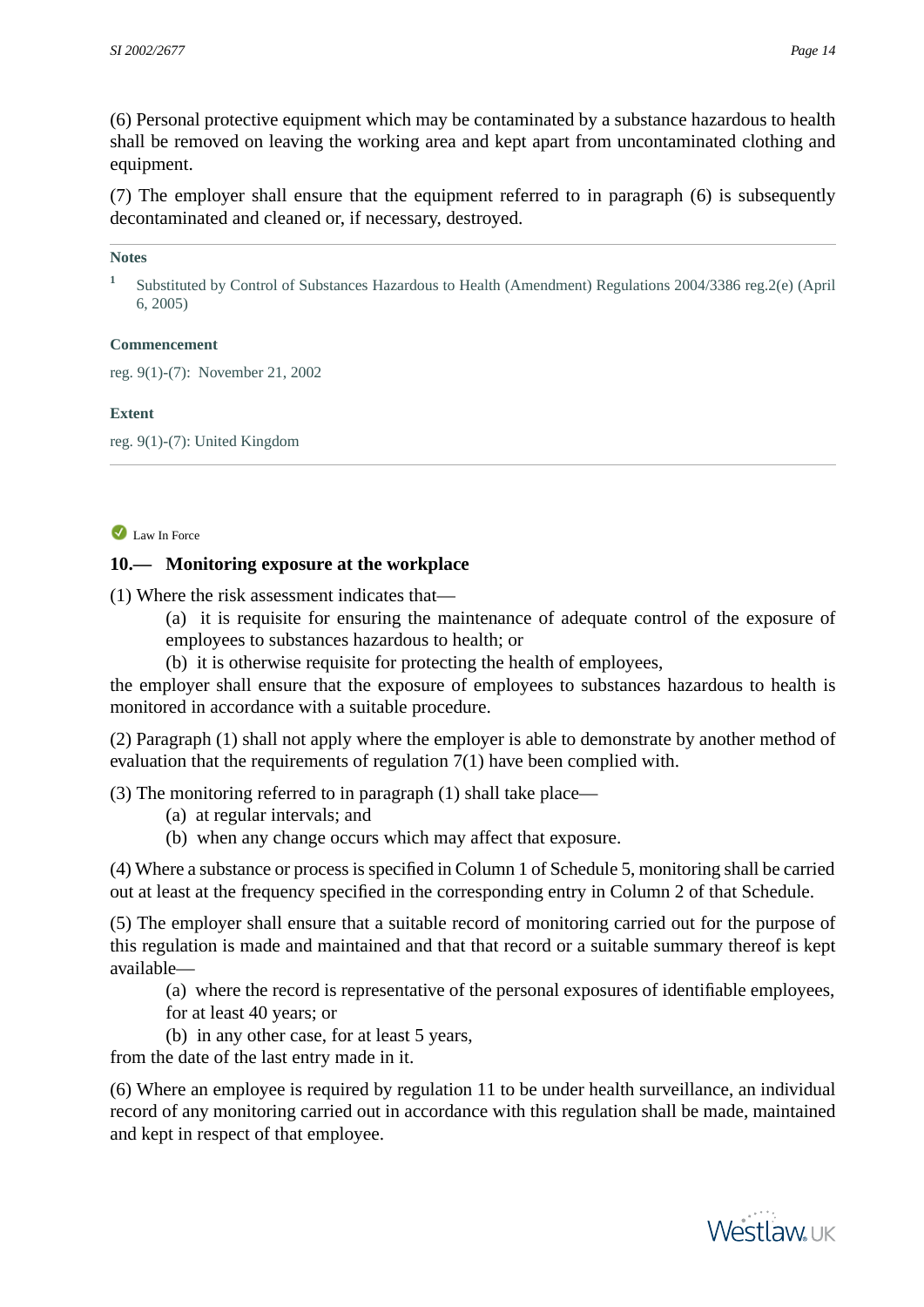(6) Personal protective equipment which may be contaminated by a substance hazardous to health shall be removed on leaving the working area and kept apart from uncontaminated clothing and equipment.

(7) The employer shall ensure that the equipment referred to in paragraph (6) is subsequently decontaminated and cleaned or, if necessary, destroyed.

---

**Notes**

[1] Substituted by Control of Substances Hazardous to Health (Amendment) Regulations 2004/3386 reg.2(e) (April 6, 2005)

**Commencement**

reg. 9(1)-(7): November 21, 2002

**Extent**

reg. 9(1)-(7): United Kingdom

---

Law In Force

### 10.— Monitoring exposure at the workplace

(1) Where the risk assessment indicates that—

> (a) it is requisite for ensuring the maintenance of adequate control of the exposure of employees to substances hazardous to health; or
>
> (b) it is otherwise requisite for protecting the health of employees,

the employer shall ensure that the exposure of employees to substances hazardous to health is monitored in accordance with a suitable procedure.

(2) Paragraph (1) shall not apply where the employer is able to demonstrate by another method of evaluation that the requirements of regulation 7(1) have been complied with.

(3) The monitoring referred to in paragraph (1) shall take place—

> (a) at regular intervals; and
>
> (b) when any change occurs which may affect that exposure.

(4) Where a substance or process is specified in Column 1 of Schedule 5, monitoring shall be carried out at least at the frequency specified in the corresponding entry in Column 2 of that Schedule.

(5) The employer shall ensure that a suitable record of monitoring carried out for the purpose of this regulation is made and maintained and that that record or a suitable summary thereof is kept available—

> (a) where the record is representative of the personal exposures of identifiable employees, for at least 40 years; or
>
> (b) in any other case, for at least 5 years,

from the date of the last entry made in it.

(6) Where an employee is required by regulation 11 to be under health surveillance, an individual record of any monitoring carried out in accordance with this regulation shall be made, maintained and kept in respect of that employee.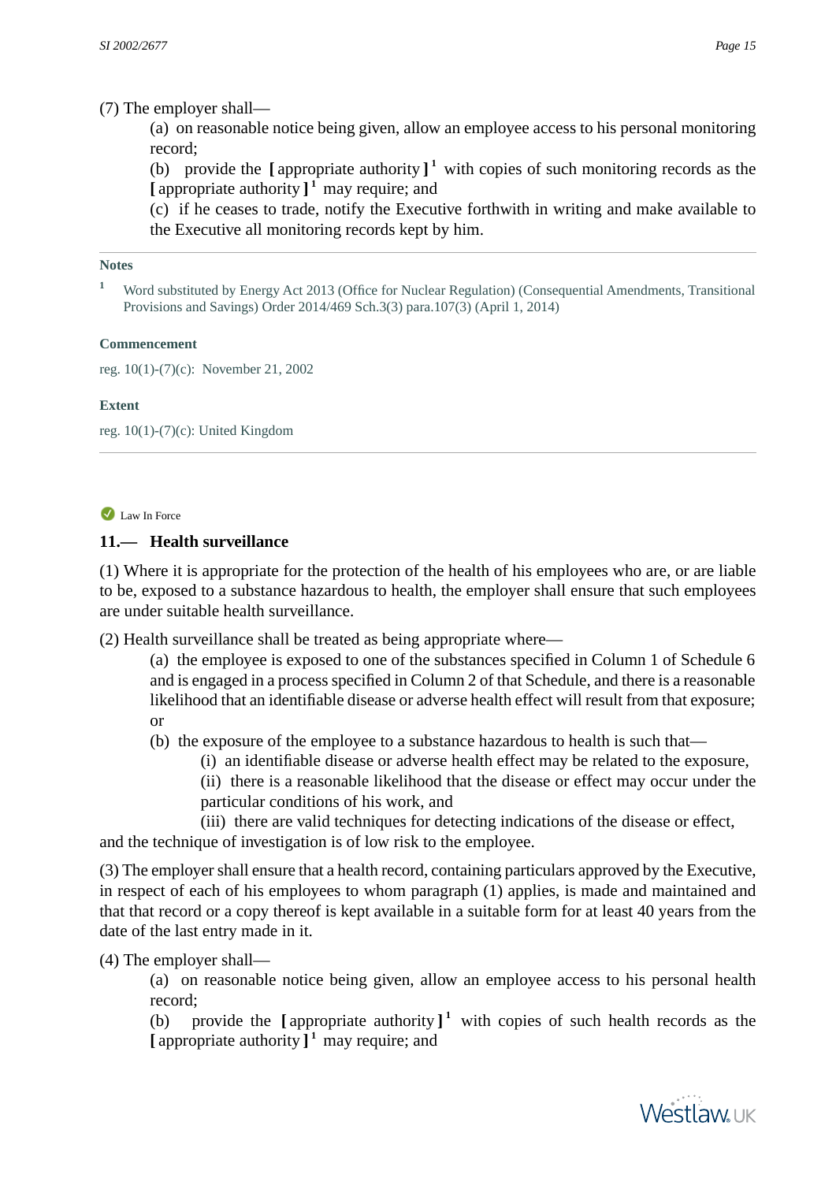(7) The employer shall—

(a) on reasonable notice being given, allow an employee access to his personal monitoring record;

(b) provide the [ appropriate authority ] [1] with copies of such monitoring records as the [ appropriate authority ] [1] may require; and

(c) if he ceases to trade, notify the Executive forthwith in writing and make available to the Executive all monitoring records kept by him.

**Notes**

[1] Word substituted by Energy Act 2013 (Office for Nuclear Regulation) (Consequential Amendments, Transitional Provisions and Savings) Order 2014/469 Sch.3(3) para.107(3) (April 1, 2014)

**Commencement**

reg. 10(1)-(7)(c): November 21, 2002

**Extent**

reg. 10(1)-(7)(c): United Kingdom

Law In Force

## 11.— Health surveillance

(1) Where it is appropriate for the protection of the health of his employees who are, or are liable to be, exposed to a substance hazardous to health, the employer shall ensure that such employees are under suitable health surveillance.

(2) Health surveillance shall be treated as being appropriate where—

(a) the employee is exposed to one of the substances specified in Column 1 of Schedule 6 and is engaged in a process specified in Column 2 of that Schedule, and there is a reasonable likelihood that an identifiable disease or adverse health effect will result from that exposure; or

(b) the exposure of the employee to a substance hazardous to health is such that—

(i) an identifiable disease or adverse health effect may be related to the exposure,

(ii) there is a reasonable likelihood that the disease or effect may occur under the particular conditions of his work, and

(iii) there are valid techniques for detecting indications of the disease or effect,

and the technique of investigation is of low risk to the employee.

(3) The employer shall ensure that a health record, containing particulars approved by the Executive, in respect of each of his employees to whom paragraph (1) applies, is made and maintained and that that record or a copy thereof is kept available in a suitable form for at least 40 years from the date of the last entry made in it.

(4) The employer shall—

(a) on reasonable notice being given, allow an employee access to his personal health record;

(b) provide the [ appropriate authority ] [1] with copies of such health records as the [ appropriate authority ] [1] may require; and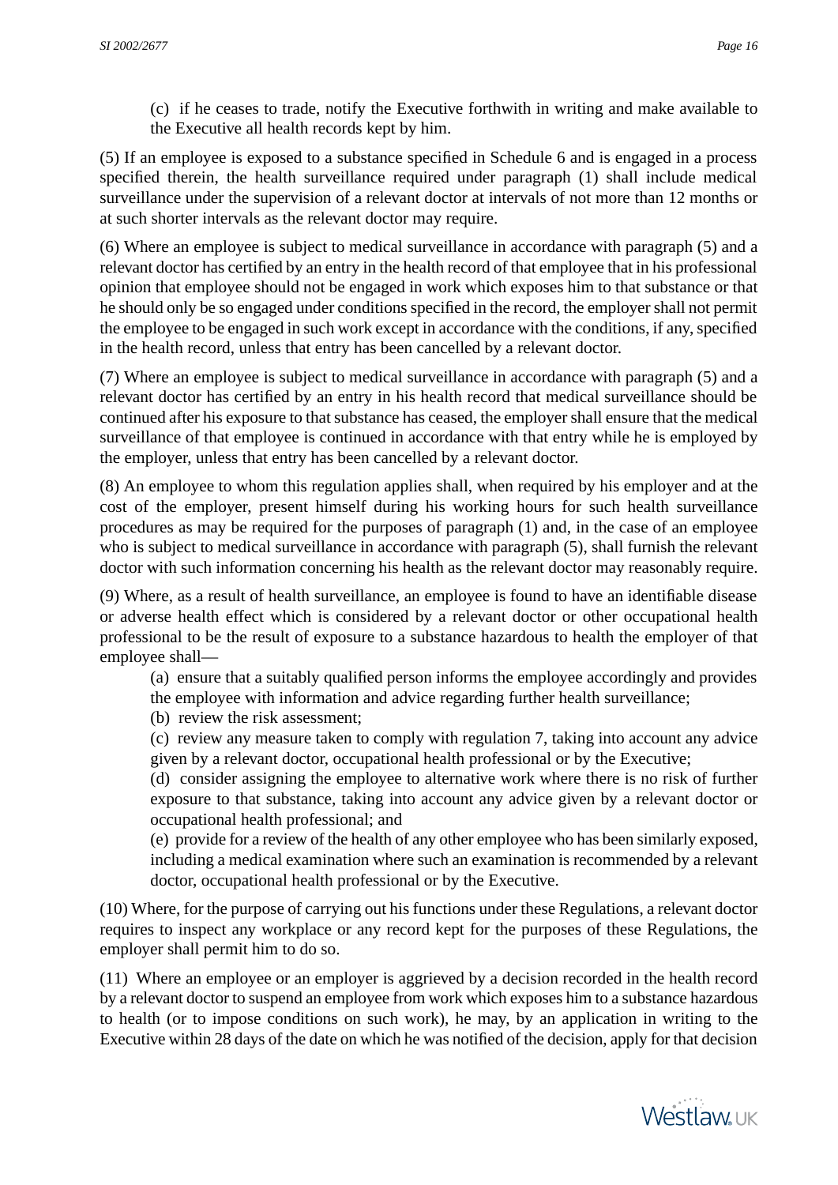(c) if he ceases to trade, notify the Executive forthwith in writing and make available to the Executive all health records kept by him.

(5) If an employee is exposed to a substance specified in Schedule 6 and is engaged in a process specified therein, the health surveillance required under paragraph (1) shall include medical surveillance under the supervision of a relevant doctor at intervals of not more than 12 months or at such shorter intervals as the relevant doctor may require.

(6) Where an employee is subject to medical surveillance in accordance with paragraph (5) and a relevant doctor has certified by an entry in the health record of that employee that in his professional opinion that employee should not be engaged in work which exposes him to that substance or that he should only be so engaged under conditions specified in the record, the employer shall not permit the employee to be engaged in such work except in accordance with the conditions, if any, specified in the health record, unless that entry has been cancelled by a relevant doctor.

(7) Where an employee is subject to medical surveillance in accordance with paragraph (5) and a relevant doctor has certified by an entry in his health record that medical surveillance should be continued after his exposure to that substance has ceased, the employer shall ensure that the medical surveillance of that employee is continued in accordance with that entry while he is employed by the employer, unless that entry has been cancelled by a relevant doctor.

(8) An employee to whom this regulation applies shall, when required by his employer and at the cost of the employer, present himself during his working hours for such health surveillance procedures as may be required for the purposes of paragraph (1) and, in the case of an employee who is subject to medical surveillance in accordance with paragraph (5), shall furnish the relevant doctor with such information concerning his health as the relevant doctor may reasonably require.

(9) Where, as a result of health surveillance, an employee is found to have an identifiable disease or adverse health effect which is considered by a relevant doctor or other occupational health professional to be the result of exposure to a substance hazardous to health the employer of that employee shall—

(a) ensure that a suitably qualified person informs the employee accordingly and provides the employee with information and advice regarding further health surveillance;

(b) review the risk assessment;

(c) review any measure taken to comply with regulation 7, taking into account any advice given by a relevant doctor, occupational health professional or by the Executive;

(d) consider assigning the employee to alternative work where there is no risk of further exposure to that substance, taking into account any advice given by a relevant doctor or occupational health professional; and

(e) provide for a review of the health of any other employee who has been similarly exposed, including a medical examination where such an examination is recommended by a relevant doctor, occupational health professional or by the Executive.

(10) Where, for the purpose of carrying out his functions under these Regulations, a relevant doctor requires to inspect any workplace or any record kept for the purposes of these Regulations, the employer shall permit him to do so.

(11) Where an employee or an employer is aggrieved by a decision recorded in the health record by a relevant doctor to suspend an employee from work which exposes him to a substance hazardous to health (or to impose conditions on such work), he may, by an application in writing to the Executive within 28 days of the date on which he was notified of the decision, apply for that decision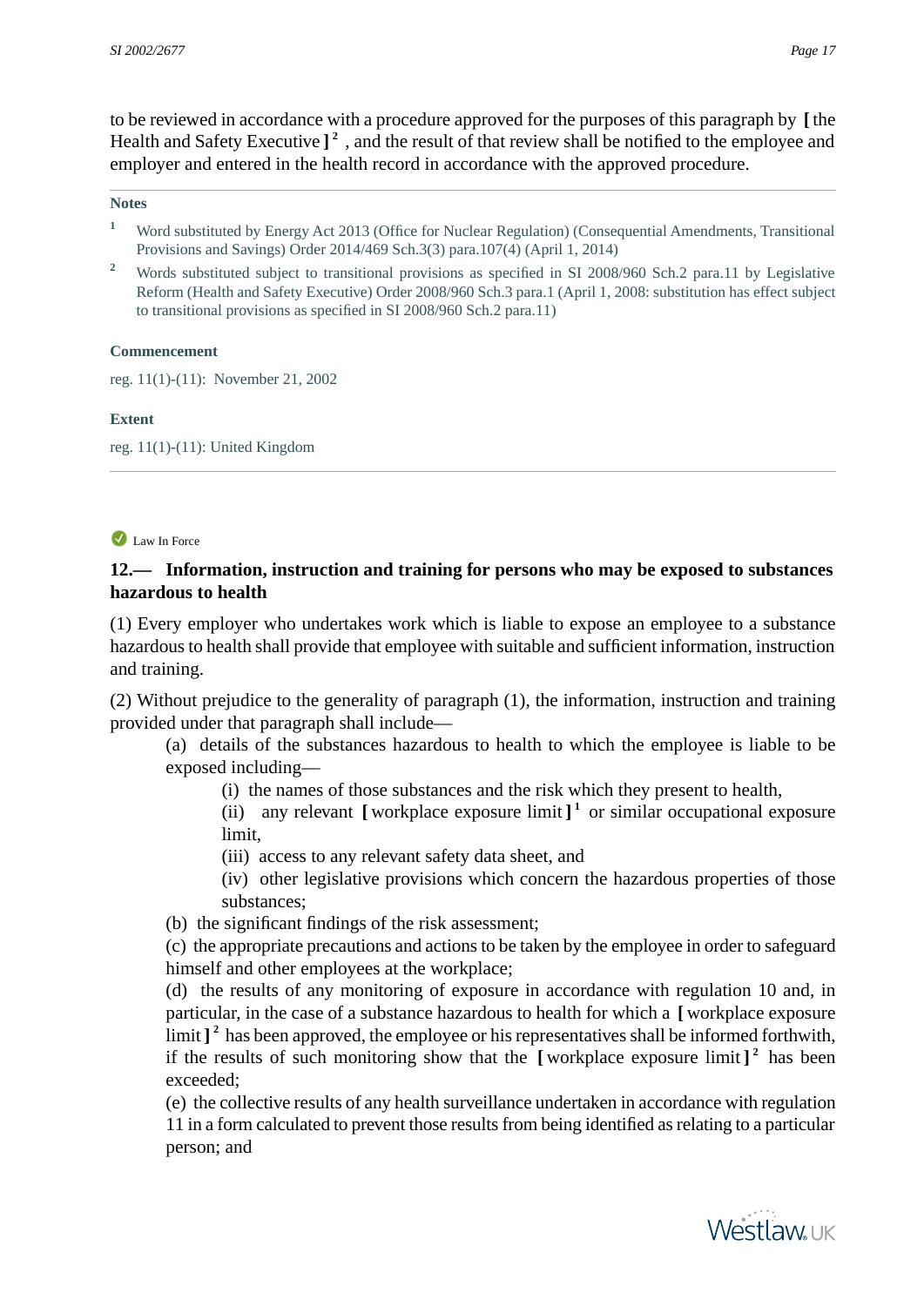to be reviewed in accordance with a procedure approved for the purposes of this paragraph by [ the Health and Safety Executive ] [2] , and the result of that review shall be notified to the employee and employer and entered in the health record in accordance with the approved procedure.

**Notes**

[1] Word substituted by Energy Act 2013 (Office for Nuclear Regulation) (Consequential Amendments, Transitional Provisions and Savings) Order 2014/469 Sch.3(3) para.107(4) (April 1, 2014)

[2] Words substituted subject to transitional provisions as specified in SI 2008/960 Sch.2 para.11 by Legislative Reform (Health and Safety Executive) Order 2008/960 Sch.3 para.1 (April 1, 2008: substitution has effect subject to transitional provisions as specified in SI 2008/960 Sch.2 para.11)

**Commencement**

reg. 11(1)-(11): November 21, 2002

**Extent**

reg. 11(1)-(11): United Kingdom

Law In Force

**12.— Information, instruction and training for persons who may be exposed to substances hazardous to health**

(1) Every employer who undertakes work which is liable to expose an employee to a substance hazardous to health shall provide that employee with suitable and sufficient information, instruction and training.

(2) Without prejudice to the generality of paragraph (1), the information, instruction and training provided under that paragraph shall include—

(a) details of the substances hazardous to health to which the employee is liable to be exposed including—

(i) the names of those substances and the risk which they present to health,

(ii) any relevant [ workplace exposure limit ] [1] or similar occupational exposure limit,

(iii) access to any relevant safety data sheet, and

(iv) other legislative provisions which concern the hazardous properties of those substances;

(b) the significant findings of the risk assessment;

(c) the appropriate precautions and actions to be taken by the employee in order to safeguard himself and other employees at the workplace;

(d) the results of any monitoring of exposure in accordance with regulation 10 and, in particular, in the case of a substance hazardous to health for which a [ workplace exposure limit ] [2] has been approved, the employee or his representatives shall be informed forthwith, if the results of such monitoring show that the [ workplace exposure limit ] [2] has been exceeded;

(e) the collective results of any health surveillance undertaken in accordance with regulation 11 in a form calculated to prevent those results from being identified as relating to a particular person; and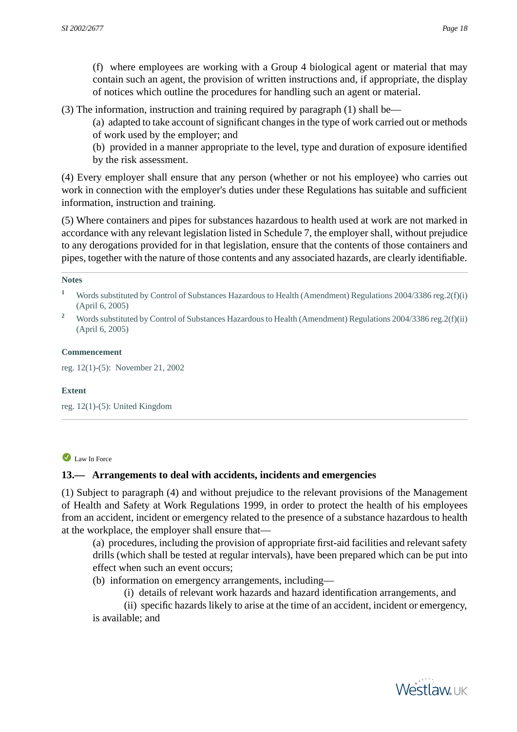(f) where employees are working with a Group 4 biological agent or material that may contain such an agent, the provision of written instructions and, if appropriate, the display of notices which outline the procedures for handling such an agent or material.

(3) The information, instruction and training required by paragraph (1) shall be—

(a) adapted to take account of significant changes in the type of work carried out or methods of work used by the employer; and

(b) provided in a manner appropriate to the level, type and duration of exposure identified by the risk assessment.

(4) Every employer shall ensure that any person (whether or not his employee) who carries out work in connection with the employer's duties under these Regulations has suitable and sufficient information, instruction and training.

(5) Where containers and pipes for substances hazardous to health used at work are not marked in accordance with any relevant legislation listed in Schedule 7, the employer shall, without prejudice to any derogations provided for in that legislation, ensure that the contents of those containers and pipes, together with the nature of those contents and any associated hazards, are clearly identifiable.

**Notes**

[1] Words substituted by Control of Substances Hazardous to Health (Amendment) Regulations 2004/3386 reg.2(f)(i) (April 6, 2005)

[2] Words substituted by Control of Substances Hazardous to Health (Amendment) Regulations 2004/3386 reg.2(f)(ii) (April 6, 2005)

**Commencement**

reg. 12(1)-(5): November 21, 2002

**Extent**

reg. 12(1)-(5): United Kingdom

Law In Force

### 13.— Arrangements to deal with accidents, incidents and emergencies

(1) Subject to paragraph (4) and without prejudice to the relevant provisions of the Management of Health and Safety at Work Regulations 1999, in order to protect the health of his employees from an accident, incident or emergency related to the presence of a substance hazardous to health at the workplace, the employer shall ensure that—

(a) procedures, including the provision of appropriate first-aid facilities and relevant safety drills (which shall be tested at regular intervals), have been prepared which can be put into effect when such an event occurs;

(b) information on emergency arrangements, including—

(i) details of relevant work hazards and hazard identification arrangements, and

(ii) specific hazards likely to arise at the time of an accident, incident or emergency,

is available; and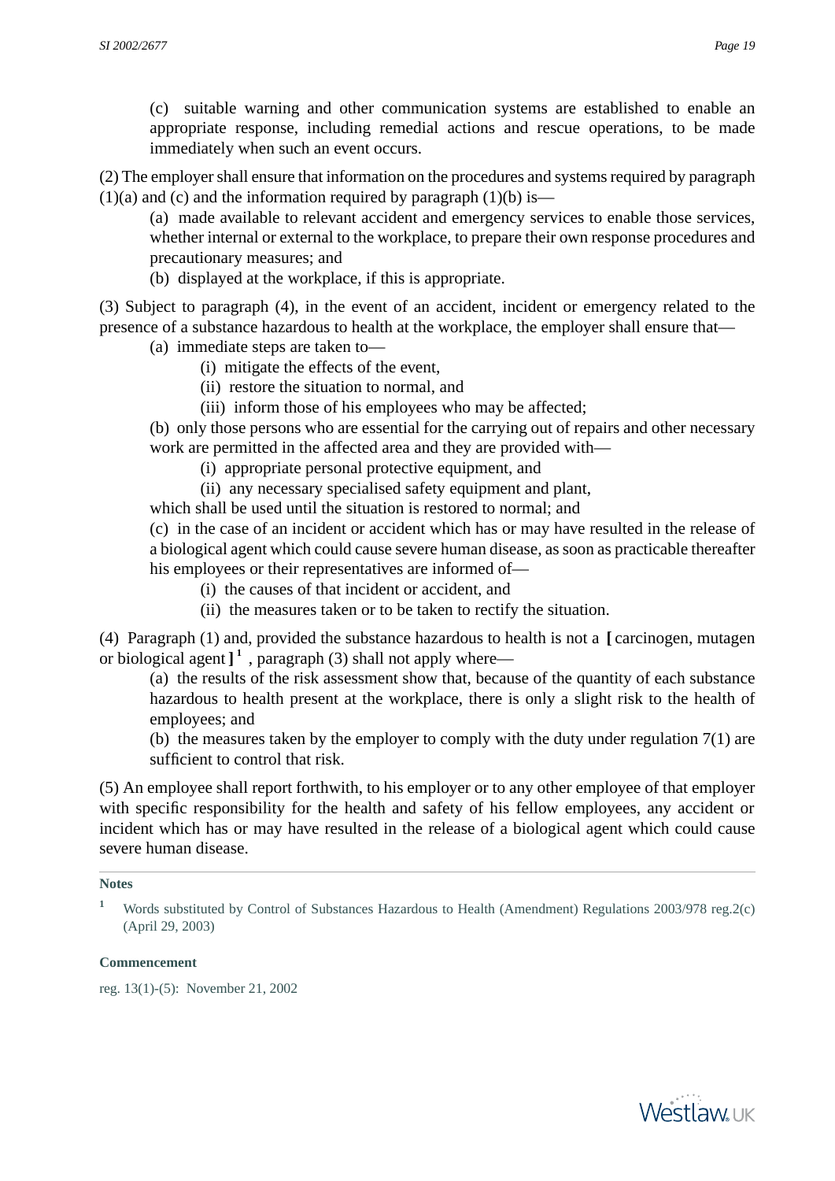(c) suitable warning and other communication systems are established to enable an appropriate response, including remedial actions and rescue operations, to be made immediately when such an event occurs.

(2) The employer shall ensure that information on the procedures and systems required by paragraph (1)(a) and (c) and the information required by paragraph (1)(b) is—

(a) made available to relevant accident and emergency services to enable those services, whether internal or external to the workplace, to prepare their own response procedures and precautionary measures; and

(b) displayed at the workplace, if this is appropriate.

(3) Subject to paragraph (4), in the event of an accident, incident or emergency related to the presence of a substance hazardous to health at the workplace, the employer shall ensure that—

(a) immediate steps are taken to—

(i) mitigate the effects of the event,

(ii) restore the situation to normal, and

(iii) inform those of his employees who may be affected;

(b) only those persons who are essential for the carrying out of repairs and other necessary work are permitted in the affected area and they are provided with—

(i) appropriate personal protective equipment, and

(ii) any necessary specialised safety equipment and plant,

which shall be used until the situation is restored to normal; and

(c) in the case of an incident or accident which has or may have resulted in the release of a biological agent which could cause severe human disease, as soon as practicable thereafter his employees or their representatives are informed of—

(i) the causes of that incident or accident, and

(ii) the measures taken or to be taken to rectify the situation.

(4) Paragraph (1) and, provided the substance hazardous to health is not a **[** carcinogen, mutagen or biological agent **]** [1] , paragraph (3) shall not apply where—

(a) the results of the risk assessment show that, because of the quantity of each substance hazardous to health present at the workplace, there is only a slight risk to the health of employees; and

(b) the measures taken by the employer to comply with the duty under regulation 7(1) are sufficient to control that risk.

(5) An employee shall report forthwith, to his employer or to any other employee of that employer with specific responsibility for the health and safety of his fellow employees, any accident or incident which has or may have resulted in the release of a biological agent which could cause severe human disease.

**Notes**

[1] Words substituted by Control of Substances Hazardous to Health (Amendment) Regulations 2003/978 reg.2(c) (April 29, 2003)

**Commencement**

reg. 13(1)-(5): November 21, 2002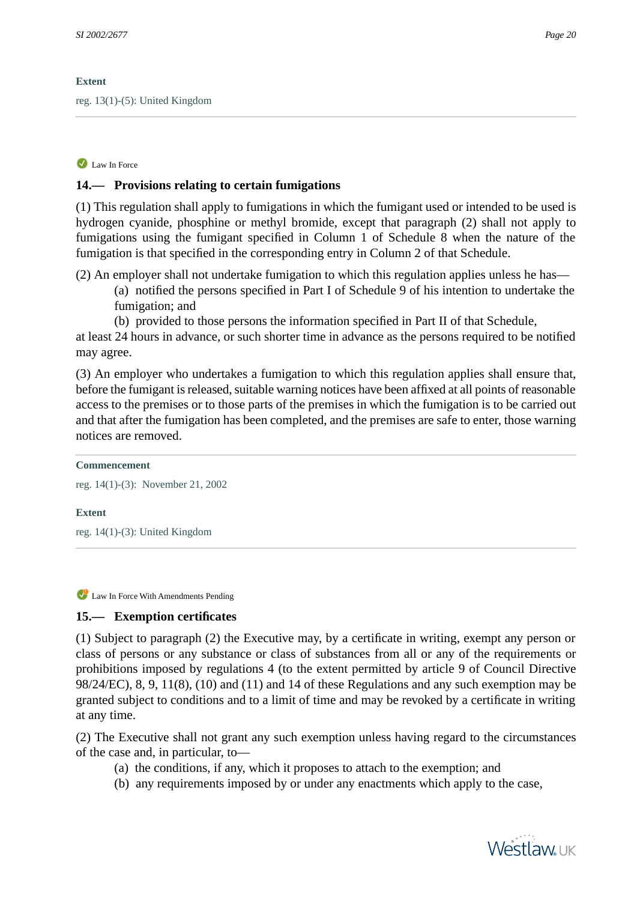**Extent**

reg. 13(1)-(5): United Kingdom

---

Law In Force

## 14.— Provisions relating to certain fumigations

(1) This regulation shall apply to fumigations in which the fumigant used or intended to be used is hydrogen cyanide, phosphine or methyl bromide, except that paragraph (2) shall not apply to fumigations using the fumigant specified in Column 1 of Schedule 8 when the nature of the fumigation is that specified in the corresponding entry in Column 2 of that Schedule.

(2) An employer shall not undertake fumigation to which this regulation applies unless he has—

(a) notified the persons specified in Part I of Schedule 9 of his intention to undertake the fumigation; and

(b) provided to those persons the information specified in Part II of that Schedule,

at least 24 hours in advance, or such shorter time in advance as the persons required to be notified may agree.

(3) An employer who undertakes a fumigation to which this regulation applies shall ensure that, before the fumigant is released, suitable warning notices have been affixed at all points of reasonable access to the premises or to those parts of the premises in which the fumigation is to be carried out and that after the fumigation has been completed, and the premises are safe to enter, those warning notices are removed.

---

**Commencement**

reg. 14(1)-(3): November 21, 2002

**Extent**

reg. 14(1)-(3): United Kingdom

---

Law In Force With Amendments Pending

## 15.— Exemption certificates

(1) Subject to paragraph (2) the Executive may, by a certificate in writing, exempt any person or class of persons or any substance or class of substances from all or any of the requirements or prohibitions imposed by regulations 4 (to the extent permitted by article 9 of Council Directive 98/24/EC), 8, 9, 11(8), (10) and (11) and 14 of these Regulations and any such exemption may be granted subject to conditions and to a limit of time and may be revoked by a certificate in writing at any time.

(2) The Executive shall not grant any such exemption unless having regard to the circumstances of the case and, in particular, to—

(a) the conditions, if any, which it proposes to attach to the exemption; and

(b) any requirements imposed by or under any enactments which apply to the case,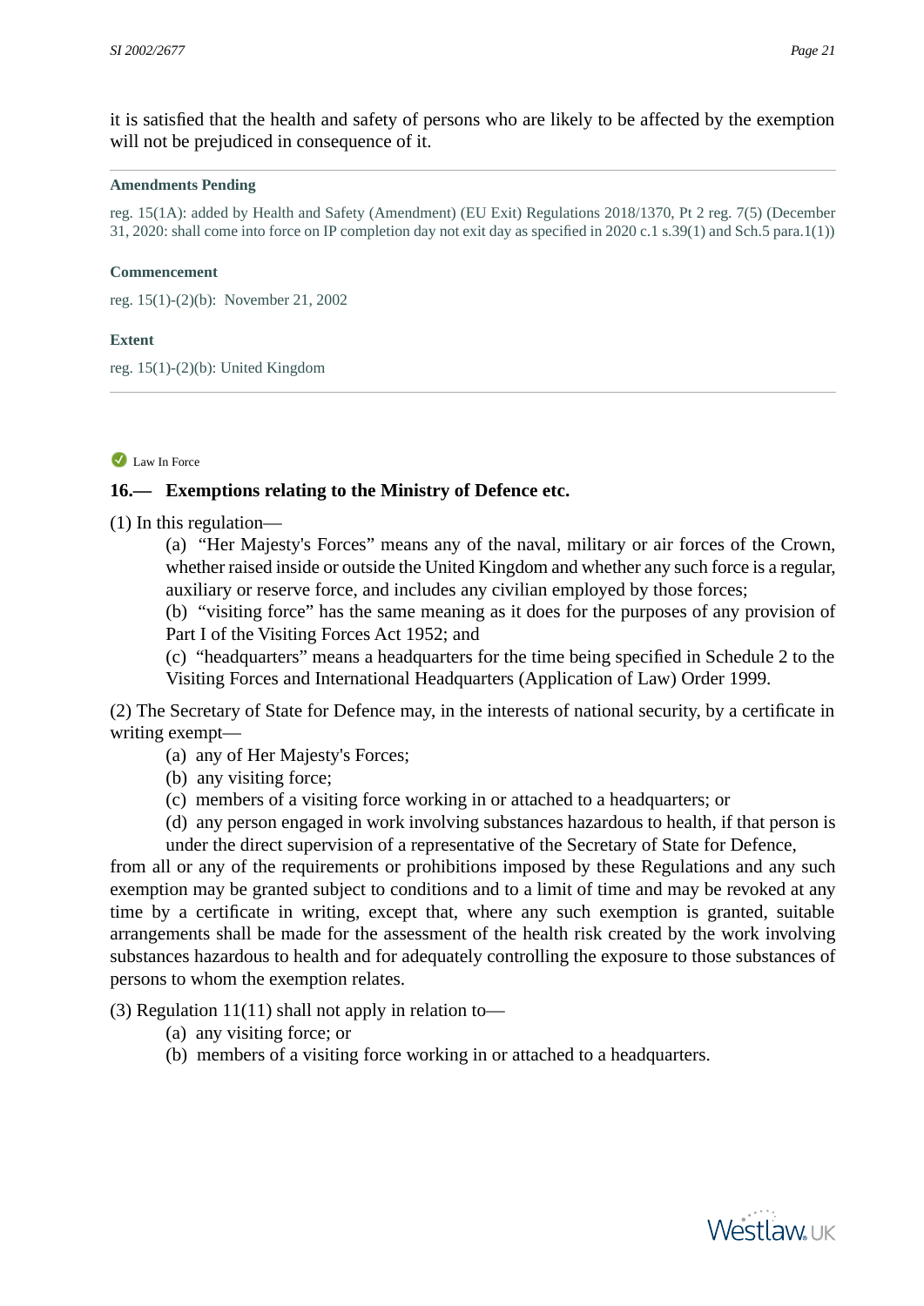it is satisfied that the health and safety of persons who are likely to be affected by the exemption will not be prejudiced in consequence of it.

---

**Amendments Pending**

reg. 15(1A): added by Health and Safety (Amendment) (EU Exit) Regulations 2018/1370, Pt 2 reg. 7(5) (December 31, 2020: shall come into force on IP completion day not exit day as specified in 2020 c.1 s.39(1) and Sch.5 para.1(1))

**Commencement**

reg. 15(1)-(2)(b): November 21, 2002

**Extent**

reg. 15(1)-(2)(b): United Kingdom

---

Law In Force

### 16.— Exemptions relating to the Ministry of Defence etc.

(1) In this regulation—

(a) "Her Majesty's Forces" means any of the naval, military or air forces of the Crown, whether raised inside or outside the United Kingdom and whether any such force is a regular, auxiliary or reserve force, and includes any civilian employed by those forces;

(b) "visiting force" has the same meaning as it does for the purposes of any provision of Part I of the Visiting Forces Act 1952; and

(c) "headquarters" means a headquarters for the time being specified in Schedule 2 to the Visiting Forces and International Headquarters (Application of Law) Order 1999.

(2) The Secretary of State for Defence may, in the interests of national security, by a certificate in writing exempt—

(a) any of Her Majesty's Forces;

(b) any visiting force;

(c) members of a visiting force working in or attached to a headquarters; or

(d) any person engaged in work involving substances hazardous to health, if that person is under the direct supervision of a representative of the Secretary of State for Defence,

from all or any of the requirements or prohibitions imposed by these Regulations and any such exemption may be granted subject to conditions and to a limit of time and may be revoked at any time by a certificate in writing, except that, where any such exemption is granted, suitable arrangements shall be made for the assessment of the health risk created by the work involving substances hazardous to health and for adequately controlling the exposure to those substances of persons to whom the exemption relates.

(3) Regulation 11(11) shall not apply in relation to—

(a) any visiting force; or

(b) members of a visiting force working in or attached to a headquarters.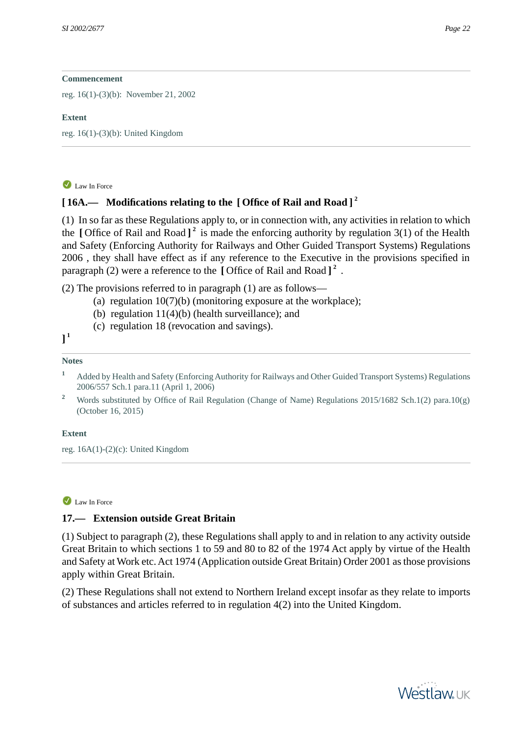**Commencement**

reg. 16(1)-(3)(b): November 21, 2002

**Extent**

reg. 16(1)-(3)(b): United Kingdom

---

Law In Force

### [ 16A.— Modifications relating to the [ Office of Rail and Road ] [2]

(1) In so far as these Regulations apply to, or in connection with, any activities in relation to which the [ Office of Rail and Road ] [2] is made the enforcing authority by regulation 3(1) of the Health and Safety (Enforcing Authority for Railways and Other Guided Transport Systems) Regulations 2006 , they shall have effect as if any reference to the Executive in the provisions specified in paragraph (2) were a reference to the [ Office of Rail and Road ] [2] .

(2) The provisions referred to in paragraph (1) are as follows—

- (a) regulation 10(7)(b) (monitoring exposure at the workplace);
- (b) regulation 11(4)(b) (health surveillance); and
- (c) regulation 18 (revocation and savings).

] [1]

**Notes**

1 Added by Health and Safety (Enforcing Authority for Railways and Other Guided Transport Systems) Regulations 2006/557 Sch.1 para.11 (April 1, 2006)

2 Words substituted by Office of Rail Regulation (Change of Name) Regulations 2015/1682 Sch.1(2) para.10(g) (October 16, 2015)

**Extent**

reg. 16A(1)-(2)(c): United Kingdom

---

Law In Force

### 17.— Extension outside Great Britain

(1) Subject to paragraph (2), these Regulations shall apply to and in relation to any activity outside Great Britain to which sections 1 to 59 and 80 to 82 of the 1974 Act apply by virtue of the Health and Safety at Work etc. Act 1974 (Application outside Great Britain) Order 2001 as those provisions apply within Great Britain.

(2) These Regulations shall not extend to Northern Ireland except insofar as they relate to imports of substances and articles referred to in regulation 4(2) into the United Kingdom.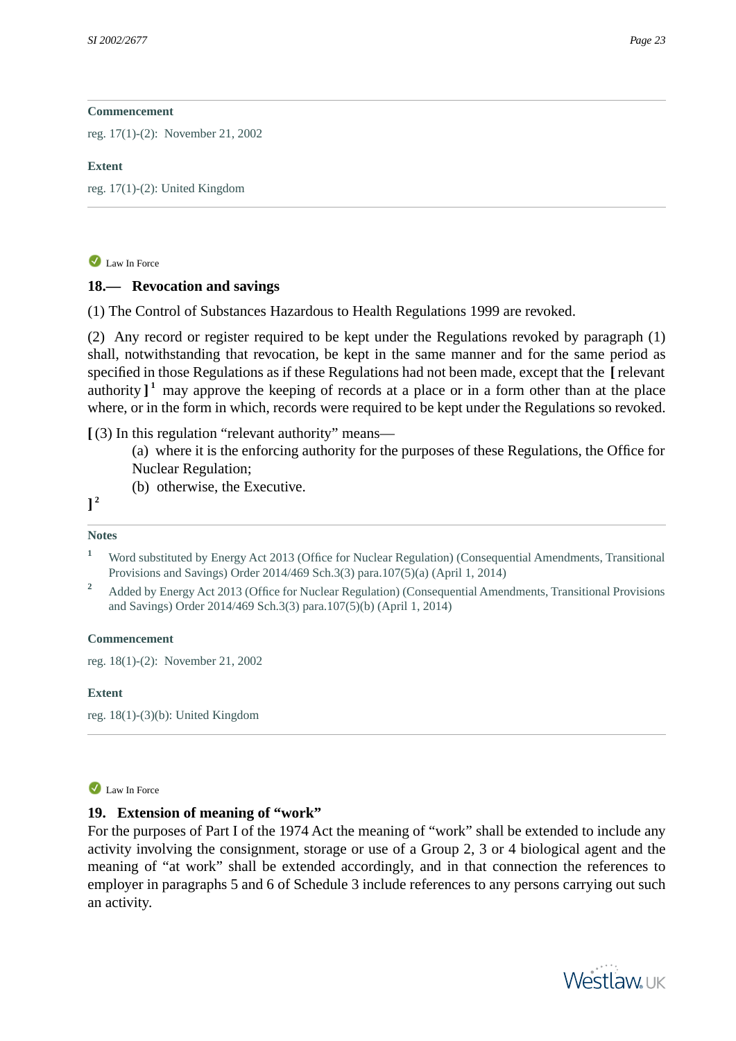**Commencement**

reg. 17(1)-(2): November 21, 2002

**Extent**

reg. 17(1)-(2): United Kingdom

---

Law In Force

## 18.— Revocation and savings

(1) The Control of Substances Hazardous to Health Regulations 1999 are revoked.

(2) Any record or register required to be kept under the Regulations revoked by paragraph (1) shall, notwithstanding that revocation, be kept in the same manner and for the same period as specified in those Regulations as if these Regulations had not been made, except that the [ relevant authority ] [1] may approve the keeping of records at a place or in a form other than at the place where, or in the form in which, records were required to be kept under the Regulations so revoked.

[ (3) In this regulation "relevant authority" means—

(a) where it is the enforcing authority for the purposes of these Regulations, the Office for Nuclear Regulation;

(b) otherwise, the Executive.

] [2]

**Notes**

[1] Word substituted by Energy Act 2013 (Office for Nuclear Regulation) (Consequential Amendments, Transitional Provisions and Savings) Order 2014/469 Sch.3(3) para.107(5)(a) (April 1, 2014)

[2] Added by Energy Act 2013 (Office for Nuclear Regulation) (Consequential Amendments, Transitional Provisions and Savings) Order 2014/469 Sch.3(3) para.107(5)(b) (April 1, 2014)

**Commencement**

reg. 18(1)-(2): November 21, 2002

**Extent**

reg. 18(1)-(3)(b): United Kingdom

---

Law In Force

## 19. Extension of meaning of "work"

For the purposes of Part I of the 1974 Act the meaning of "work" shall be extended to include any activity involving the consignment, storage or use of a Group 2, 3 or 4 biological agent and the meaning of "at work" shall be extended accordingly, and in that connection the references to employer in paragraphs 5 and 6 of Schedule 3 include references to any persons carrying out such an activity.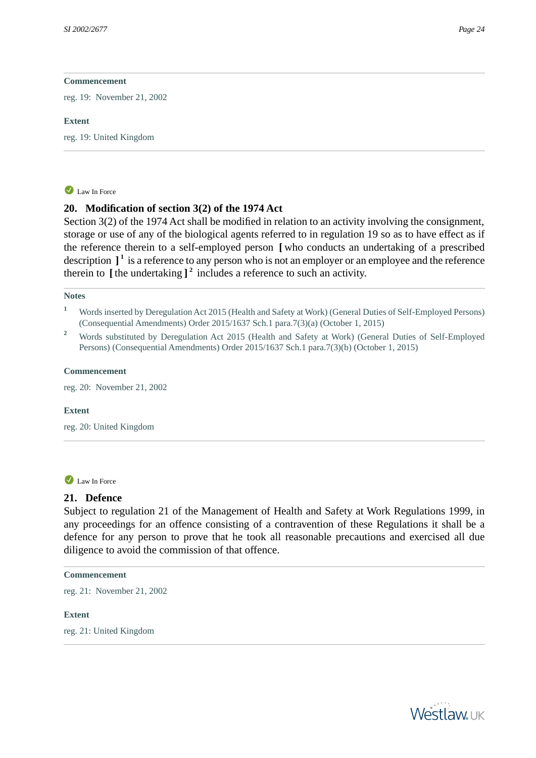**Commencement**

reg. 19: November 21, 2002

**Extent**

reg. 19: United Kingdom

Law In Force

## 20. Modification of section 3(2) of the 1974 Act

Section 3(2) of the 1974 Act shall be modified in relation to an activity involving the consignment, storage or use of any of the biological agents referred to in regulation 19 so as to have effect as if the reference therein to a self-employed person [ who conducts an undertaking of a prescribed description ] [1] is a reference to any person who is not an employer or an employee and the reference therein to [ the undertaking ] [2] includes a reference to such an activity.

**Notes**

1. Words inserted by Deregulation Act 2015 (Health and Safety at Work) (General Duties of Self-Employed Persons) (Consequential Amendments) Order 2015/1637 Sch.1 para.7(3)(a) (October 1, 2015)
2. Words substituted by Deregulation Act 2015 (Health and Safety at Work) (General Duties of Self-Employed Persons) (Consequential Amendments) Order 2015/1637 Sch.1 para.7(3)(b) (October 1, 2015)

**Commencement**

reg. 20: November 21, 2002

**Extent**

reg. 20: United Kingdom

Law In Force

## 21. Defence

Subject to regulation 21 of the Management of Health and Safety at Work Regulations 1999, in any proceedings for an offence consisting of a contravention of these Regulations it shall be a defence for any person to prove that he took all reasonable precautions and exercised all due diligence to avoid the commission of that offence.

**Commencement**

reg. 21: November 21, 2002

**Extent**

reg. 21: United Kingdom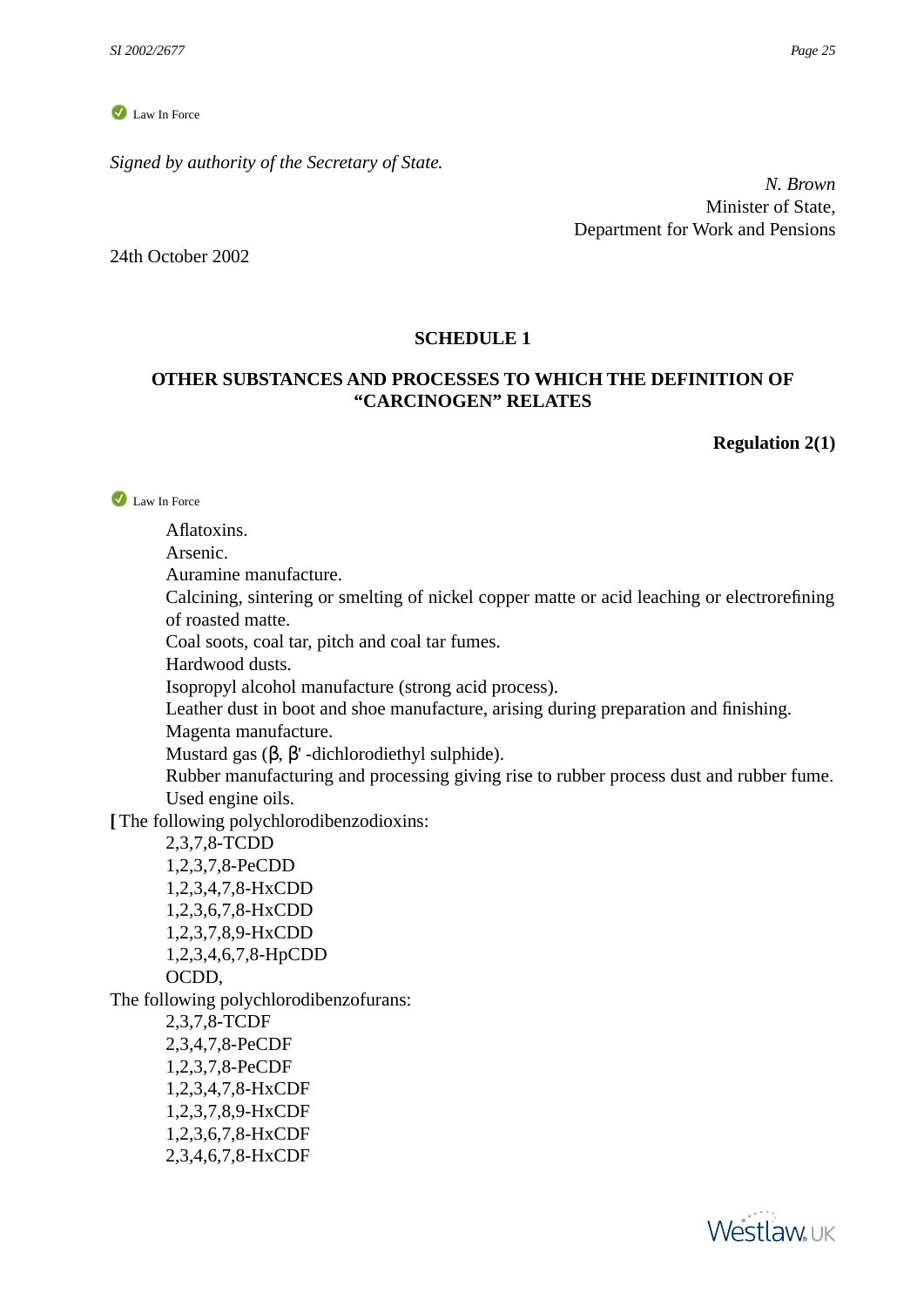Law In Force

*Signed by authority of the Secretary of State.*

*N. Brown*
Minister of State,
Department for Work and Pensions

24th October 2002

## SCHEDULE 1

## OTHER SUBSTANCES AND PROCESSES TO WHICH THE DEFINITION OF “CARCINOGEN” RELATES

**Regulation 2(1)**

Law In Force

Aflatoxins.
Arsenic.
Auramine manufacture.
Calcining, sintering or smelting of nickel copper matte or acid leaching or electrorefining of roasted matte.
Coal soots, coal tar, pitch and coal tar fumes.
Hardwood dusts.
Isopropyl alcohol manufacture (strong acid process).
Leather dust in boot and shoe manufacture, arising during preparation and finishing.
Magenta manufacture.
Mustard gas (β, β' -dichlorodiethyl sulphide).
Rubber manufacturing and processing giving rise to rubber process dust and rubber fume.
Used engine oils.

**[** The following polychlorodibenzodioxins:

2,3,7,8-TCDD
1,2,3,7,8-PeCDD
1,2,3,4,7,8-HxCDD
1,2,3,6,7,8-HxCDD
1,2,3,7,8,9-HxCDD
1,2,3,4,6,7,8-HpCDD
OCDD,

The following polychlorodibenzofurans:

2,3,7,8-TCDF
2,3,4,7,8-PeCDF
1,2,3,7,8-PeCDF
1,2,3,4,7,8-HxCDF
1,2,3,7,8,9-HxCDF
1,2,3,6,7,8-HxCDF
2,3,4,6,7,8-HxCDF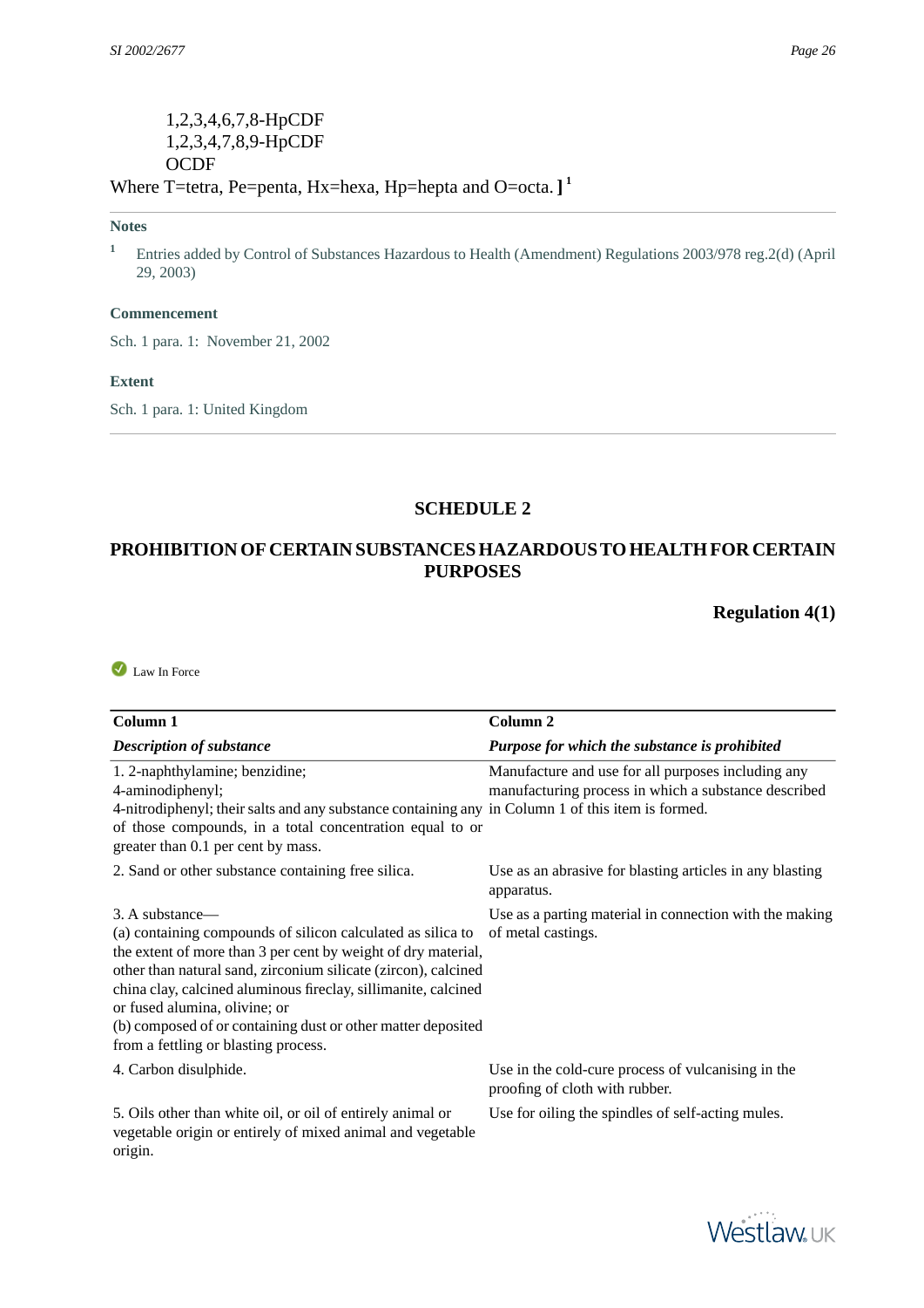1,2,3,4,6,7,8-HpCDF
1,2,3,4,7,8,9-HpCDF
OCDF

Where T=tetra, Pe=penta, Hx=hexa, Hp=hepta and O=octa. ][1]

**Notes**

[1] Entries added by Control of Substances Hazardous to Health (Amendment) Regulations 2003/978 reg.2(d) (April 29, 2003)

**Commencement**

Sch. 1 para. 1: November 21, 2002

**Extent**

Sch. 1 para. 1: United Kingdom

## SCHEDULE 2

## PROHIBITION OF CERTAIN SUBSTANCES HAZARDOUS TO HEALTH FOR CERTAIN PURPOSES

**Regulation 4(1)**

Law In Force

| Column 1 | Column 2 |
|---|---|
| *Description of substance* | *Purpose for which the substance is prohibited* |
| 1. 2-naphthylamine; benzidine; 4-aminodiphenyl; 4-nitrodiphenyl; their salts and any substance containing any of those compounds, in a total concentration equal to or greater than 0.1 per cent by mass. | Manufacture and use for all purposes including any manufacturing process in which a substance described in Column 1 of this item is formed. |
| 2. Sand or other substance containing free silica. | Use as an abrasive for blasting articles in any blasting apparatus. |
| 3. A substance— (a) containing compounds of silicon calculated as silica to the extent of more than 3 per cent by weight of dry material, other than natural sand, zirconium silicate (zircon), calcined china clay, calcined aluminous fireclay, sillimanite, calcined or fused alumina, olivine; or (b) composed of or containing dust or other matter deposited from a fettling or blasting process. | Use as a parting material in connection with the making of metal castings. |
| 4. Carbon disulphide. | Use in the cold-cure process of vulcanising in the proofing of cloth with rubber. |
| 5. Oils other than white oil, or oil of entirely animal or vegetable origin or entirely of mixed animal and vegetable origin. | Use for oiling the spindles of self-acting mules. |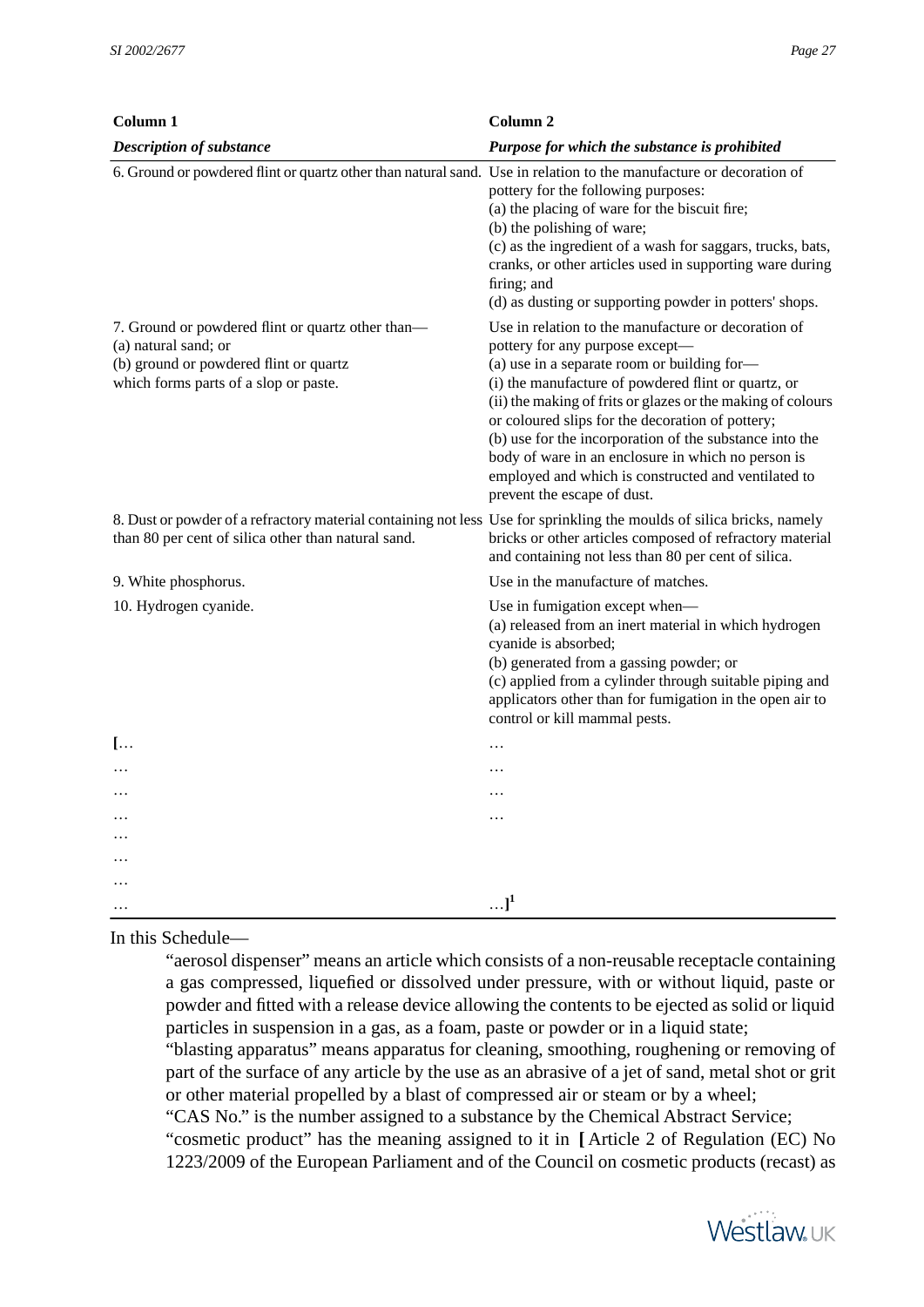| Column 1 | Column 2 |
| --- | --- |
| *Description of substance* | *Purpose for which the substance is prohibited* |
| 6. Ground or powdered flint or quartz other than natural sand. | Use in relation to the manufacture or decoration of pottery for the following purposes: (a) the placing of ware for the biscuit fire; (b) the polishing of ware; (c) as the ingredient of a wash for saggars, trucks, bats, cranks, or other articles used in supporting ware during firing; and (d) as dusting or supporting powder in potters' shops. |
| 7. Ground or powdered flint or quartz other than— (a) natural sand; or (b) ground or powdered flint or quartz which forms parts of a slop or paste. | Use in relation to the manufacture or decoration of pottery for any purpose except— (a) use in a separate room or building for— (i) the manufacture of powdered flint or quartz, or (ii) the making of frits or glazes or the making of colours or coloured slips for the decoration of pottery; (b) use for the incorporation of the substance into the body of ware in an enclosure in which no person is employed and which is constructed and ventilated to prevent the escape of dust. |
| 8. Dust or powder of a refractory material containing not less than 80 per cent of silica other than natural sand. | Use for sprinkling the moulds of silica bricks, namely bricks or other articles composed of refractory material and containing not less than 80 per cent of silica. |
| 9. White phosphorus. | Use in the manufacture of matches. |
| 10. Hydrogen cyanide. | Use in fumigation except when— (a) released from an inert material in which hydrogen cyanide is absorbed; (b) generated from a gassing powder; or (c) applied from a cylinder through suitable piping and applicators other than for fumigation in the open air to control or kill mammal pests. |
| [… | … |
| … | … |
| … | … |
| … | … |
| … | |
| … | |
| … | |
| … | …][1] |

In this Schedule—

"aerosol dispenser" means an article which consists of a non-reusable receptacle containing a gas compressed, liquefied or dissolved under pressure, with or without liquid, paste or powder and fitted with a release device allowing the contents to be ejected as solid or liquid particles in suspension in a gas, as a foam, paste or powder or in a liquid state;

"blasting apparatus" means apparatus for cleaning, smoothing, roughening or removing of part of the surface of any article by the use as an abrasive of a jet of sand, metal shot or grit or other material propelled by a blast of compressed air or steam or by a wheel;

"CAS No." is the number assigned to a substance by the Chemical Abstract Service;

"cosmetic product" has the meaning assigned to it in [Article 2 of Regulation (EC) No 1223/2009 of the European Parliament and of the Council on cosmetic products (recast) as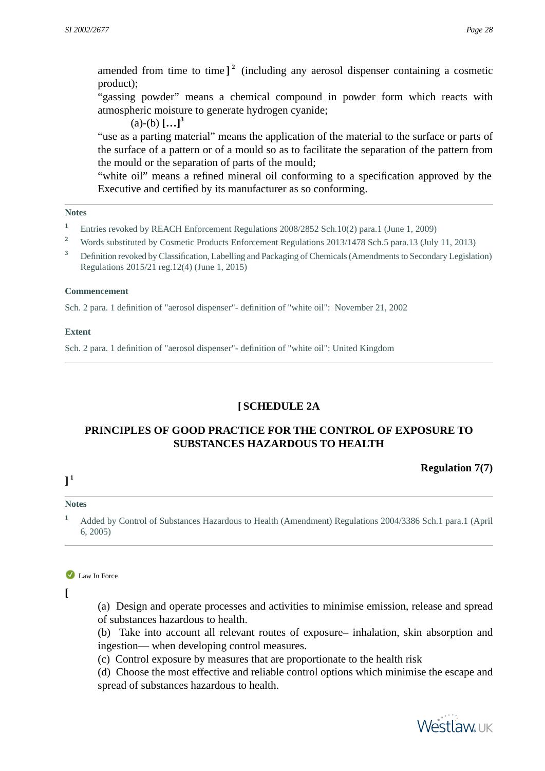amended from time to time ][2] (including any aerosol dispenser containing a cosmetic product);

“gassing powder” means a chemical compound in powder form which reacts with atmospheric moisture to generate hydrogen cyanide;

(a)-(b) **[…]**[3]

“use as a parting material” means the application of the material to the surface or parts of the surface of a pattern or of a mould so as to facilitate the separation of the pattern from the mould or the separation of parts of the mould;

“white oil” means a refined mineral oil conforming to a specification approved by the Executive and certified by its manufacturer as so conforming.

**Notes**

1. Entries revoked by REACH Enforcement Regulations 2008/2852 Sch.10(2) para.1 (June 1, 2009)
2. Words substituted by Cosmetic Products Enforcement Regulations 2013/1478 Sch.5 para.13 (July 11, 2013)
3. Definition revoked by Classification, Labelling and Packaging of Chemicals (Amendments to Secondary Legislation) Regulations 2015/21 reg.12(4) (June 1, 2015)

**Commencement**

Sch. 2 para. 1 definition of "aerosol dispenser"- definition of "white oil": November 21, 2002

**Extent**

Sch. 2 para. 1 definition of "aerosol dispenser"- definition of "white oil": United Kingdom

## [ SCHEDULE 2A

## PRINCIPLES OF GOOD PRACTICE FOR THE CONTROL OF EXPOSURE TO SUBSTANCES HAZARDOUS TO HEALTH

**Regulation 7(7)**

][1]

**Notes**

1. Added by Control of Substances Hazardous to Health (Amendment) Regulations 2004/3386 Sch.1 para.1 (April 6, 2005)

Law In Force

[

(a) Design and operate processes and activities to minimise emission, release and spread of substances hazardous to health.

(b) Take into account all relevant routes of exposure– inhalation, skin absorption and ingestion— when developing control measures.

(c) Control exposure by measures that are proportionate to the health risk

(d) Choose the most effective and reliable control options which minimise the escape and spread of substances hazardous to health.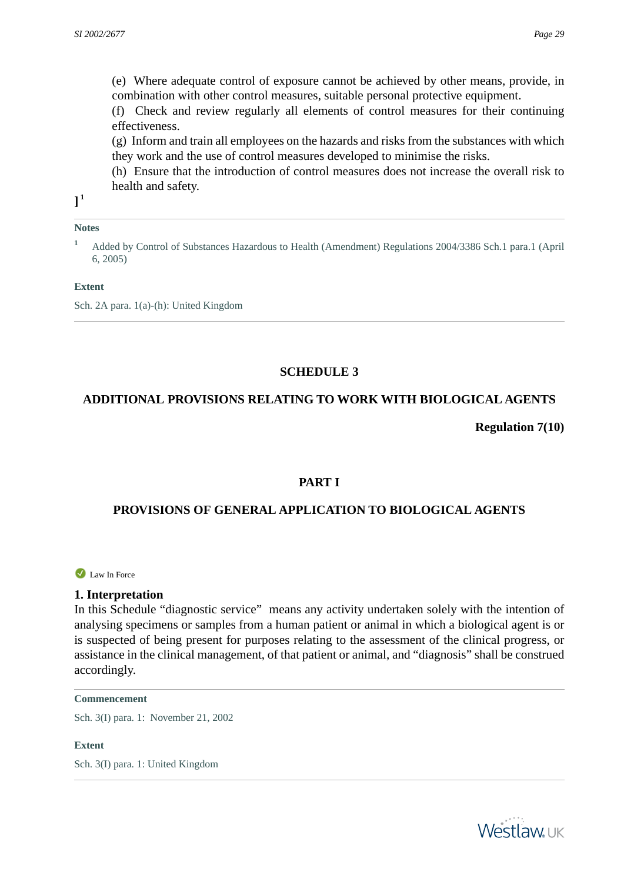(e) Where adequate control of exposure cannot be achieved by other means, provide, in combination with other control measures, suitable personal protective equipment.

(f) Check and review regularly all elements of control measures for their continuing effectiveness.

(g) Inform and train all employees on the hazards and risks from the substances with which they work and the use of control measures developed to minimise the risks.

(h) Ensure that the introduction of control measures does not increase the overall risk to health and safety.

][1]

**Notes**

1 Added by Control of Substances Hazardous to Health (Amendment) Regulations 2004/3386 Sch.1 para.1 (April 6, 2005)

**Extent**

Sch. 2A para. 1(a)-(h): United Kingdom

## SCHEDULE 3

## ADDITIONAL PROVISIONS RELATING TO WORK WITH BIOLOGICAL AGENTS

**Regulation 7(10)**

## PART I

## PROVISIONS OF GENERAL APPLICATION TO BIOLOGICAL AGENTS

Law In Force

### 1. Interpretation

In this Schedule "diagnostic service" means any activity undertaken solely with the intention of analysing specimens or samples from a human patient or animal in which a biological agent is or is suspected of being present for purposes relating to the assessment of the clinical progress, or assistance in the clinical management, of that patient or animal, and "diagnosis" shall be construed accordingly.

**Commencement**

Sch. 3(I) para. 1: November 21, 2002

**Extent**

Sch. 3(I) para. 1: United Kingdom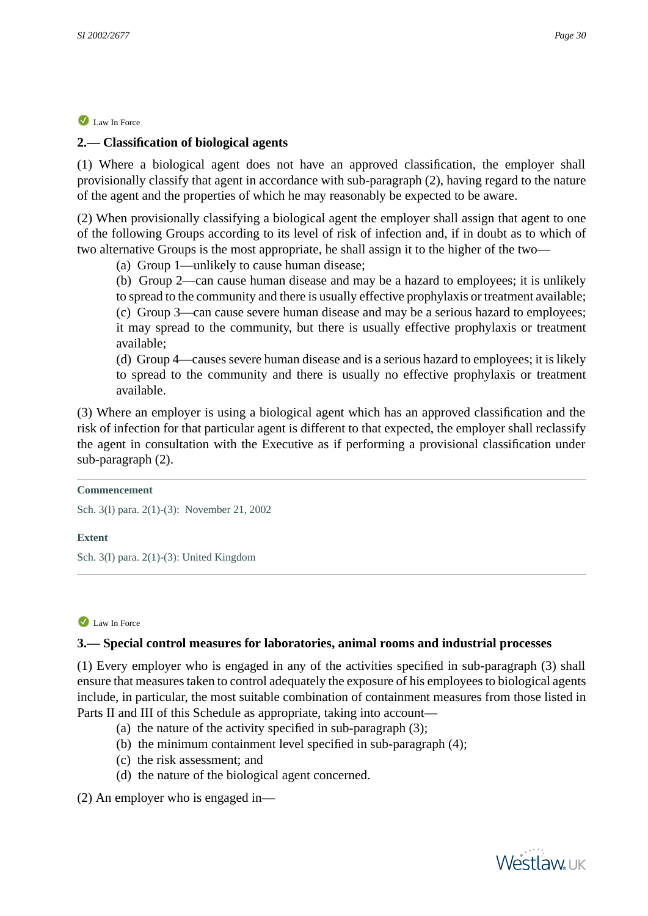Law In Force

## 2.— Classification of biological agents

(1) Where a biological agent does not have an approved classification, the employer shall provisionally classify that agent in accordance with sub-paragraph (2), having regard to the nature of the agent and the properties of which he may reasonably be expected to be aware.

(2) When provisionally classifying a biological agent the employer shall assign that agent to one of the following Groups according to its level of risk of infection and, if in doubt as to which of two alternative Groups is the most appropriate, he shall assign it to the higher of the two—

(a) Group 1—unlikely to cause human disease;

(b) Group 2—can cause human disease and may be a hazard to employees; it is unlikely to spread to the community and there is usually effective prophylaxis or treatment available;

(c) Group 3—can cause severe human disease and may be a serious hazard to employees; it may spread to the community, but there is usually effective prophylaxis or treatment available;

(d) Group 4—causes severe human disease and is a serious hazard to employees; it is likely to spread to the community and there is usually no effective prophylaxis or treatment available.

(3) Where an employer is using a biological agent which has an approved classification and the risk of infection for that particular agent is different to that expected, the employer shall reclassify the agent in consultation with the Executive as if performing a provisional classification under sub-paragraph (2).

**Commencement**

Sch. 3(I) para. 2(1)-(3): November 21, 2002

**Extent**

Sch. 3(I) para. 2(1)-(3): United Kingdom

Law In Force

## 3.— Special control measures for laboratories, animal rooms and industrial processes

(1) Every employer who is engaged in any of the activities specified in sub-paragraph (3) shall ensure that measures taken to control adequately the exposure of his employees to biological agents include, in particular, the most suitable combination of containment measures from those listed in Parts II and III of this Schedule as appropriate, taking into account—

(a) the nature of the activity specified in sub-paragraph (3);

(b) the minimum containment level specified in sub-paragraph (4);

(c) the risk assessment; and

(d) the nature of the biological agent concerned.

(2) An employer who is engaged in—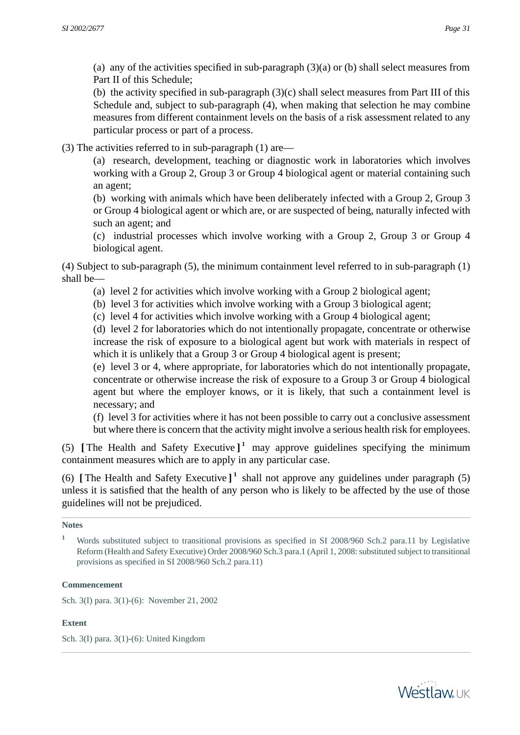(a) any of the activities specified in sub-paragraph (3)(a) or (b) shall select measures from Part II of this Schedule;

(b) the activity specified in sub-paragraph (3)(c) shall select measures from Part III of this Schedule and, subject to sub-paragraph (4), when making that selection he may combine measures from different containment levels on the basis of a risk assessment related to any particular process or part of a process.

(3) The activities referred to in sub-paragraph (1) are—

(a) research, development, teaching or diagnostic work in laboratories which involves working with a Group 2, Group 3 or Group 4 biological agent or material containing such an agent;

(b) working with animals which have been deliberately infected with a Group 2, Group 3 or Group 4 biological agent or which are, or are suspected of being, naturally infected with such an agent; and

(c) industrial processes which involve working with a Group 2, Group 3 or Group 4 biological agent.

(4) Subject to sub-paragraph (5), the minimum containment level referred to in sub-paragraph (1) shall be—

(a) level 2 for activities which involve working with a Group 2 biological agent;

(b) level 3 for activities which involve working with a Group 3 biological agent;

(c) level 4 for activities which involve working with a Group 4 biological agent;

(d) level 2 for laboratories which do not intentionally propagate, concentrate or otherwise increase the risk of exposure to a biological agent but work with materials in respect of which it is unlikely that a Group 3 or Group 4 biological agent is present;

(e) level 3 or 4, where appropriate, for laboratories which do not intentionally propagate, concentrate or otherwise increase the risk of exposure to a Group 3 or Group 4 biological agent but where the employer knows, or it is likely, that such a containment level is necessary; and

(f) level 3 for activities where it has not been possible to carry out a conclusive assessment but where there is concern that the activity might involve a serious health risk for employees.

(5) [The Health and Safety Executive ][1] may approve guidelines specifying the minimum containment measures which are to apply in any particular case.

(6) [The Health and Safety Executive ][1] shall not approve any guidelines under paragraph (5) unless it is satisfied that the health of any person who is likely to be affected by the use of those guidelines will not be prejudiced.

**Notes**

[1] Words substituted subject to transitional provisions as specified in SI 2008/960 Sch.2 para.11 by Legislative Reform (Health and Safety Executive) Order 2008/960 Sch.3 para.1 (April 1, 2008: substituted subject to transitional provisions as specified in SI 2008/960 Sch.2 para.11)

**Commencement**

Sch. 3(I) para. 3(1)-(6): November 21, 2002

**Extent**

Sch. 3(I) para. 3(1)-(6): United Kingdom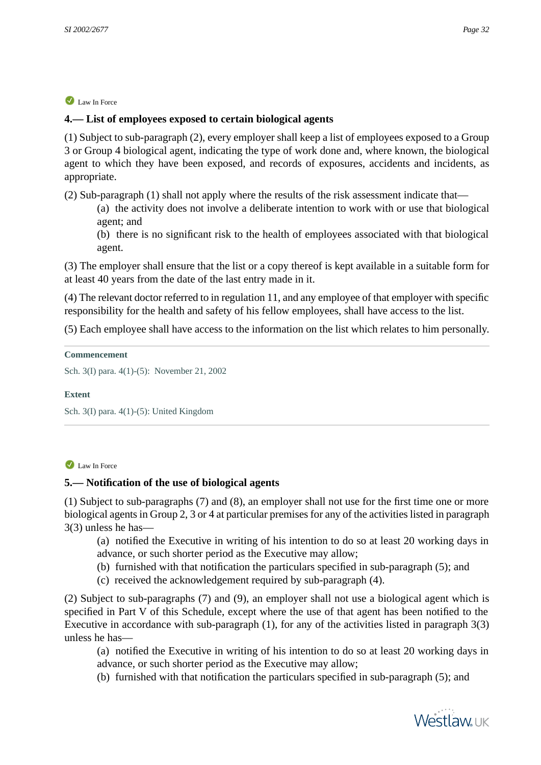Law In Force

### 4.— List of employees exposed to certain biological agents

(1) Subject to sub-paragraph (2), every employer shall keep a list of employees exposed to a Group 3 or Group 4 biological agent, indicating the type of work done and, where known, the biological agent to which they have been exposed, and records of exposures, accidents and incidents, as appropriate.

(2) Sub-paragraph (1) shall not apply where the results of the risk assessment indicate that—

(a) the activity does not involve a deliberate intention to work with or use that biological agent; and

(b) there is no significant risk to the health of employees associated with that biological agent.

(3) The employer shall ensure that the list or a copy thereof is kept available in a suitable form for at least 40 years from the date of the last entry made in it.

(4) The relevant doctor referred to in regulation 11, and any employee of that employer with specific responsibility for the health and safety of his fellow employees, shall have access to the list.

(5) Each employee shall have access to the information on the list which relates to him personally.

**Commencement**

Sch. 3(I) para. 4(1)-(5): November 21, 2002

**Extent**

Sch. 3(I) para. 4(1)-(5): United Kingdom

Law In Force

### 5.— Notification of the use of biological agents

(1) Subject to sub-paragraphs (7) and (8), an employer shall not use for the first time one or more biological agents in Group 2, 3 or 4 at particular premises for any of the activities listed in paragraph 3(3) unless he has—

(a) notified the Executive in writing of his intention to do so at least 20 working days in advance, or such shorter period as the Executive may allow;

(b) furnished with that notification the particulars specified in sub-paragraph (5); and

(c) received the acknowledgement required by sub-paragraph (4).

(2) Subject to sub-paragraphs (7) and (9), an employer shall not use a biological agent which is specified in Part V of this Schedule, except where the use of that agent has been notified to the Executive in accordance with sub-paragraph (1), for any of the activities listed in paragraph 3(3) unless he has—

(a) notified the Executive in writing of his intention to do so at least 20 working days in advance, or such shorter period as the Executive may allow;

(b) furnished with that notification the particulars specified in sub-paragraph (5); and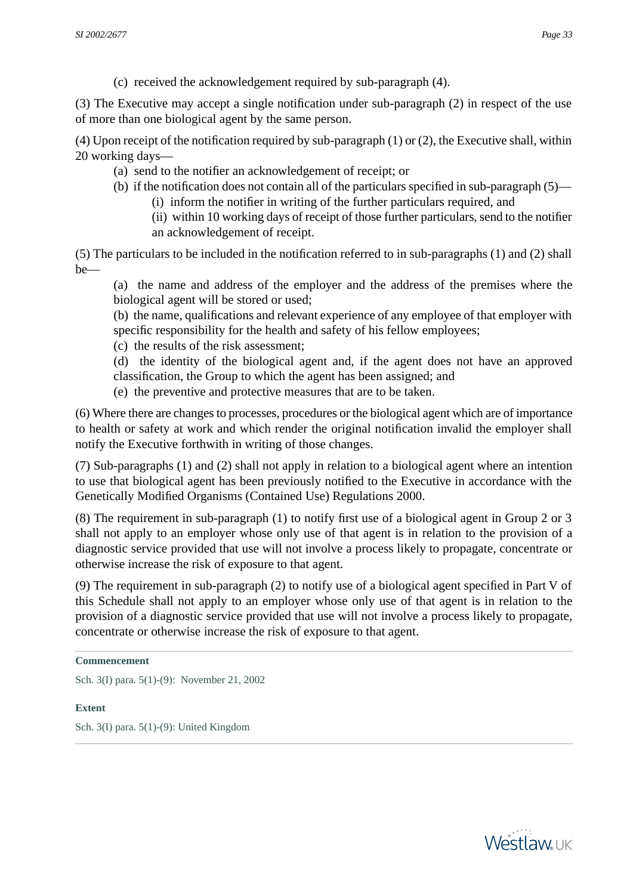(c) received the acknowledgement required by sub-paragraph (4).

(3) The Executive may accept a single notification under sub-paragraph (2) in respect of the use of more than one biological agent by the same person.

(4) Upon receipt of the notification required by sub-paragraph (1) or (2), the Executive shall, within 20 working days—

(a) send to the notifier an acknowledgement of receipt; or

(b) if the notification does not contain all of the particulars specified in sub-paragraph (5)—

(i) inform the notifier in writing of the further particulars required, and

(ii) within 10 working days of receipt of those further particulars, send to the notifier an acknowledgement of receipt.

(5) The particulars to be included in the notification referred to in sub-paragraphs (1) and (2) shall be—

(a) the name and address of the employer and the address of the premises where the biological agent will be stored or used;

(b) the name, qualifications and relevant experience of any employee of that employer with specific responsibility for the health and safety of his fellow employees;

(c) the results of the risk assessment;

(d) the identity of the biological agent and, if the agent does not have an approved classification, the Group to which the agent has been assigned; and

(e) the preventive and protective measures that are to be taken.

(6) Where there are changes to processes, procedures or the biological agent which are of importance to health or safety at work and which render the original notification invalid the employer shall notify the Executive forthwith in writing of those changes.

(7) Sub-paragraphs (1) and (2) shall not apply in relation to a biological agent where an intention to use that biological agent has been previously notified to the Executive in accordance with the Genetically Modified Organisms (Contained Use) Regulations 2000.

(8) The requirement in sub-paragraph (1) to notify first use of a biological agent in Group 2 or 3 shall not apply to an employer whose only use of that agent is in relation to the provision of a diagnostic service provided that use will not involve a process likely to propagate, concentrate or otherwise increase the risk of exposure to that agent.

(9) The requirement in sub-paragraph (2) to notify use of a biological agent specified in Part V of this Schedule shall not apply to an employer whose only use of that agent is in relation to the provision of a diagnostic service provided that use will not involve a process likely to propagate, concentrate or otherwise increase the risk of exposure to that agent.

**Commencement**

Sch. 3(I) para. 5(1)-(9): November 21, 2002

**Extent**

Sch. 3(I) para. 5(1)-(9): United Kingdom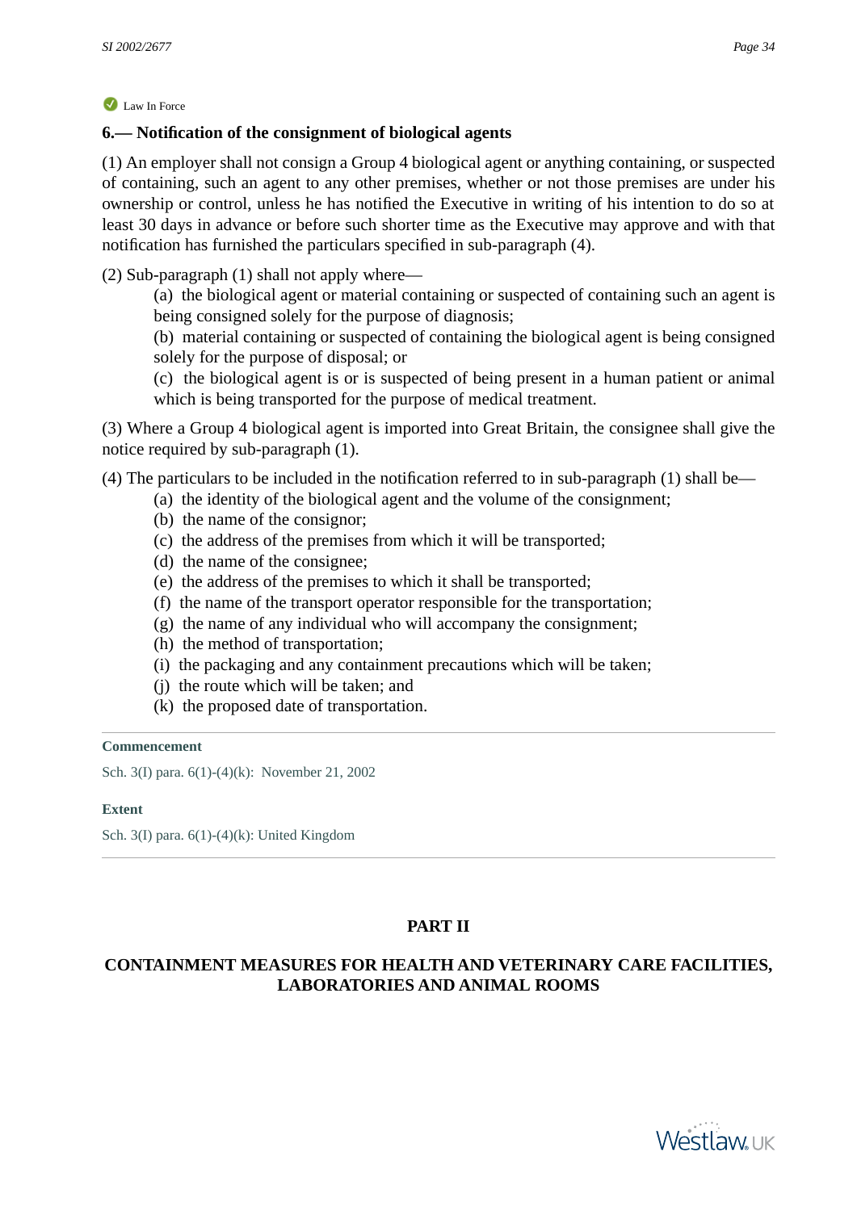Law In Force

### 6.— Notification of the consignment of biological agents

(1) An employer shall not consign a Group 4 biological agent or anything containing, or suspected of containing, such an agent to any other premises, whether or not those premises are under his ownership or control, unless he has notified the Executive in writing of his intention to do so at least 30 days in advance or before such shorter time as the Executive may approve and with that notification has furnished the particulars specified in sub-paragraph (4).

(2) Sub-paragraph (1) shall not apply where—

(a) the biological agent or material containing or suspected of containing such an agent is being consigned solely for the purpose of diagnosis;

(b) material containing or suspected of containing the biological agent is being consigned solely for the purpose of disposal; or

(c) the biological agent is or is suspected of being present in a human patient or animal which is being transported for the purpose of medical treatment.

(3) Where a Group 4 biological agent is imported into Great Britain, the consignee shall give the notice required by sub-paragraph (1).

(4) The particulars to be included in the notification referred to in sub-paragraph (1) shall be—

(a) the identity of the biological agent and the volume of the consignment;

(b) the name of the consignor;

(c) the address of the premises from which it will be transported;

(d) the name of the consignee;

(e) the address of the premises to which it shall be transported;

(f) the name of the transport operator responsible for the transportation;

(g) the name of any individual who will accompany the consignment;

(h) the method of transportation;

(i) the packaging and any containment precautions which will be taken;

(j) the route which will be taken; and

(k) the proposed date of transportation.

**Commencement**

Sch. 3(I) para. 6(1)-(4)(k): November 21, 2002

**Extent**

Sch. 3(I) para. 6(1)-(4)(k): United Kingdom

## PART II

## CONTAINMENT MEASURES FOR HEALTH AND VETERINARY CARE FACILITIES, LABORATORIES AND ANIMAL ROOMS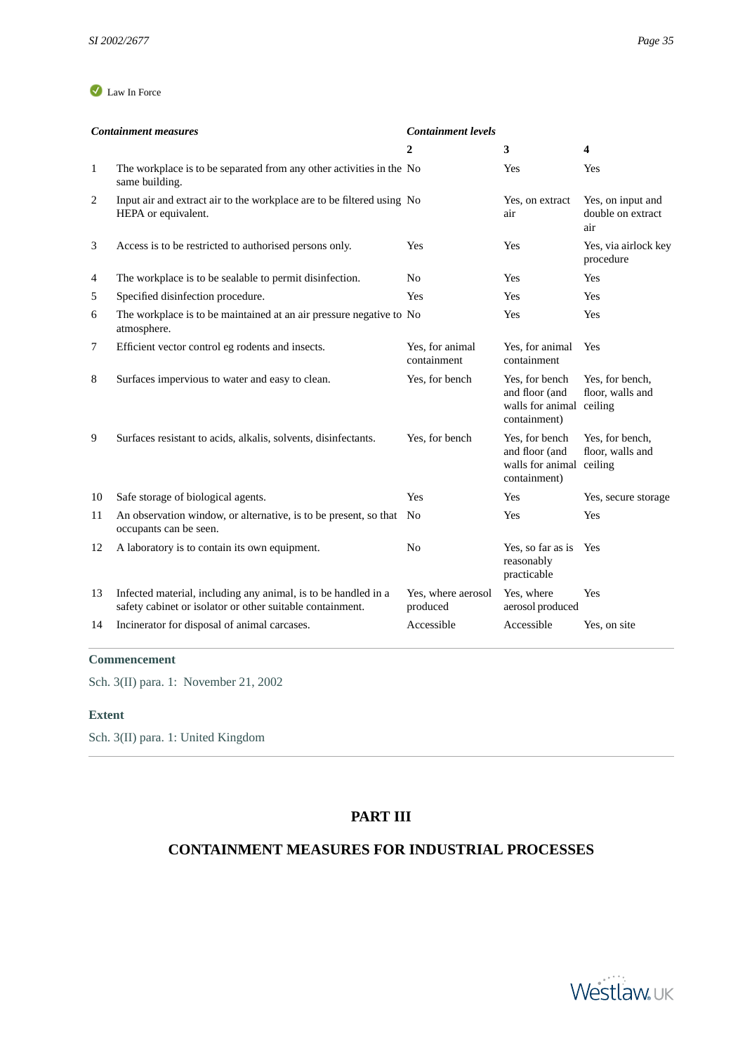Law In Force

| | *Containment measures* | *Containment levels* | | |
|---|---|---|---|---|
| | | **2** | **3** | **4** |
| 1 | The workplace is to be separated from any other activities in the same building. | No | Yes | Yes |
| 2 | Input air and extract air to the workplace are to be filtered using HEPA or equivalent. | No | Yes, on extract air | Yes, on input and double on extract air |
| 3 | Access is to be restricted to authorised persons only. | Yes | Yes | Yes, via airlock key procedure |
| 4 | The workplace is to be sealable to permit disinfection. | No | Yes | Yes |
| 5 | Specified disinfection procedure. | Yes | Yes | Yes |
| 6 | The workplace is to be maintained at an air pressure negative to atmosphere. | No | Yes | Yes |
| 7 | Efficient vector control eg rodents and insects. | Yes, for animal containment | Yes, for animal containment | Yes |
| 8 | Surfaces impervious to water and easy to clean. | Yes, for bench | Yes, for bench and floor (and walls for animal containment) | Yes, for bench, floor, walls and ceiling |
| 9 | Surfaces resistant to acids, alkalis, solvents, disinfectants. | Yes, for bench | Yes, for bench and floor (and walls for animal containment) | Yes, for bench, floor, walls and ceiling |
| 10 | Safe storage of biological agents. | Yes | Yes | Yes, secure storage |
| 11 | An observation window, or alternative, is to be present, so that occupants can be seen. | No | Yes | Yes |
| 12 | A laboratory is to contain its own equipment. | No | Yes, so far as is reasonably practicable | Yes |
| 13 | Infected material, including any animal, is to be handled in a safety cabinet or isolator or other suitable containment. | Yes, where aerosol produced | Yes, where aerosol produced | Yes |
| 14 | Incinerator for disposal of animal carcases. | Accessible | Accessible | Yes, on site |

**Commencement**

Sch. 3(II) para. 1: November 21, 2002

**Extent**

Sch. 3(II) para. 1: United Kingdom

## PART III

## CONTAINMENT MEASURES FOR INDUSTRIAL PROCESSES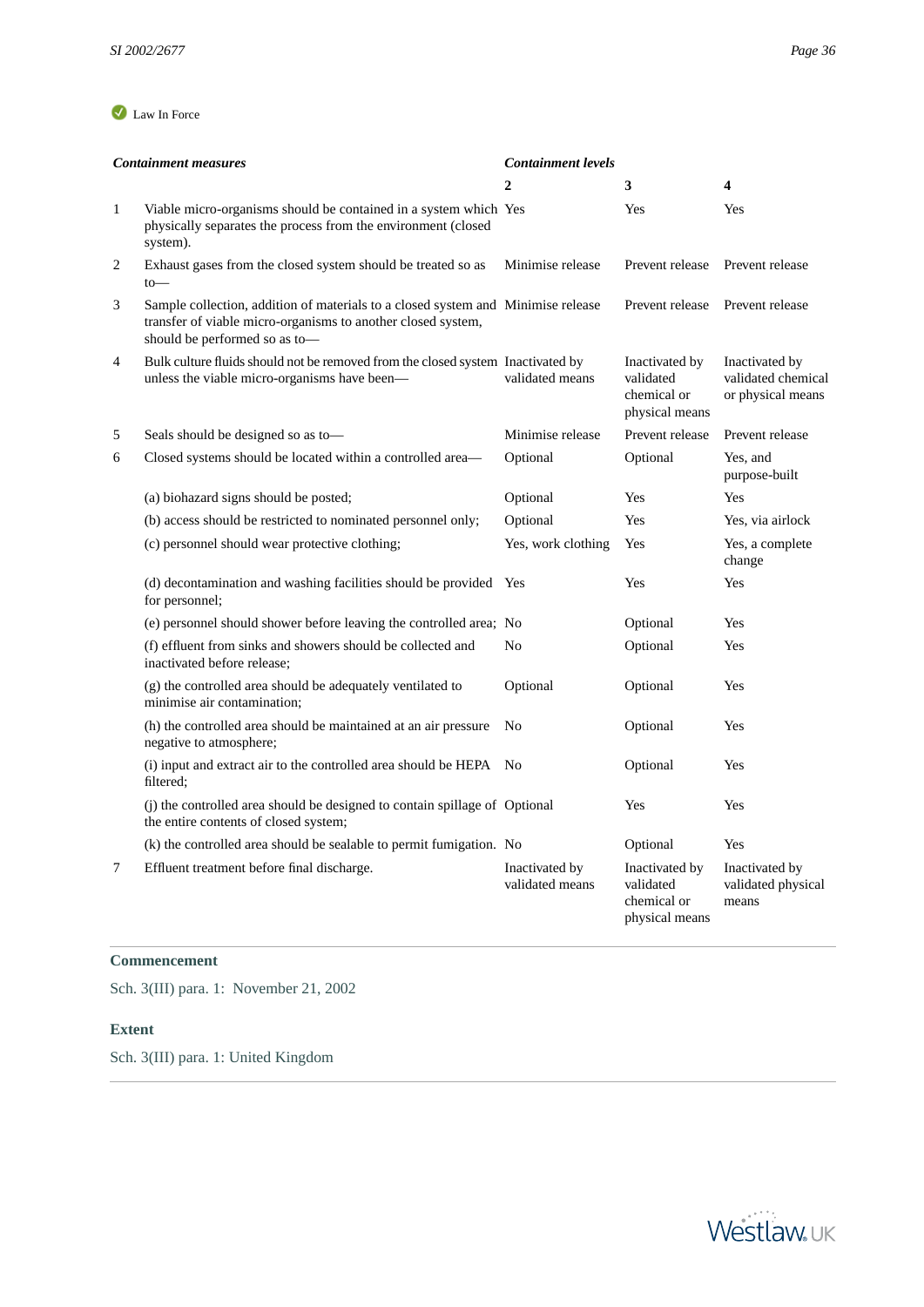Law In Force

| | *Containment measures* | *Containment levels* | | |
|---|---|---|---|---|
| | | **2** | **3** | **4** |
| 1 | Viable micro-organisms should be contained in a system which physically separates the process from the environment (closed system). | Yes | Yes | Yes |
| 2 | Exhaust gases from the closed system should be treated so as to— | Minimise release | Prevent release | Prevent release |
| 3 | Sample collection, addition of materials to a closed system and transfer of viable micro-organisms to another closed system, should be performed so as to— | Minimise release | Prevent release | Prevent release |
| 4 | Bulk culture fluids should not be removed from the closed system unless the viable micro-organisms have been— | Inactivated by validated means | Inactivated by validated chemical or physical means | Inactivated by validated chemical or physical means |
| 5 | Seals should be designed so as to— | Minimise release | Prevent release | Prevent release |
| 6 | Closed systems should be located within a controlled area— | Optional | Optional | Yes, and purpose-built |
| | (a) biohazard signs should be posted; | Optional | Yes | Yes |
| | (b) access should be restricted to nominated personnel only; | Optional | Yes | Yes, via airlock |
| | (c) personnel should wear protective clothing; | Yes, work clothing | Yes | Yes, a complete change |
| | (d) decontamination and washing facilities should be provided for personnel; | Yes | Yes | Yes |
| | (e) personnel should shower before leaving the controlled area; | No | Optional | Yes |
| | (f) effluent from sinks and showers should be collected and inactivated before release; | No | Optional | Yes |
| | (g) the controlled area should be adequately ventilated to minimise air contamination; | Optional | Optional | Yes |
| | (h) the controlled area should be maintained at an air pressure negative to atmosphere; | No | Optional | Yes |
| | (i) input and extract air to the controlled area should be HEPA filtered; | No | Optional | Yes |
| | (j) the controlled area should be designed to contain spillage of the entire contents of closed system; | Optional | Yes | Yes |
| | (k) the controlled area should be sealable to permit fumigation. | No | Optional | Yes |
| 7 | Effluent treatment before final discharge. | Inactivated by validated means | Inactivated by validated chemical or physical means | Inactivated by validated physical means |

### Commencement

Sch. 3(III) para. 1: November 21, 2002

### Extent

Sch. 3(III) para. 1: United Kingdom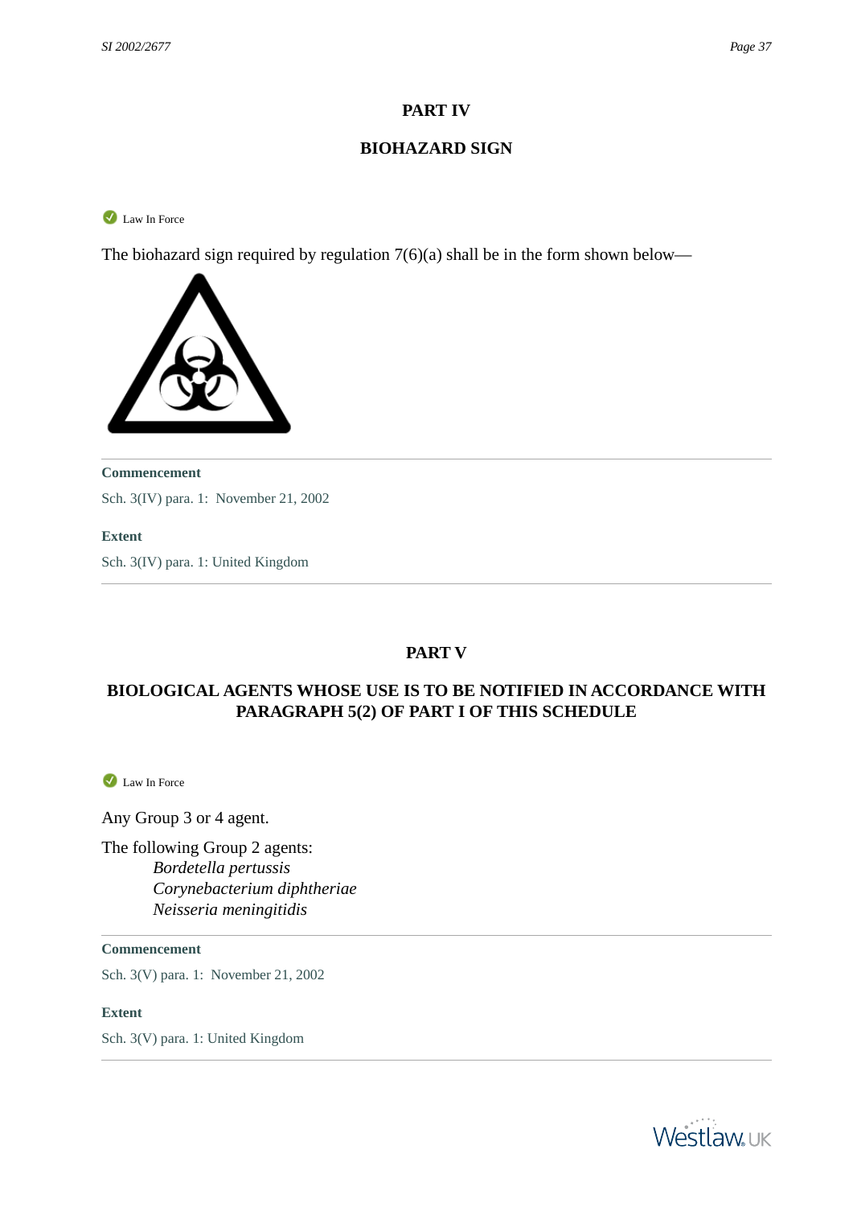## PART IV

## BIOHAZARD SIGN

Law In Force

The biohazard sign required by regulation 7(6)(a) shall be in the form shown below—

**Commencement**

Sch. 3(IV) para. 1: November 21, 2002

**Extent**

Sch. 3(IV) para. 1: United Kingdom

## PART V

## BIOLOGICAL AGENTS WHOSE USE IS TO BE NOTIFIED IN ACCORDANCE WITH PARAGRAPH 5(2) OF PART I OF THIS SCHEDULE

Law In Force

Any Group 3 or 4 agent.

The following Group 2 agents:

*Bordetella pertussis*
*Corynebacterium diphtheriae*
*Neisseria meningitidis*

**Commencement**

Sch. 3(V) para. 1: November 21, 2002

**Extent**

Sch. 3(V) para. 1: United Kingdom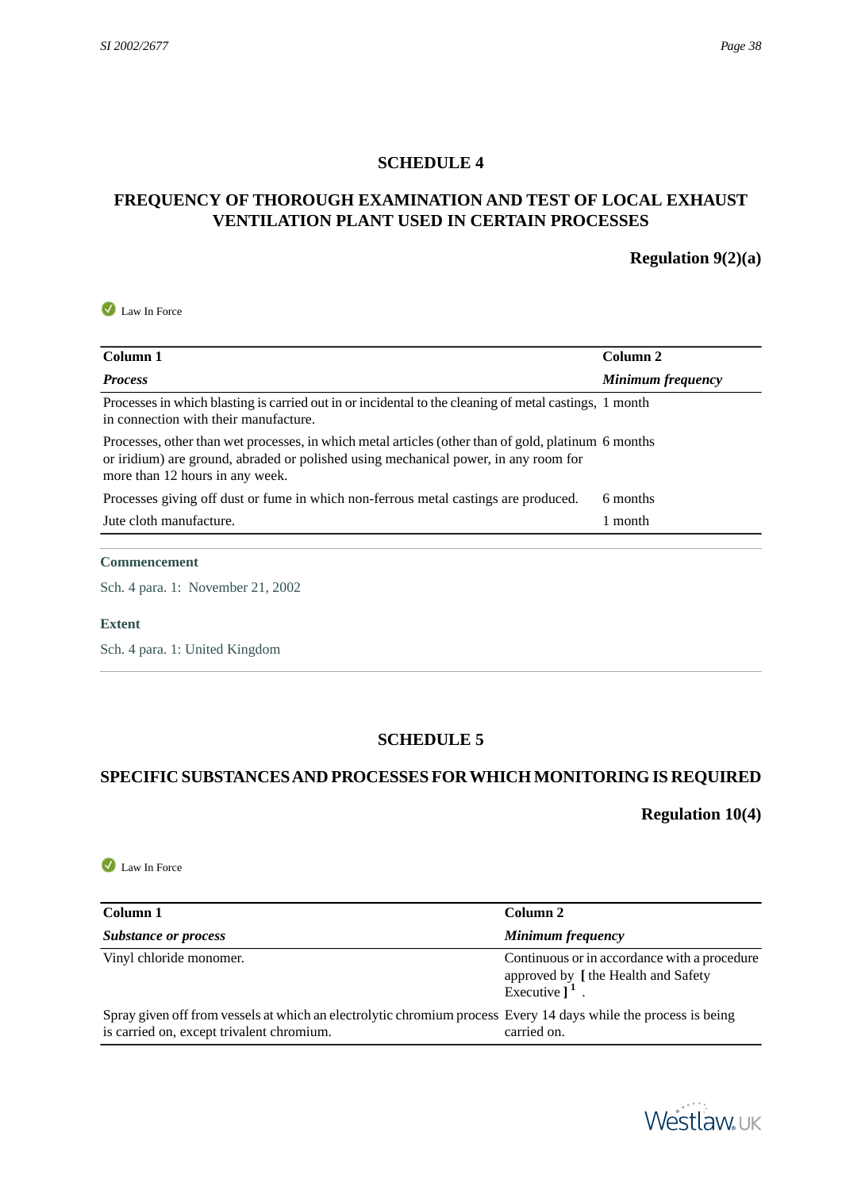## SCHEDULE 4

## FREQUENCY OF THOROUGH EXAMINATION AND TEST OF LOCAL EXHAUST VENTILATION PLANT USED IN CERTAIN PROCESSES

**Regulation 9(2)(a)**

Law In Force

| Column 1 | Column 2 |
|---|---|
| ***Process*** | ***Minimum frequency*** |
| Processes in which blasting is carried out in or incidental to the cleaning of metal castings, in connection with their manufacture. | 1 month |
| Processes, other than wet processes, in which metal articles (other than of gold, platinum or iridium) are ground, abraded or polished using mechanical power, in any room for more than 12 hours in any week. | 6 months |
| Processes giving off dust or fume in which non-ferrous metal castings are produced. | 6 months |
| Jute cloth manufacture. | 1 month |

**Commencement**

Sch. 4 para. 1: November 21, 2002

**Extent**

Sch. 4 para. 1: United Kingdom

## SCHEDULE 5

## SPECIFIC SUBSTANCES AND PROCESSES FOR WHICH MONITORING IS REQUIRED

**Regulation 10(4)**

Law In Force

| Column 1 | Column 2 |
|---|---|
| ***Substance or process*** | ***Minimum frequency*** |
| Vinyl chloride monomer. | Continuous or in accordance with a procedure approved by [ the Health and Safety Executive ] [1] . |
| Spray given off from vessels at which an electrolytic chromium process is carried on, except trivalent chromium. | Every 14 days while the process is being carried on. |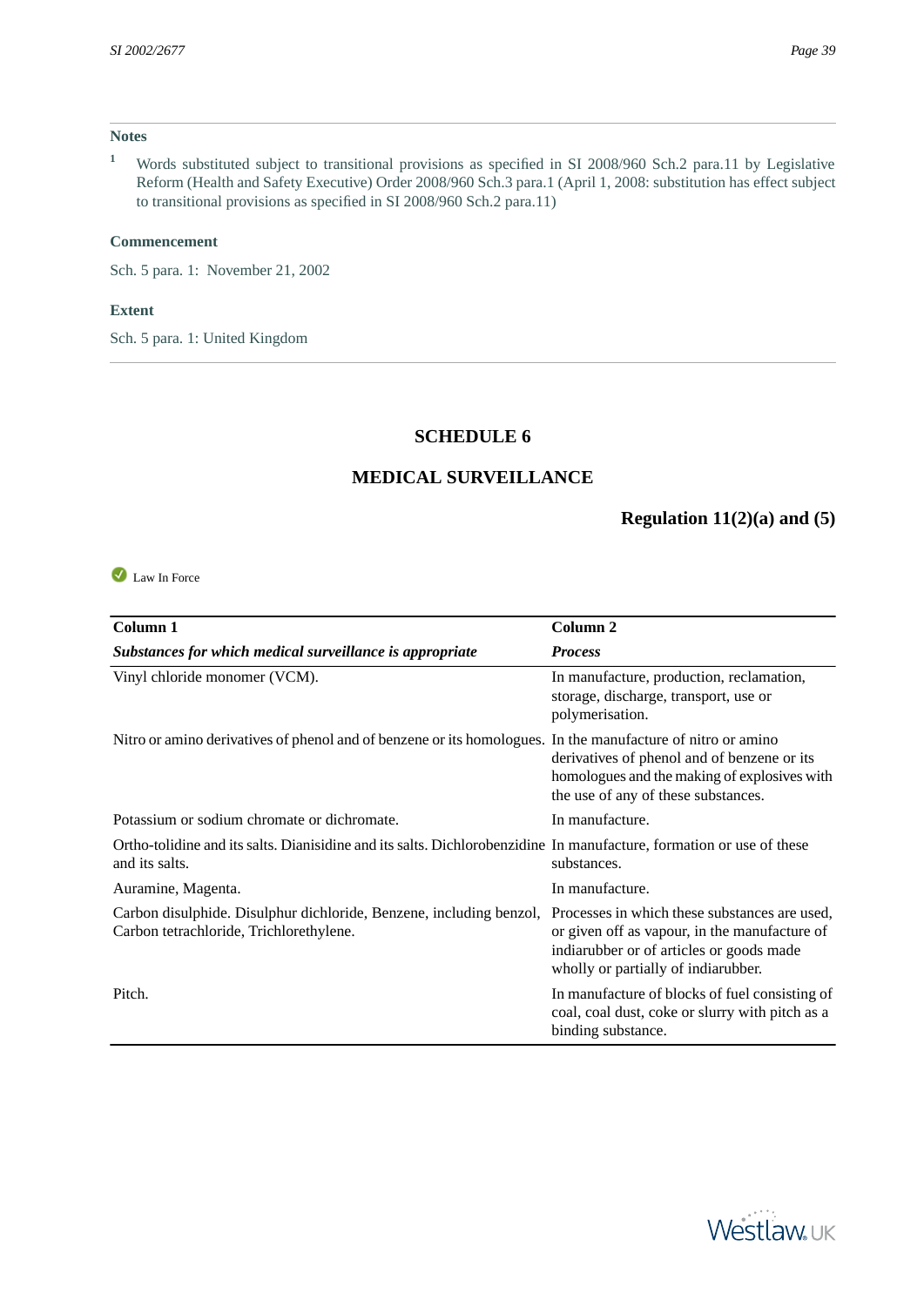**Notes**

1 Words substituted subject to transitional provisions as specified in SI 2008/960 Sch.2 para.11 by Legislative Reform (Health and Safety Executive) Order 2008/960 Sch.3 para.1 (April 1, 2008: substitution has effect subject to transitional provisions as specified in SI 2008/960 Sch.2 para.11)

**Commencement**

Sch. 5 para. 1: November 21, 2002

**Extent**

Sch. 5 para. 1: United Kingdom

## SCHEDULE 6

## MEDICAL SURVEILLANCE

**Regulation 11(2)(a) and (5)**

Law In Force

| Column 1 | Column 2 |
|---|---|
| ***Substances for which medical surveillance is appropriate*** | ***Process*** |
| Vinyl chloride monomer (VCM). | In manufacture, production, reclamation, storage, discharge, transport, use or polymerisation. |
| Nitro or amino derivatives of phenol and of benzene or its homologues. | In the manufacture of nitro or amino derivatives of phenol and of benzene or its homologues and the making of explosives with the use of any of these substances. |
| Potassium or sodium chromate or dichromate. | In manufacture. |
| Ortho-tolidine and its salts. Dianisidine and its salts. Dichlorobenzidine and its salts. | In manufacture, formation or use of these substances. |
| Auramine, Magenta. | In manufacture. |
| Carbon disulphide. Disulphur dichloride, Benzene, including benzol, Carbon tetrachloride, Trichlorethylene. | Processes in which these substances are used, or given off as vapour, in the manufacture of indiarubber or of articles or goods made wholly or partially of indiarubber. |
| Pitch. | In manufacture of blocks of fuel consisting of coal, coal dust, coke or slurry with pitch as a binding substance. |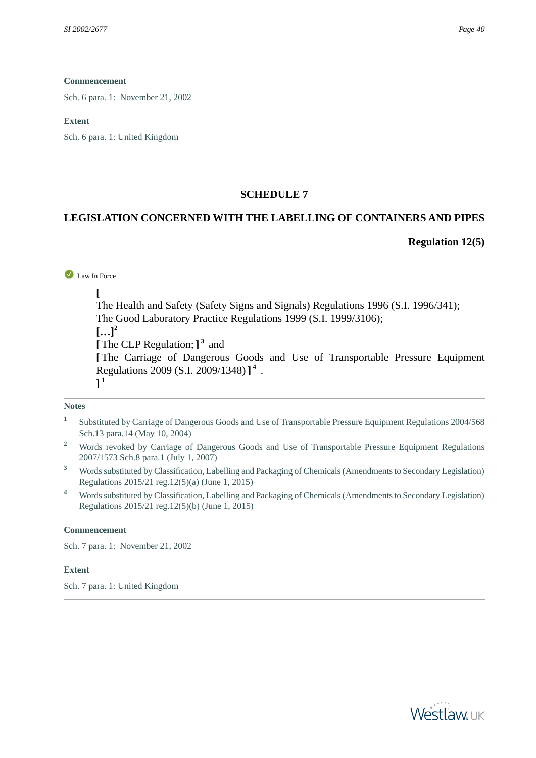**Commencement**

Sch. 6 para. 1: November 21, 2002

**Extent**

Sch. 6 para. 1: United Kingdom

## SCHEDULE 7

## LEGISLATION CONCERNED WITH THE LABELLING OF CONTAINERS AND PIPES

**Regulation 12(5)**

Law In Force

**[**
The Health and Safety (Safety Signs and Signals) Regulations 1996 (S.I. 1996/341);
The Good Laboratory Practice Regulations 1999 (S.I. 1999/3106);
**[…]**[2]
**[** The CLP Regulation; **]**[3] and
**[** The Carriage of Dangerous Goods and Use of Transportable Pressure Equipment Regulations 2009 (S.I. 2009/1348) **]**[4] .
**]**[1]

**Notes**

1. Substituted by Carriage of Dangerous Goods and Use of Transportable Pressure Equipment Regulations 2004/568 Sch.13 para.14 (May 10, 2004)
2. Words revoked by Carriage of Dangerous Goods and Use of Transportable Pressure Equipment Regulations 2007/1573 Sch.8 para.1 (July 1, 2007)
3. Words substituted by Classification, Labelling and Packaging of Chemicals (Amendments to Secondary Legislation) Regulations 2015/21 reg.12(5)(a) (June 1, 2015)
4. Words substituted by Classification, Labelling and Packaging of Chemicals (Amendments to Secondary Legislation) Regulations 2015/21 reg.12(5)(b) (June 1, 2015)

**Commencement**

Sch. 7 para. 1: November 21, 2002

**Extent**

Sch. 7 para. 1: United Kingdom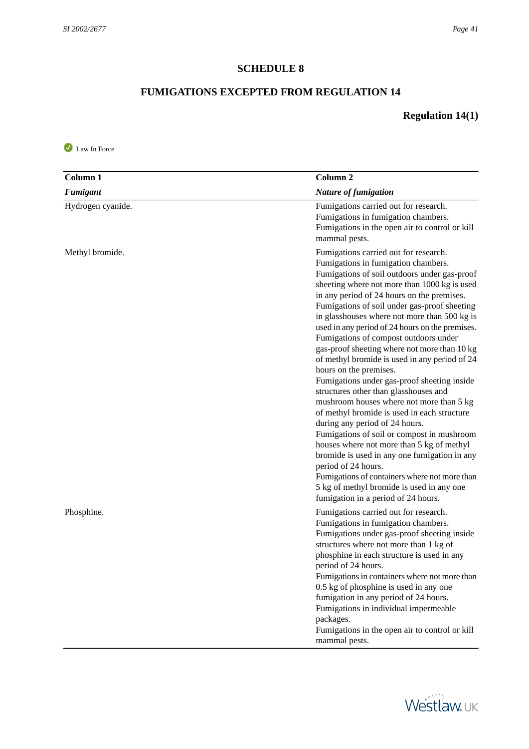# SCHEDULE 8

## FUMIGATIONS EXCEPTED FROM REGULATION 14

**Regulation 14(1)**

Law In Force

| Column 1 | Column 2 |
| --- | --- |
| ***Fumigant*** | ***Nature of fumigation*** |
| Hydrogen cyanide. | Fumigations carried out for research.<br>Fumigations in fumigation chambers.<br>Fumigations in the open air to control or kill mammal pests. |
| Methyl bromide. | Fumigations carried out for research.<br>Fumigations in fumigation chambers.<br>Fumigations of soil outdoors under gas-proof sheeting where not more than 1000 kg is used in any period of 24 hours on the premises.<br>Fumigations of soil under gas-proof sheeting in glasshouses where not more than 500 kg is used in any period of 24 hours on the premises.<br>Fumigations of compost outdoors under gas-proof sheeting where not more than 10 kg of methyl bromide is used in any period of 24 hours on the premises.<br>Fumigations under gas-proof sheeting inside structures other than glasshouses and mushroom houses where not more than 5 kg of methyl bromide is used in each structure during any period of 24 hours.<br>Fumigations of soil or compost in mushroom houses where not more than 5 kg of methyl bromide is used in any one fumigation in any period of 24 hours.<br>Fumigations of containers where not more than 5 kg of methyl bromide is used in any one fumigation in a period of 24 hours. |
| Phosphine. | Fumigations carried out for research.<br>Fumigations in fumigation chambers.<br>Fumigations under gas-proof sheeting inside structures where not more than 1 kg of phosphine in each structure is used in any period of 24 hours.<br>Fumigations in containers where not more than 0.5 kg of phosphine is used in any one fumigation in any period of 24 hours.<br>Fumigations in individual impermeable packages.<br>Fumigations in the open air to control or kill mammal pests. |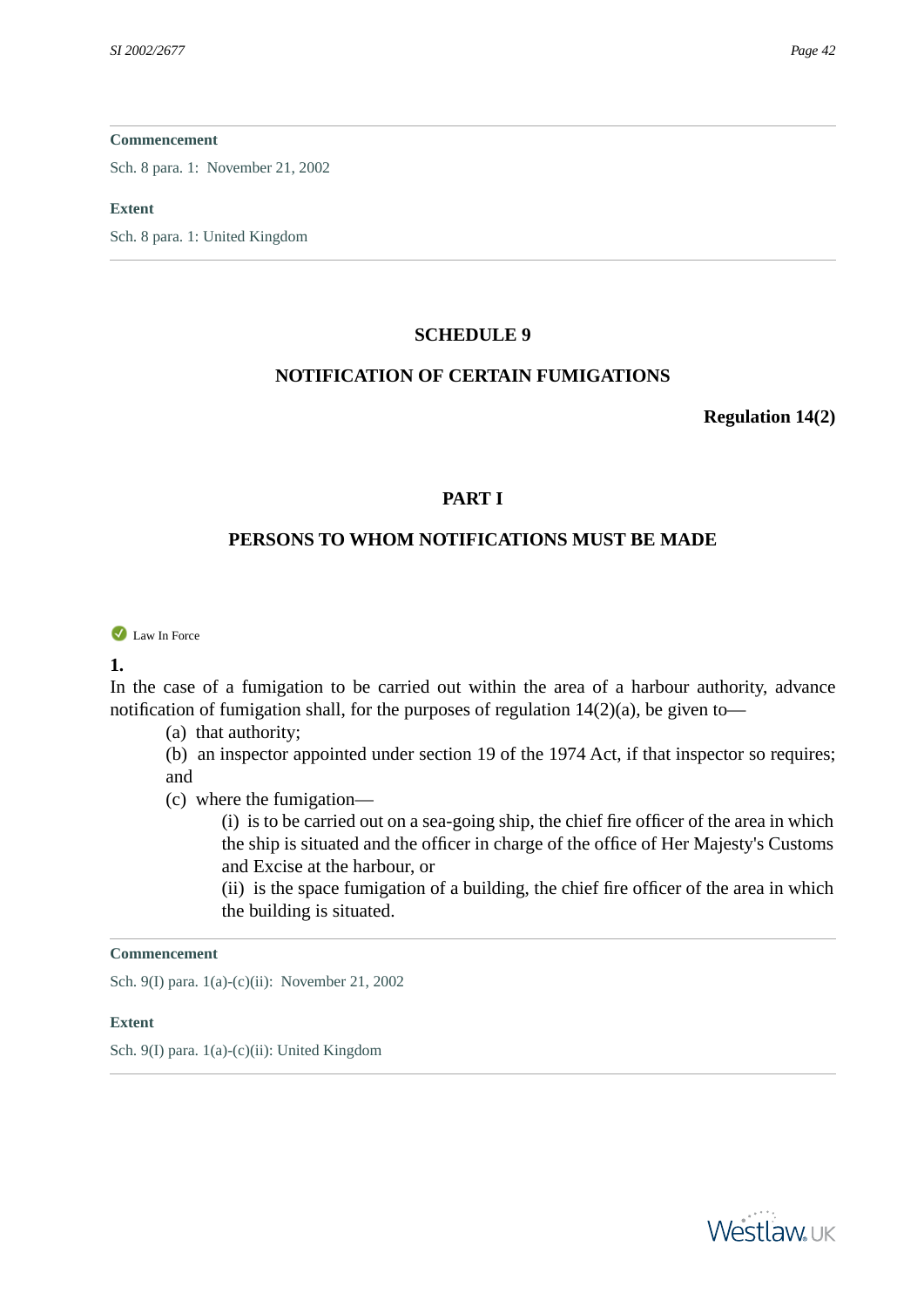**Commencement**

Sch. 8 para. 1: November 21, 2002

**Extent**

Sch. 8 para. 1: United Kingdom

## SCHEDULE 9

## NOTIFICATION OF CERTAIN FUMIGATIONS

**Regulation 14(2)**

### PART I

### PERSONS TO WHOM NOTIFICATIONS MUST BE MADE

Law In Force

**1.**

In the case of a fumigation to be carried out within the area of a harbour authority, advance notification of fumigation shall, for the purposes of regulation 14(2)(a), be given to—

- (a) that authority;
- (b) an inspector appointed under section 19 of the 1974 Act, if that inspector so requires; and
- (c) where the fumigation—
  - (i) is to be carried out on a sea-going ship, the chief fire officer of the area in which the ship is situated and the officer in charge of the office of Her Majesty's Customs and Excise at the harbour, or
  - (ii) is the space fumigation of a building, the chief fire officer of the area in which the building is situated.

**Commencement**

Sch. 9(I) para. 1(a)-(c)(ii): November 21, 2002

**Extent**

Sch. 9(I) para. 1(a)-(c)(ii): United Kingdom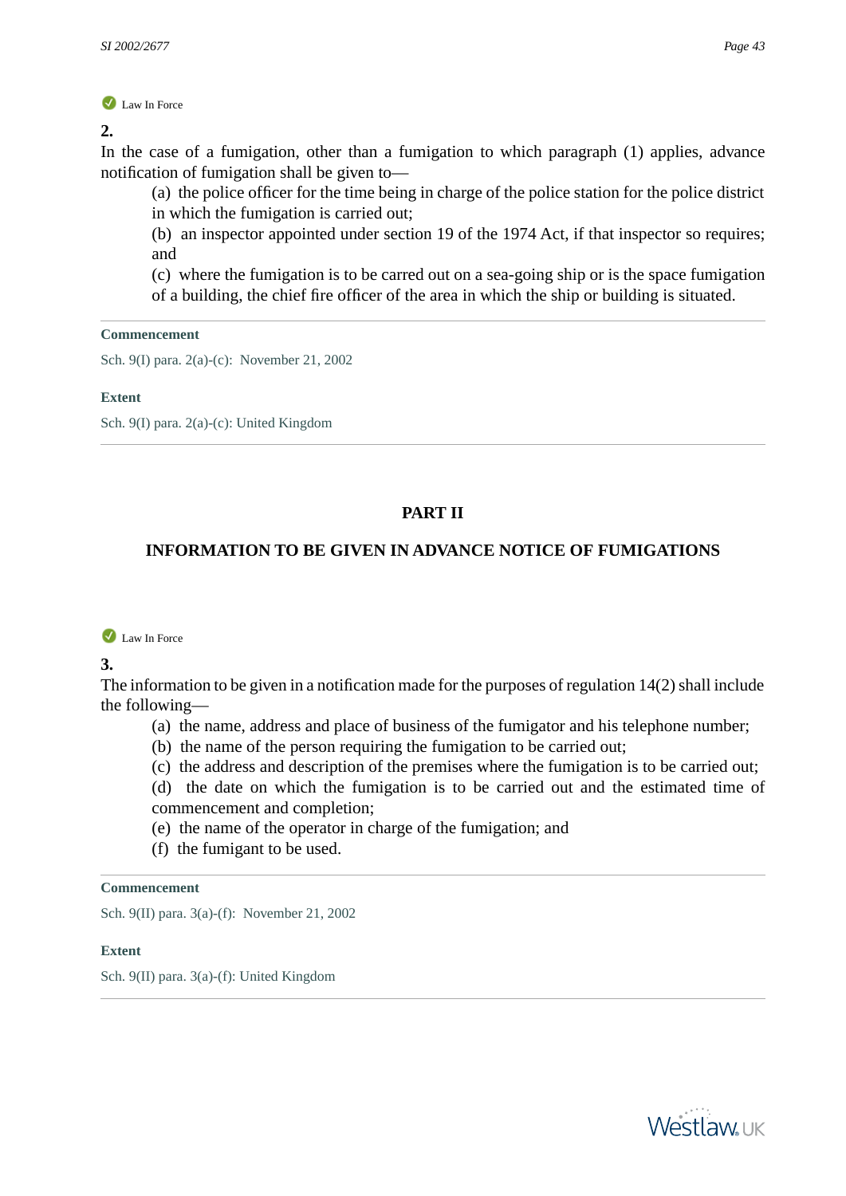Law In Force

**2.**

In the case of a fumigation, other than a fumigation to which paragraph (1) applies, advance notification of fumigation shall be given to—

(a) the police officer for the time being in charge of the police station for the police district in which the fumigation is carried out;

(b) an inspector appointed under section 19 of the 1974 Act, if that inspector so requires; and

(c) where the fumigation is to be carried out on a sea-going ship or is the space fumigation of a building, the chief fire officer of the area in which the ship or building is situated.

**Commencement**

Sch. 9(I) para. 2(a)-(c): November 21, 2002

**Extent**

Sch. 9(I) para. 2(a)-(c): United Kingdom

## PART II

## INFORMATION TO BE GIVEN IN ADVANCE NOTICE OF FUMIGATIONS

Law In Force

**3.**

The information to be given in a notification made for the purposes of regulation 14(2) shall include the following—

(a) the name, address and place of business of the fumigator and his telephone number;

(b) the name of the person requiring the fumigation to be carried out;

(c) the address and description of the premises where the fumigation is to be carried out;

(d) the date on which the fumigation is to be carried out and the estimated time of commencement and completion;

(e) the name of the operator in charge of the fumigation; and

(f) the fumigant to be used.

**Commencement**

Sch. 9(II) para. 3(a)-(f): November 21, 2002

**Extent**

Sch. 9(II) para. 3(a)-(f): United Kingdom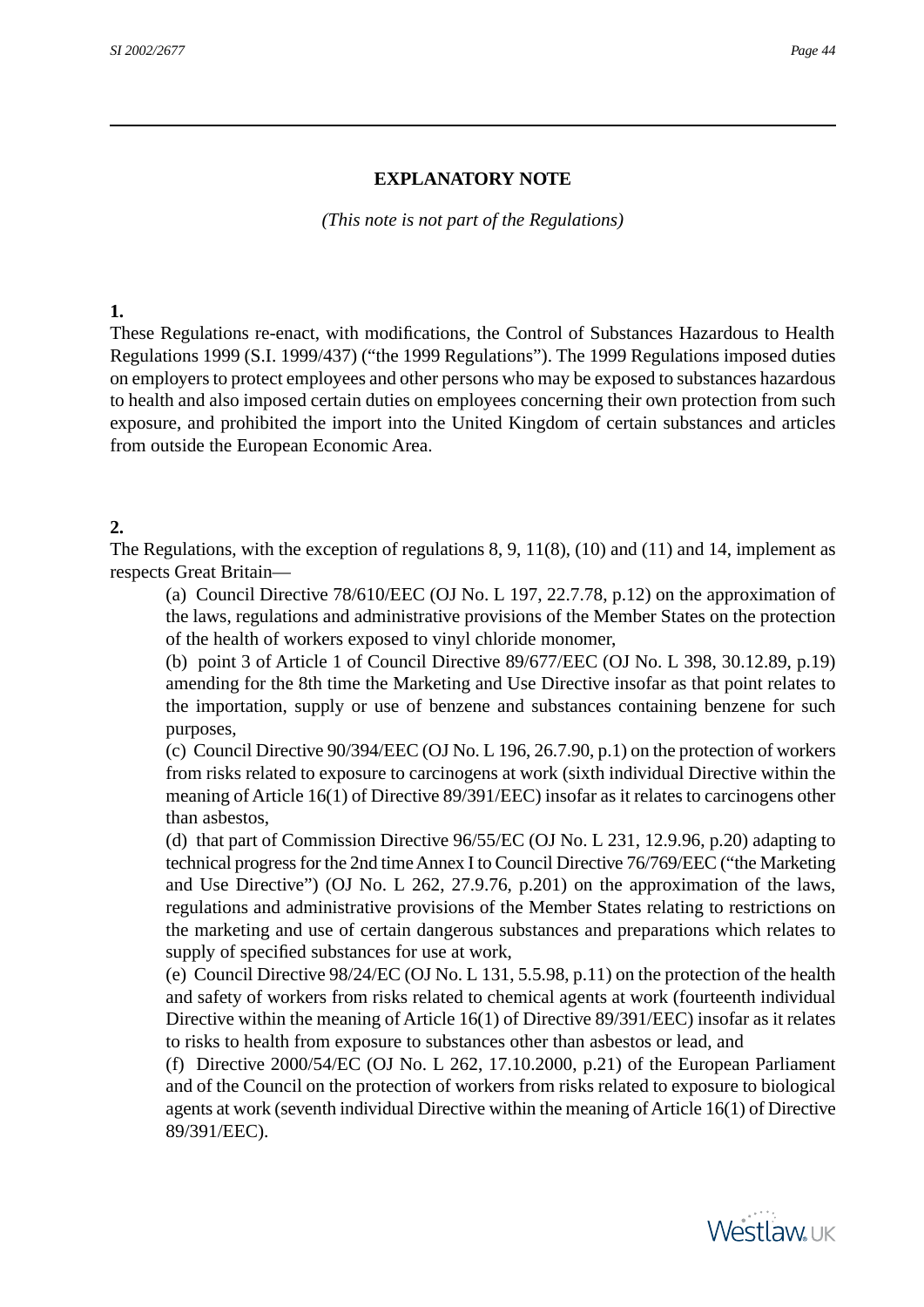## EXPLANATORY NOTE

*(This note is not part of the Regulations)*

**1.**

These Regulations re-enact, with modifications, the Control of Substances Hazardous to Health Regulations 1999 (S.I. 1999/437) ("the 1999 Regulations"). The 1999 Regulations imposed duties on employers to protect employees and other persons who may be exposed to substances hazardous to health and also imposed certain duties on employees concerning their own protection from such exposure, and prohibited the import into the United Kingdom of certain substances and articles from outside the European Economic Area.

**2.**

The Regulations, with the exception of regulations 8, 9, 11(8), (10) and (11) and 14, implement as respects Great Britain—

(a) Council Directive 78/610/EEC (OJ No. L 197, 22.7.78, p.12) on the approximation of the laws, regulations and administrative provisions of the Member States on the protection of the health of workers exposed to vinyl chloride monomer,

(b) point 3 of Article 1 of Council Directive 89/677/EEC (OJ No. L 398, 30.12.89, p.19) amending for the 8th time the Marketing and Use Directive insofar as that point relates to the importation, supply or use of benzene and substances containing benzene for such purposes,

(c) Council Directive 90/394/EEC (OJ No. L 196, 26.7.90, p.1) on the protection of workers from risks related to exposure to carcinogens at work (sixth individual Directive within the meaning of Article 16(1) of Directive 89/391/EEC) insofar as it relates to carcinogens other than asbestos,

(d) that part of Commission Directive 96/55/EC (OJ No. L 231, 12.9.96, p.20) adapting to technical progress for the 2nd time Annex I to Council Directive 76/769/EEC ("the Marketing and Use Directive") (OJ No. L 262, 27.9.76, p.201) on the approximation of the laws, regulations and administrative provisions of the Member States relating to restrictions on the marketing and use of certain dangerous substances and preparations which relates to supply of specified substances for use at work,

(e) Council Directive 98/24/EC (OJ No. L 131, 5.5.98, p.11) on the protection of the health and safety of workers from risks related to chemical agents at work (fourteenth individual Directive within the meaning of Article 16(1) of Directive 89/391/EEC) insofar as it relates to risks to health from exposure to substances other than asbestos or lead, and

(f) Directive 2000/54/EC (OJ No. L 262, 17.10.2000, p.21) of the European Parliament and of the Council on the protection of workers from risks related to exposure to biological agents at work (seventh individual Directive within the meaning of Article 16(1) of Directive 89/391/EEC).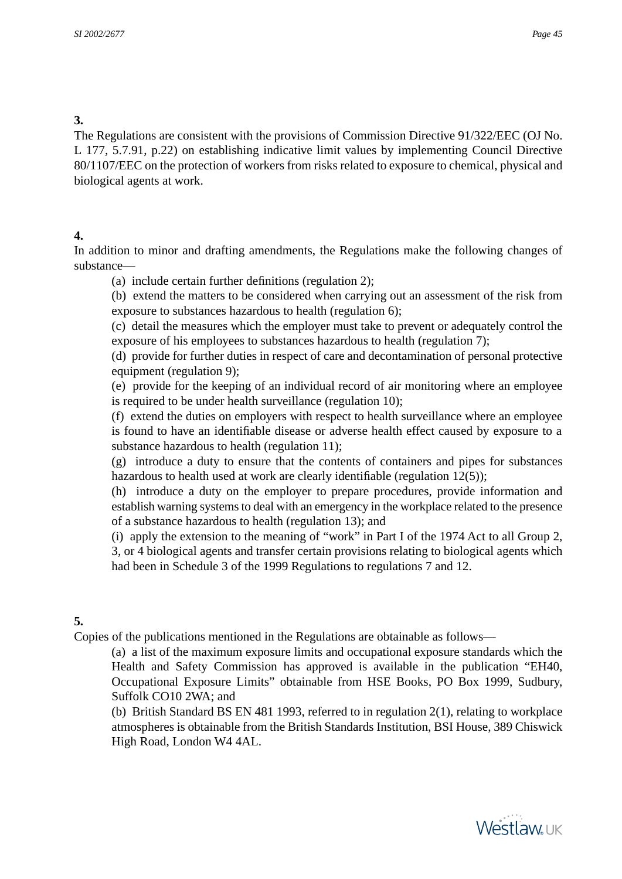**3.**

The Regulations are consistent with the provisions of Commission Directive 91/322/EEC (OJ No. L 177, 5.7.91, p.22) on establishing indicative limit values by implementing Council Directive 80/1107/EEC on the protection of workers from risks related to exposure to chemical, physical and biological agents at work.

**4.**

In addition to minor and drafting amendments, the Regulations make the following changes of substance—

(a) include certain further definitions (regulation 2);

(b) extend the matters to be considered when carrying out an assessment of the risk from exposure to substances hazardous to health (regulation 6);

(c) detail the measures which the employer must take to prevent or adequately control the exposure of his employees to substances hazardous to health (regulation 7);

(d) provide for further duties in respect of care and decontamination of personal protective equipment (regulation 9);

(e) provide for the keeping of an individual record of air monitoring where an employee is required to be under health surveillance (regulation 10);

(f) extend the duties on employers with respect to health surveillance where an employee is found to have an identifiable disease or adverse health effect caused by exposure to a substance hazardous to health (regulation 11);

(g) introduce a duty to ensure that the contents of containers and pipes for substances hazardous to health used at work are clearly identifiable (regulation 12(5));

(h) introduce a duty on the employer to prepare procedures, provide information and establish warning systems to deal with an emergency in the workplace related to the presence of a substance hazardous to health (regulation 13); and

(i) apply the extension to the meaning of “work” in Part I of the 1974 Act to all Group 2, 3, or 4 biological agents and transfer certain provisions relating to biological agents which had been in Schedule 3 of the 1999 Regulations to regulations 7 and 12.

**5.**

Copies of the publications mentioned in the Regulations are obtainable as follows—

(a) a list of the maximum exposure limits and occupational exposure standards which the Health and Safety Commission has approved is available in the publication “EH40, Occupational Exposure Limits” obtainable from HSE Books, PO Box 1999, Sudbury, Suffolk CO10 2WA; and

(b) British Standard BS EN 481 1993, referred to in regulation 2(1), relating to workplace atmospheres is obtainable from the British Standards Institution, BSI House, 389 Chiswick High Road, London W4 4AL.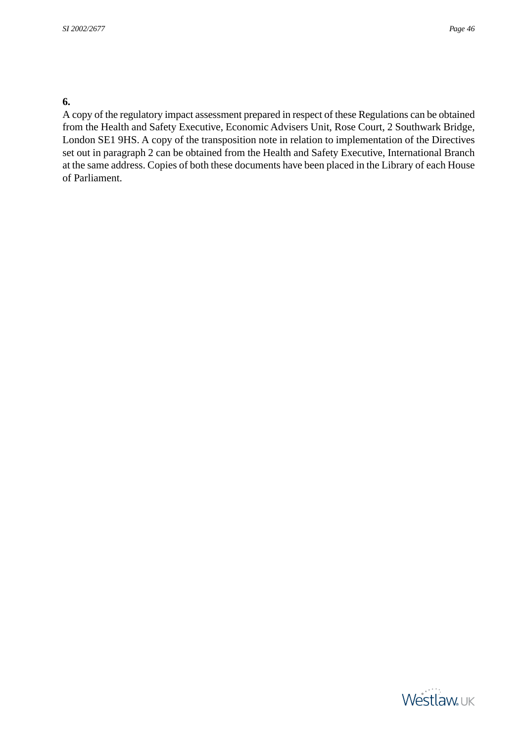**6.**

A copy of the regulatory impact assessment prepared in respect of these Regulations can be obtained from the Health and Safety Executive, Economic Advisers Unit, Rose Court, 2 Southwark Bridge, London SE1 9HS. A copy of the transposition note in relation to implementation of the Directives set out in paragraph 2 can be obtained from the Health and Safety Executive, International Branch at the same address. Copies of both these documents have been placed in the Library of each House of Parliament.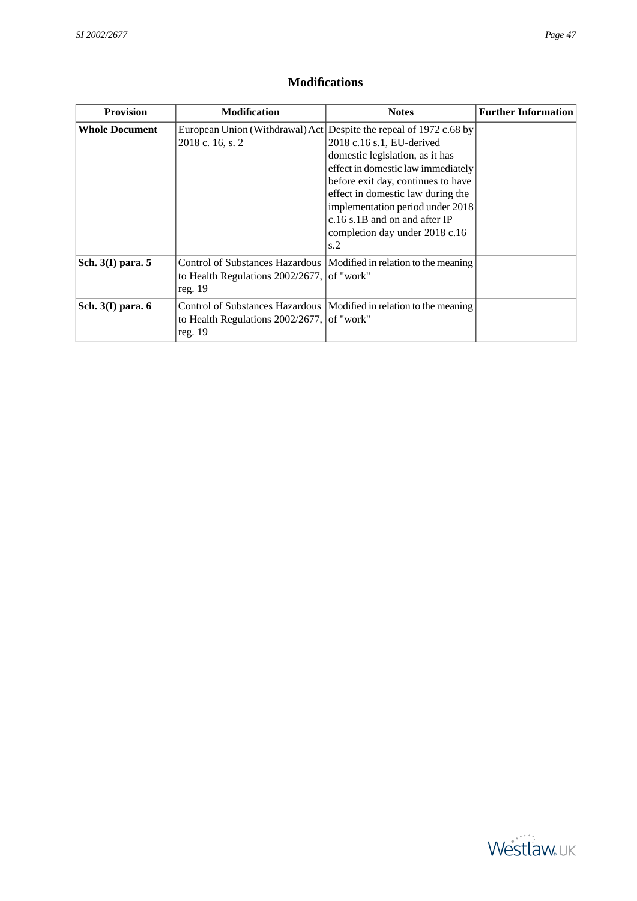## Modifications

| Provision | Modification | Notes | Further Information |
|---|---|---|---|
| **Whole Document** | European Union (Withdrawal) Act 2018 c. 16, s. 2 | Despite the repeal of 1972 c.68 by 2018 c.16 s.1, EU-derived domestic legislation, as it has effect in domestic law immediately before exit day, continues to have effect in domestic law during the implementation period under 2018 c.16 s.1B and on and after IP completion day under 2018 c.16 s.2 | |
| **Sch. 3(I) para. 5** | Control of Substances Hazardous to Health Regulations 2002/2677, reg. 19 | Modified in relation to the meaning of "work" | |
| **Sch. 3(I) para. 6** | Control of Substances Hazardous to Health Regulations 2002/2677, reg. 19 | Modified in relation to the meaning of "work" | |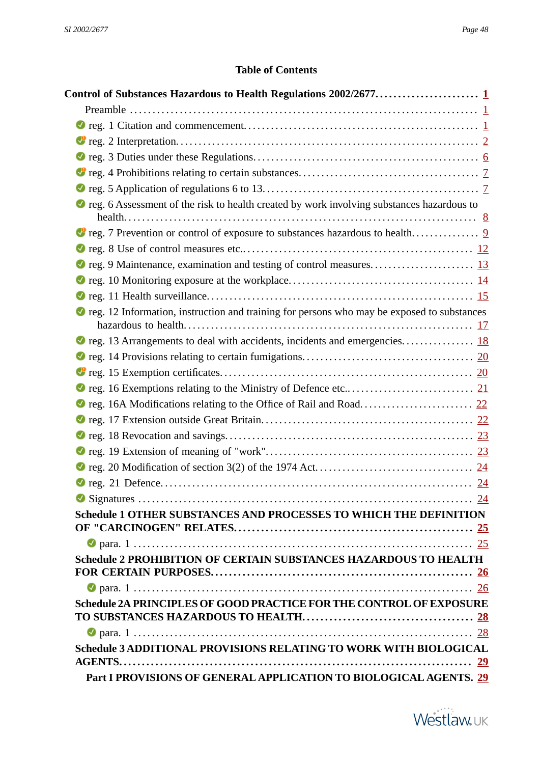## Table of Contents

**Control of Substances Hazardous to Health Regulations 2002/2677....................... 1**

- Preamble ........................................................................ 1
- reg. 1 Citation and commencement. ........................................... 1
- reg. 2 Interpretation. ........................................................... 2
- reg. 3 Duties under these Regulations. ...................................... 6
- reg. 4 Prohibitions relating to certain substances. ........................ 7
- reg. 5 Application of regulations 6 to 13. .................................. 7
- reg. 6 Assessment of the risk to health created by work involving substances hazardous to health. ........................................................................ 8
- reg. 7 Prevention or control of exposure to substances hazardous to health. .............. 9
- reg. 8 Use of control measures etc.. ........................................... 12
- reg. 9 Maintenance, examination and testing of control measures. ...................... 13
- reg. 10 Monitoring exposure at the workplace. ................................ 14
- reg. 11 Health surveillance. ...................................................... 15
- reg. 12 Information, instruction and training for persons who may be exposed to substances hazardous to health. ................................................................ 17
- reg. 13 Arrangements to deal with accidents, incidents and emergencies. ............... 18
- reg. 14 Provisions relating to certain fumigations. ............................ 20
- reg. 15 Exemption certificates. ................................................... 20
- reg. 16 Exemptions relating to the Ministry of Defence etc.. ........................... 21
- reg. 16A Modifications relating to the Office of Rail and Road. ........................ 22
- reg. 17 Extension outside Great Britain. ....................................... 22
- reg. 18 Revocation and savings. .................................................. 23
- reg. 19 Extension of meaning of "work". ........................................ 23
- reg. 20 Modification of section 3(2) of the 1974 Act. ............................ 24
- reg. 21 Defence. .................................................................... 24
- Signatures ........................................................................ 24

**Schedule 1 OTHER SUBSTANCES AND PROCESSES TO WHICH THE DEFINITION OF "CARCINOGEN" RELATES. ........................................................ 25**

- para. 1 ............................................................................ 25

**Schedule 2 PROHIBITION OF CERTAIN SUBSTANCES HAZARDOUS TO HEALTH FOR CERTAIN PURPOSES. ............................................................ 26**

- para. 1 ............................................................................ 26

**Schedule 2A PRINCIPLES OF GOOD PRACTICE FOR THE CONTROL OF EXPOSURE TO SUBSTANCES HAZARDOUS TO HEALTH. ....................................... 28**

- para. 1 ............................................................................ 28

**Schedule 3 ADDITIONAL PROVISIONS RELATING TO WORK WITH BIOLOGICAL AGENTS. ........................................................................... 29**

**Part I PROVISIONS OF GENERAL APPLICATION TO BIOLOGICAL AGENTS. 29**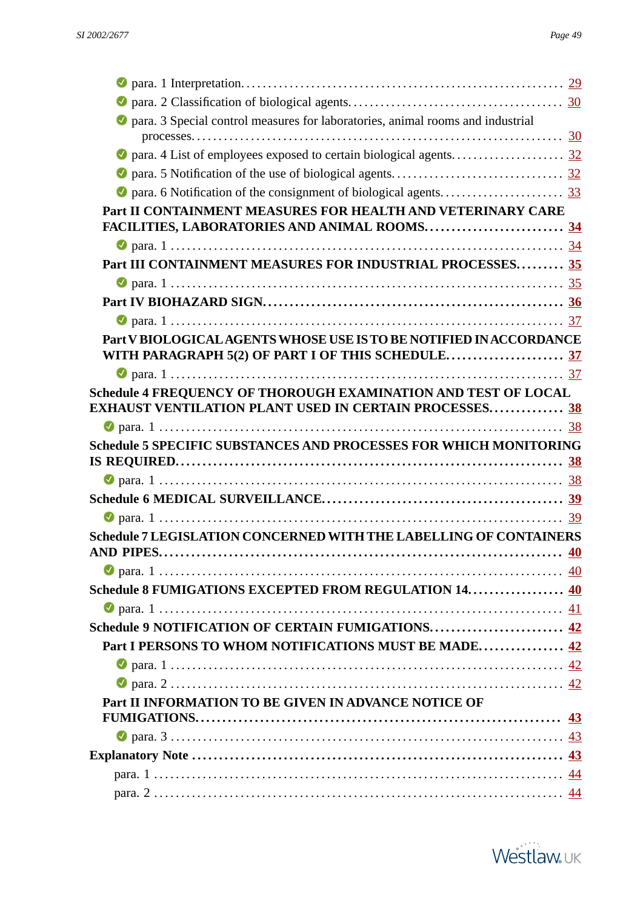- para. 1 Interpretation. 29
- para. 2 Classification of biological agents. 30
- para. 3 Special control measures for laboratories, animal rooms and industrial processes. 30
- para. 4 List of employees exposed to certain biological agents. 32
- para. 5 Notification of the use of biological agents. 32
- para. 6 Notification of the consignment of biological agents. 33

**Part II CONTAINMENT MEASURES FOR HEALTH AND VETERINARY CARE FACILITIES, LABORATORIES AND ANIMAL ROOMS. 34**

- para. 1 34

**Part III CONTAINMENT MEASURES FOR INDUSTRIAL PROCESSES. 35**

- para. 1 35

**Part IV BIOHAZARD SIGN. 36**

- para. 1 37

**Part V BIOLOGICAL AGENTS WHOSE USE IS TO BE NOTIFIED IN ACCORDANCE WITH PARAGRAPH 5(2) OF PART I OF THIS SCHEDULE. 37**

- para. 1 37

**Schedule 4 FREQUENCY OF THOROUGH EXAMINATION AND TEST OF LOCAL EXHAUST VENTILATION PLANT USED IN CERTAIN PROCESSES. 38**

- para. 1 38

**Schedule 5 SPECIFIC SUBSTANCES AND PROCESSES FOR WHICH MONITORING IS REQUIRED. 38**

- para. 1 38

**Schedule 6 MEDICAL SURVEILLANCE. 39**

- para. 1 39

**Schedule 7 LEGISLATION CONCERNED WITH THE LABELLING OF CONTAINERS AND PIPES. 40**

- para. 1 40

**Schedule 8 FUMIGATIONS EXCEPTED FROM REGULATION 14. 40**

- para. 1 41

**Schedule 9 NOTIFICATION OF CERTAIN FUMIGATIONS. 42**

**Part I PERSONS TO WHOM NOTIFICATIONS MUST BE MADE. 42**

- para. 1 42
- para. 2 42

**Part II INFORMATION TO BE GIVEN IN ADVANCE NOTICE OF FUMIGATIONS. 43**

- para. 3 43

**Explanatory Note 43**

- para. 1 44
- para. 2 44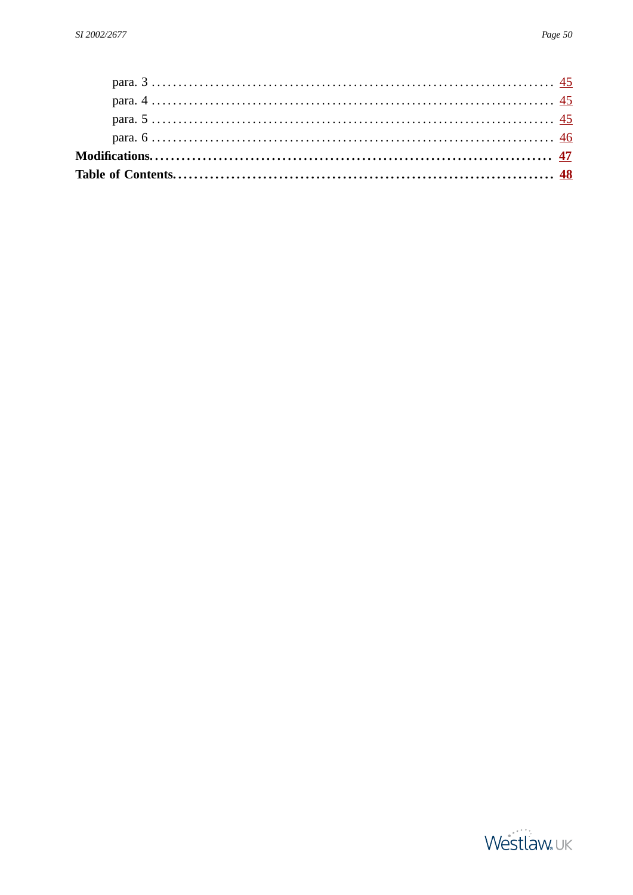para. 3 .......................................................................... 45

para. 4 .......................................................................... 45

para. 5 .......................................................................... 45

para. 6 .......................................................................... 46

**Modifications** .......................................................................... **47**

**Table of Contents** .......................................................................... **48**